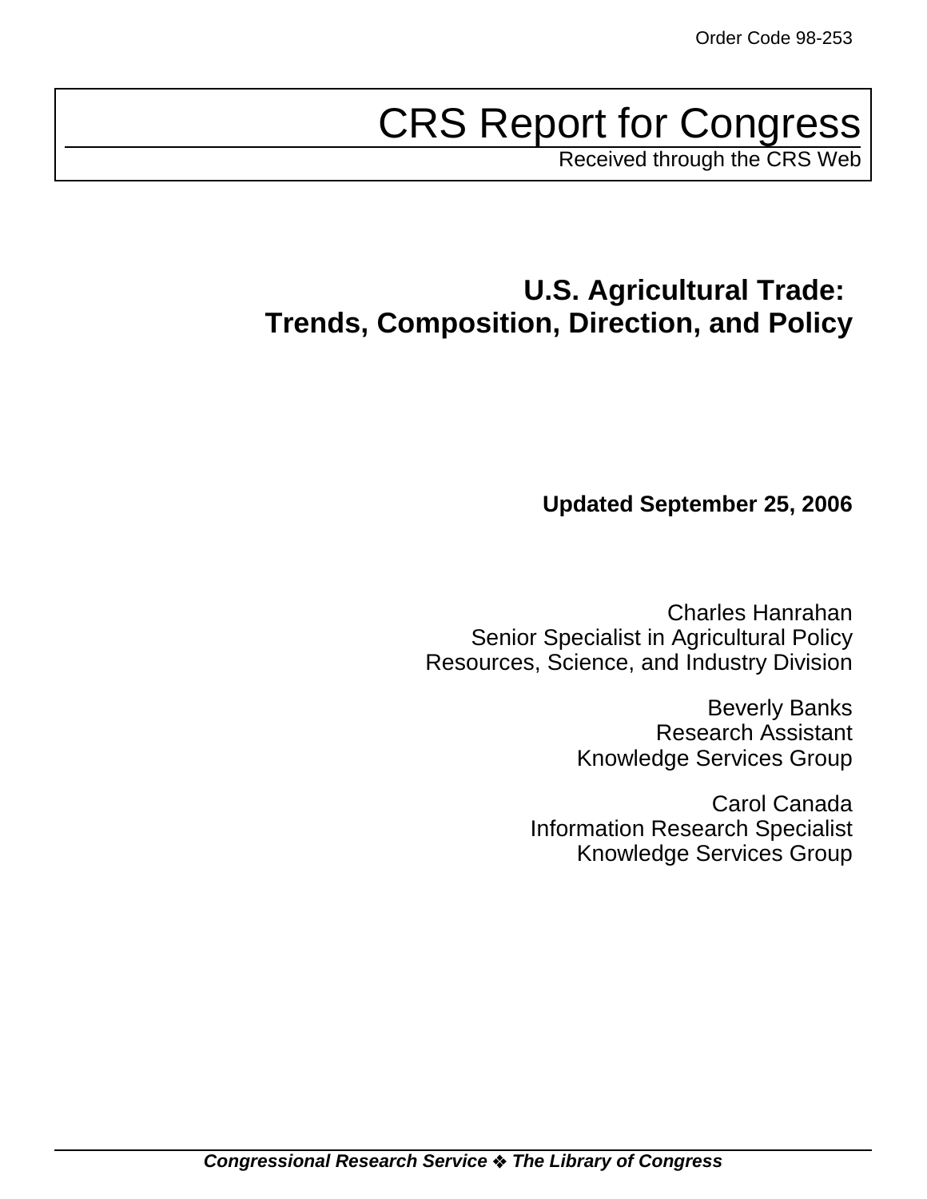Order Code 98-253

# CRS Report for Congress

Received through the CRS Web

## U.S. Agricultural Trade: Trends, Composition, Direction, and Policy

**Updated September 25, 2006**

Charles Hanrahan
Senior Specialist in Agricultural Policy
Resources, Science, and Industry Division

Beverly Banks
Research Assistant
Knowledge Services Group

Carol Canada
Information Research Specialist
Knowledge Services Group

***Congressional Research Service ❖ The Library of Congress***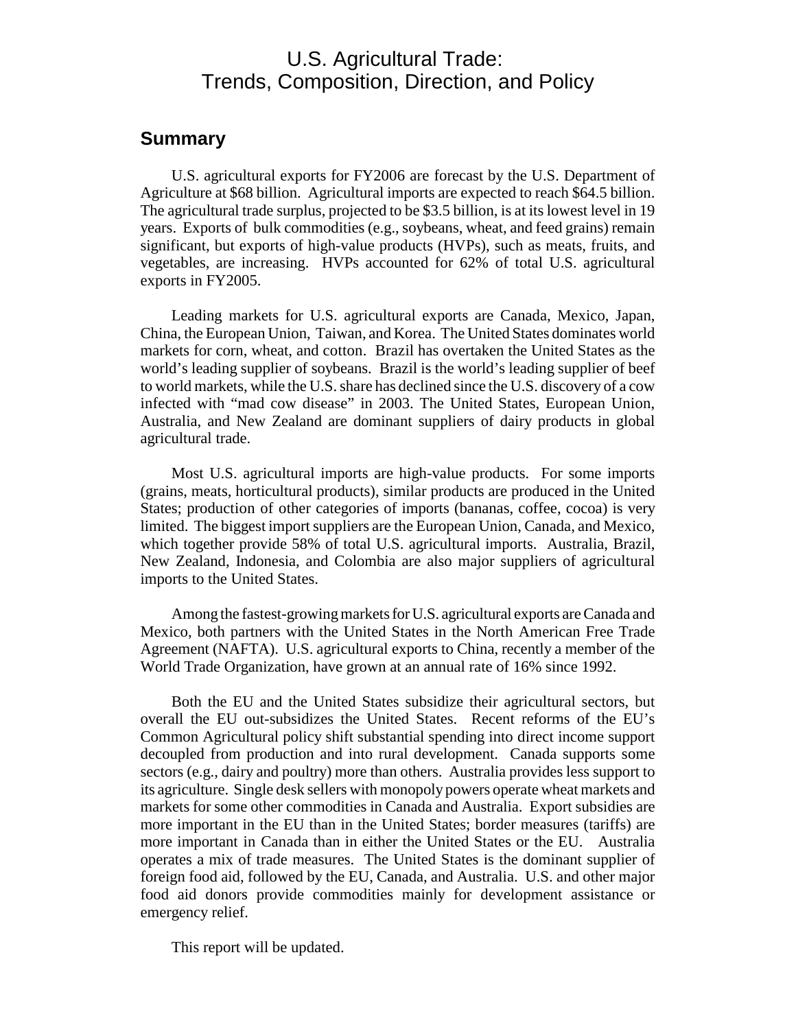# U.S. Agricultural Trade: Trends, Composition, Direction, and Policy

## Summary

U.S. agricultural exports for FY2006 are forecast by the U.S. Department of Agriculture at $68 billion. Agricultural imports are expected to reach $64.5 billion. The agricultural trade surplus, projected to be $3.5 billion, is at its lowest level in 19 years. Exports of bulk commodities (e.g., soybeans, wheat, and feed grains) remain significant, but exports of high-value products (HVPs), such as meats, fruits, and vegetables, are increasing. HVPs accounted for 62% of total U.S. agricultural exports in FY2005.

Leading markets for U.S. agricultural exports are Canada, Mexico, Japan, China, the European Union, Taiwan, and Korea. The United States dominates world markets for corn, wheat, and cotton. Brazil has overtaken the United States as the world's leading supplier of soybeans. Brazil is the world's leading supplier of beef to world markets, while the U.S. share has declined since the U.S. discovery of a cow infected with "mad cow disease" in 2003. The United States, European Union, Australia, and New Zealand are dominant suppliers of dairy products in global agricultural trade.

Most U.S. agricultural imports are high-value products. For some imports (grains, meats, horticultural products), similar products are produced in the United States; production of other categories of imports (bananas, coffee, cocoa) is very limited. The biggest import suppliers are the European Union, Canada, and Mexico, which together provide 58% of total U.S. agricultural imports. Australia, Brazil, New Zealand, Indonesia, and Colombia are also major suppliers of agricultural imports to the United States.

Among the fastest-growing markets for U.S. agricultural exports are Canada and Mexico, both partners with the United States in the North American Free Trade Agreement (NAFTA). U.S. agricultural exports to China, recently a member of the World Trade Organization, have grown at an annual rate of 16% since 1992.

Both the EU and the United States subsidize their agricultural sectors, but overall the EU out-subsidizes the United States. Recent reforms of the EU's Common Agricultural policy shift substantial spending into direct income support decoupled from production and into rural development. Canada supports some sectors (e.g., dairy and poultry) more than others. Australia provides less support to its agriculture. Single desk sellers with monopoly powers operate wheat markets and markets for some other commodities in Canada and Australia. Export subsidies are more important in the EU than in the United States; border measures (tariffs) are more important in Canada than in either the United States or the EU. Australia operates a mix of trade measures. The United States is the dominant supplier of foreign food aid, followed by the EU, Canada, and Australia. U.S. and other major food aid donors provide commodities mainly for development assistance or emergency relief.

This report will be updated.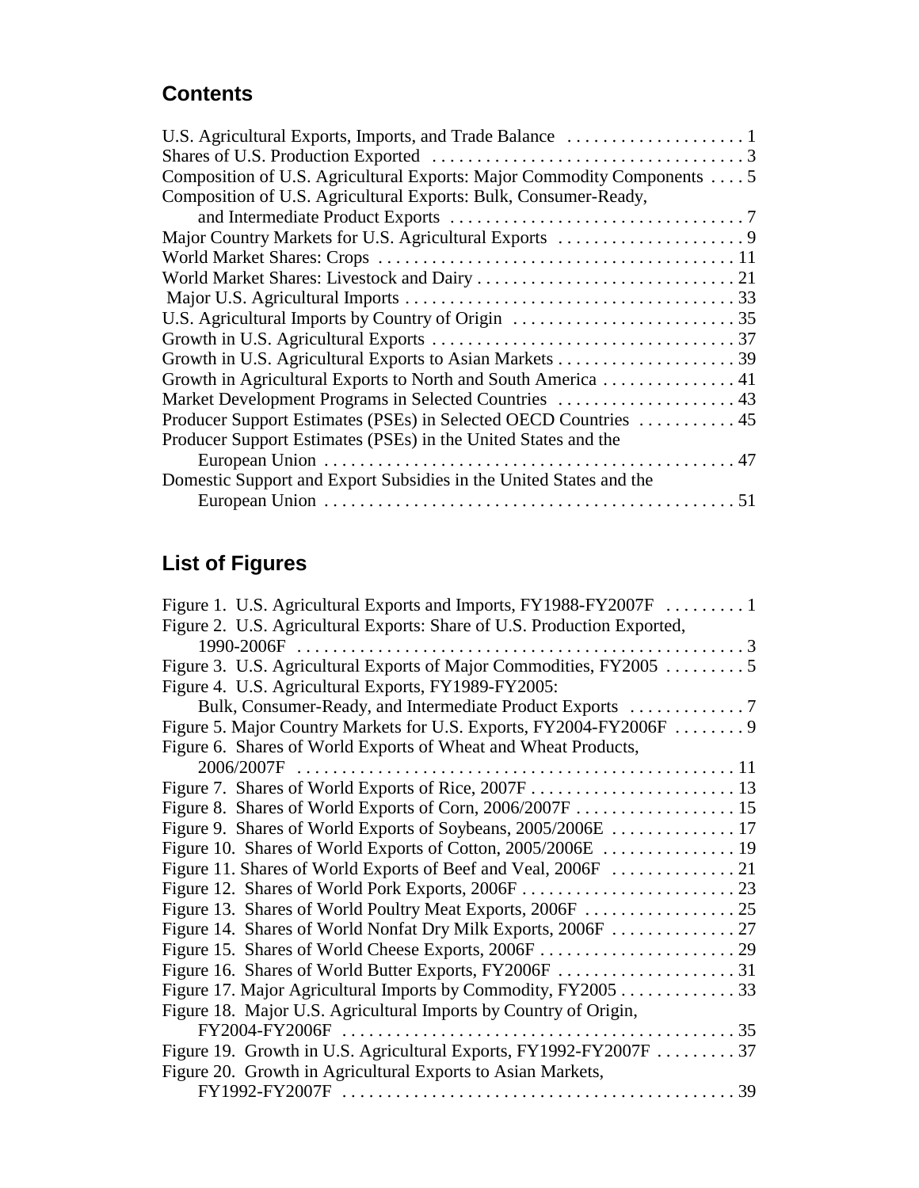## Contents

U.S. Agricultural Exports, Imports, and Trade Balance . . . . . . . . . . . . . . . . . . . . 1
Shares of U.S. Production Exported . . . . . . . . . . . . . . . . . . . . . . . . . . . . . . . . . . . 3
Composition of U.S. Agricultural Exports: Major Commodity Components . . . . 5
Composition of U.S. Agricultural Exports: Bulk, Consumer-Ready, and Intermediate Product Exports . . . . . . . . . . . . . . . . . . . . . . . . . . . . . . . . . 7
Major Country Markets for U.S. Agricultural Exports . . . . . . . . . . . . . . . . . . . . . 9
World Market Shares: Crops . . . . . . . . . . . . . . . . . . . . . . . . . . . . . . . . . . . . . . . 11
World Market Shares: Livestock and Dairy . . . . . . . . . . . . . . . . . . . . . . . . . . . . 21
Major U.S. Agricultural Imports . . . . . . . . . . . . . . . . . . . . . . . . . . . . . . . . . . . . . 33
U.S. Agricultural Imports by Country of Origin . . . . . . . . . . . . . . . . . . . . . . . . . 35
Growth in U.S. Agricultural Exports . . . . . . . . . . . . . . . . . . . . . . . . . . . . . . . . . . 37
Growth in U.S. Agricultural Exports to Asian Markets . . . . . . . . . . . . . . . . . . . . 39
Growth in Agricultural Exports to North and South America . . . . . . . . . . . . . . . 41
Market Development Programs in Selected Countries . . . . . . . . . . . . . . . . . . . . 43
Producer Support Estimates (PSEs) in Selected OECD Countries . . . . . . . . . . . 45
Producer Support Estimates (PSEs) in the United States and the European Union . . . . . . . . . . . . . . . . . . . . . . . . . . . . . . . . . . . . . . . . . . . . . . 47
Domestic Support and Export Subsidies in the United States and the European Union . . . . . . . . . . . . . . . . . . . . . . . . . . . . . . . . . . . . . . . . . . . . . . 51

## List of Figures

Figure 1. U.S. Agricultural Exports and Imports, FY1988-FY2007F . . . . . . . . . 1
Figure 2. U.S. Agricultural Exports: Share of U.S. Production Exported, 1990-2006F . . . . . . . . . . . . . . . . . . . . . . . . . . . . . . . . . . . . . . . . . . . . . . . . . . 3
Figure 3. U.S. Agricultural Exports of Major Commodities, FY2005 . . . . . . . . . 5
Figure 4. U.S. Agricultural Exports, FY1989-FY2005: Bulk, Consumer-Ready, and Intermediate Product Exports . . . . . . . . . . . . . 7
Figure 5. Major Country Markets for U.S. Exports, FY2004-FY2006F . . . . . . . . 9
Figure 6. Shares of World Exports of Wheat and Wheat Products, 2006/2007F . . . . . . . . . . . . . . . . . . . . . . . . . . . . . . . . . . . . . . . . . . . . . . . . 11
Figure 7. Shares of World Exports of Rice, 2007F . . . . . . . . . . . . . . . . . . . . . . . 13
Figure 8. Shares of World Exports of Corn, 2006/2007F . . . . . . . . . . . . . . . . . . 15
Figure 9. Shares of World Exports of Soybeans, 2005/2006E . . . . . . . . . . . . . . 17
Figure 10. Shares of World Exports of Cotton, 2005/2006E . . . . . . . . . . . . . . . 19
Figure 11. Shares of World Exports of Beef and Veal, 2006F . . . . . . . . . . . . . . 21
Figure 12. Shares of World Pork Exports, 2006F . . . . . . . . . . . . . . . . . . . . . . . . 23
Figure 13. Shares of World Poultry Meat Exports, 2006F . . . . . . . . . . . . . . . . . 25
Figure 14. Shares of World Nonfat Dry Milk Exports, 2006F . . . . . . . . . . . . . . 27
Figure 15. Shares of World Cheese Exports, 2006F . . . . . . . . . . . . . . . . . . . . . . 29
Figure 16. Shares of World Butter Exports, FY2006F . . . . . . . . . . . . . . . . . . . . 31
Figure 17. Major Agricultural Imports by Commodity, FY2005 . . . . . . . . . . . . . 33
Figure 18. Major U.S. Agricultural Imports by Country of Origin, FY2004-FY2006F . . . . . . . . . . . . . . . . . . . . . . . . . . . . . . . . . . . . . . . . . . . . 35
Figure 19. Growth in U.S. Agricultural Exports, FY1992-FY2007F . . . . . . . . . 37
Figure 20. Growth in Agricultural Exports to Asian Markets, FY1992-FY2007F . . . . . . . . . . . . . . . . . . . . . . . . . . . . . . . . . . . . . . . . . . . . 39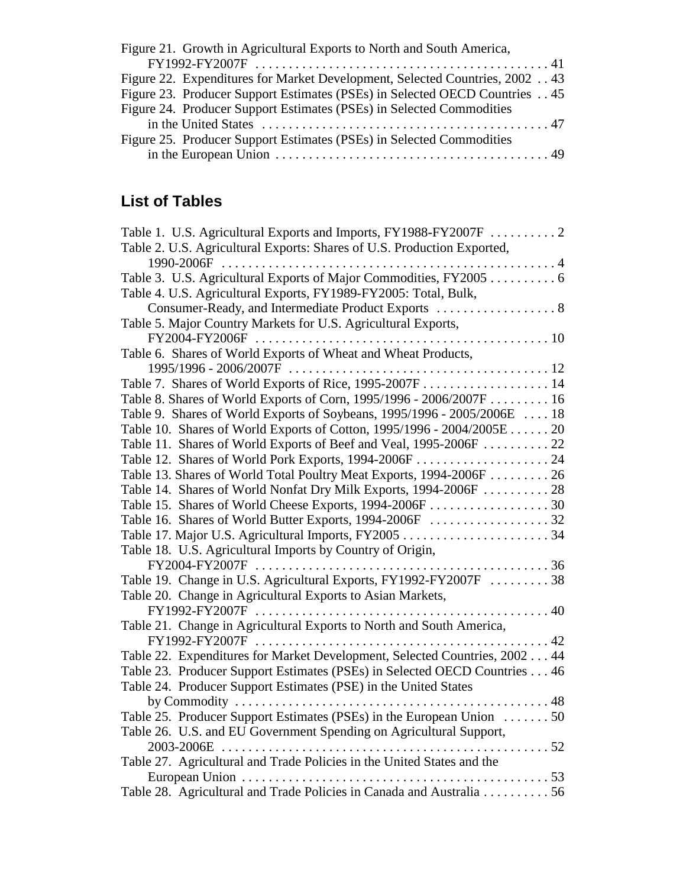Figure 21. Growth in Agricultural Exports to North and South America, FY1992-FY2007F . . . . . . . . . . . . . . . . . . . . . . . . . . . . . . . . . . . . . . . . . . 41
Figure 22. Expenditures for Market Development, Selected Countries, 2002 . . 43
Figure 23. Producer Support Estimates (PSEs) in Selected OECD Countries . . 45
Figure 24. Producer Support Estimates (PSEs) in Selected Commodities in the United States . . . . . . . . . . . . . . . . . . . . . . . . . . . . . . . . . . . . . . . . . . 47
Figure 25. Producer Support Estimates (PSEs) in Selected Commodities in the European Union . . . . . . . . . . . . . . . . . . . . . . . . . . . . . . . . . . . . . . . . 49

## List of Tables

Table 1. U.S. Agricultural Exports and Imports, FY1988-FY2007F . . . . . . . . . . 2
Table 2. U.S. Agricultural Exports: Shares of U.S. Production Exported, 1990-2006F . . . . . . . . . . . . . . . . . . . . . . . . . . . . . . . . . . . . . . . . . . . . . . . . . 4
Table 3. U.S. Agricultural Exports of Major Commodities, FY2005 . . . . . . . . . . 6
Table 4. U.S. Agricultural Exports, FY1989-FY2005: Total, Bulk, Consumer-Ready, and Intermediate Product Exports . . . . . . . . . . . . . . . . . . 8
Table 5. Major Country Markets for U.S. Agricultural Exports, FY2004-FY2006F . . . . . . . . . . . . . . . . . . . . . . . . . . . . . . . . . . . . . . . . . . 10
Table 6. Shares of World Exports of Wheat and Wheat Products, 1995/1996 - 2006/2007F . . . . . . . . . . . . . . . . . . . . . . . . . . . . . . . . . . . . . . 12
Table 7. Shares of World Exports of Rice, 1995-2007F . . . . . . . . . . . . . . . . . . . 14
Table 8. Shares of World Exports of Corn, 1995/1996 - 2006/2007F . . . . . . . . . 16
Table 9. Shares of World Exports of Soybeans, 1995/1996 - 2005/2006E . . . . 18
Table 10. Shares of World Exports of Cotton, 1995/1996 - 2004/2005E . . . . . . 20
Table 11. Shares of World Exports of Beef and Veal, 1995-2006F . . . . . . . . . . 22
Table 12. Shares of World Pork Exports, 1994-2006F . . . . . . . . . . . . . . . . . . . . 24
Table 13. Shares of World Total Poultry Meat Exports, 1994-2006F . . . . . . . . . 26
Table 14. Shares of World Nonfat Dry Milk Exports, 1994-2006F . . . . . . . . . . 28
Table 15. Shares of World Cheese Exports, 1994-2006F . . . . . . . . . . . . . . . . . . 30
Table 16. Shares of World Butter Exports, 1994-2006F . . . . . . . . . . . . . . . . . . 32
Table 17. Major U.S. Agricultural Imports, FY2005 . . . . . . . . . . . . . . . . . . . . . . 34
Table 18. U.S. Agricultural Imports by Country of Origin, FY2004-FY2007F . . . . . . . . . . . . . . . . . . . . . . . . . . . . . . . . . . . . . . . . . . 36
Table 19. Change in U.S. Agricultural Exports, FY1992-FY2007F . . . . . . . . . 38
Table 20. Change in Agricultural Exports to Asian Markets, FY1992-FY2007F . . . . . . . . . . . . . . . . . . . . . . . . . . . . . . . . . . . . . . . . . . 40
Table 21. Change in Agricultural Exports to North and South America, FY1992-FY2007F . . . . . . . . . . . . . . . . . . . . . . . . . . . . . . . . . . . . . . . . . . 42
Table 22. Expenditures for Market Development, Selected Countries, 2002 . . . 44
Table 23. Producer Support Estimates (PSEs) in Selected OECD Countries . . . 46
Table 24. Producer Support Estimates (PSE) in the United States by Commodity . . . . . . . . . . . . . . . . . . . . . . . . . . . . . . . . . . . . . . . . . . . . . . 48
Table 25. Producer Support Estimates (PSEs) in the European Union . . . . . . . 50
Table 26. U.S. and EU Government Spending on Agricultural Support, 2003-2006E . . . . . . . . . . . . . . . . . . . . . . . . . . . . . . . . . . . . . . . . . . . . . . . . . 52
Table 27. Agricultural and Trade Policies in the United States and the European Union . . . . . . . . . . . . . . . . . . . . . . . . . . . . . . . . . . . . . . . . . . . . . 53
Table 28. Agricultural and Trade Policies in Canada and Australia . . . . . . . . . . 56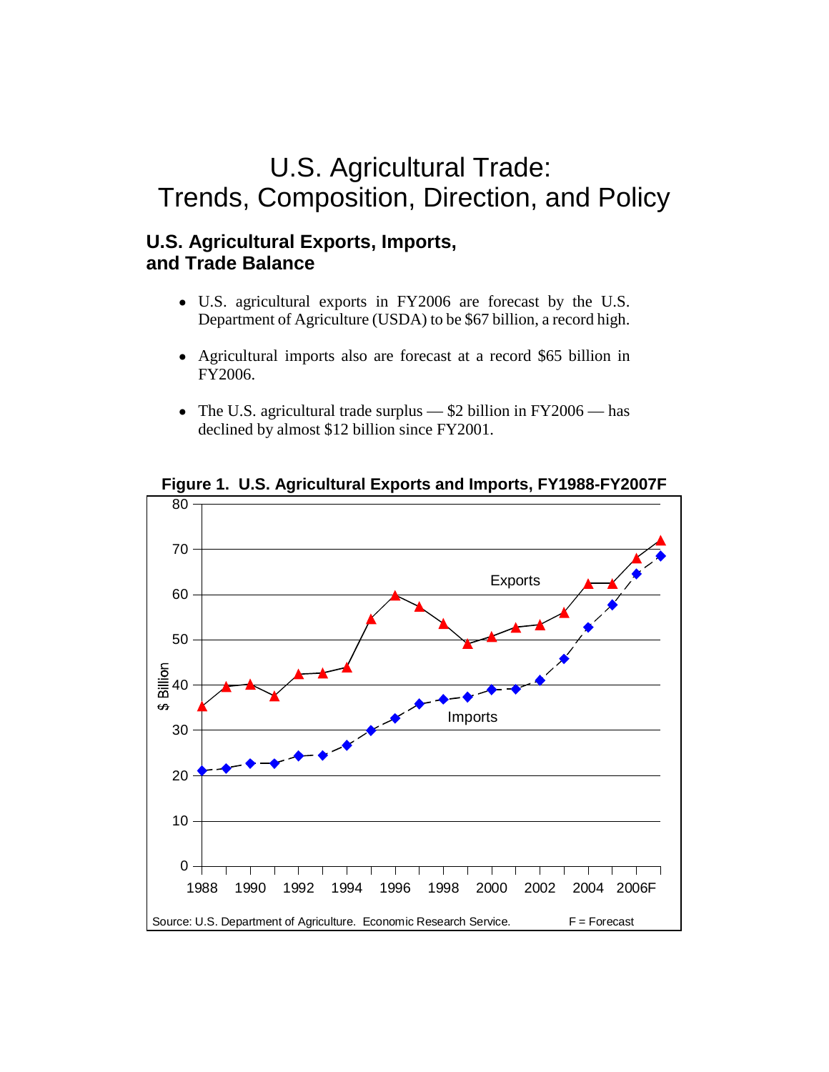# U.S. Agricultural Trade: Trends, Composition, Direction, and Policy

## U.S. Agricultural Exports, Imports, and Trade Balance

- U.S. agricultural exports in FY2006 are forecast by the U.S. Department of Agriculture (USDA) to be $67 billion, a record high.
- Agricultural imports also are forecast at a record $65 billion in FY2006.
- The U.S. agricultural trade surplus — $2 billion in FY2006 — has declined by almost $12 billion since FY2001.

**Figure 1. U.S. Agricultural Exports and Imports, FY1988-FY2007F**

Source: U.S. Department of Agriculture. Economic Research Service. F = Forecast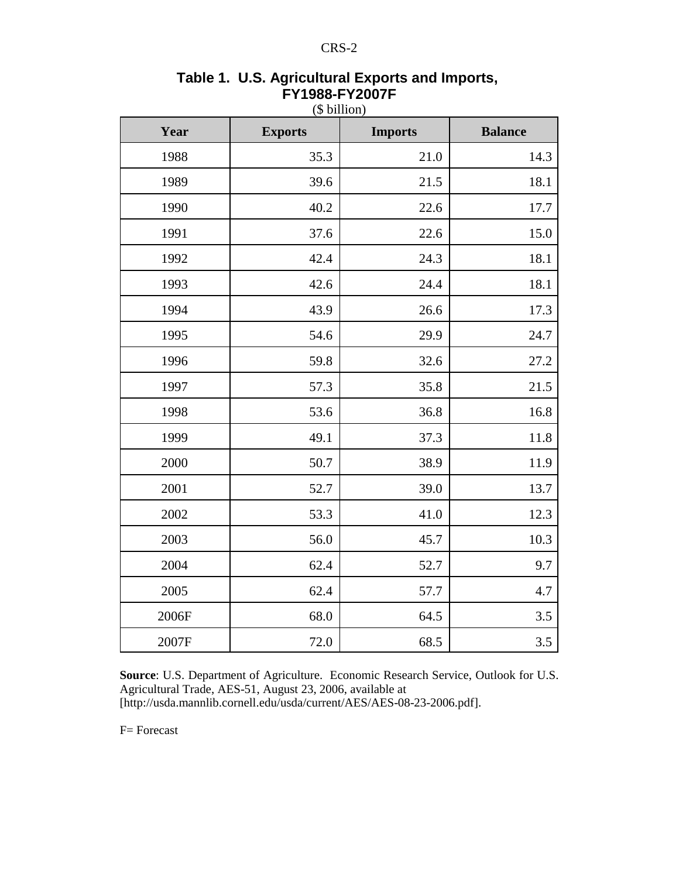**Table 1. U.S. Agricultural Exports and Imports, FY1988-FY2007F**

($ billion)

| Year | Exports | Imports | Balance |
|---|---|---|---|
| 1988 | 35.3 | 21.0 | 14.3 |
| 1989 | 39.6 | 21.5 | 18.1 |
| 1990 | 40.2 | 22.6 | 17.7 |
| 1991 | 37.6 | 22.6 | 15.0 |
| 1992 | 42.4 | 24.3 | 18.1 |
| 1993 | 42.6 | 24.4 | 18.1 |
| 1994 | 43.9 | 26.6 | 17.3 |
| 1995 | 54.6 | 29.9 | 24.7 |
| 1996 | 59.8 | 32.6 | 27.2 |
| 1997 | 57.3 | 35.8 | 21.5 |
| 1998 | 53.6 | 36.8 | 16.8 |
| 1999 | 49.1 | 37.3 | 11.8 |
| 2000 | 50.7 | 38.9 | 11.9 |
| 2001 | 52.7 | 39.0 | 13.7 |
| 2002 | 53.3 | 41.0 | 12.3 |
| 2003 | 56.0 | 45.7 | 10.3 |
| 2004 | 62.4 | 52.7 | 9.7 |
| 2005 | 62.4 | 57.7 | 4.7 |
| 2006F | 68.0 | 64.5 | 3.5 |
| 2007F | 72.0 | 68.5 | 3.5 |

**Source**: U.S. Department of Agriculture. Economic Research Service, Outlook for U.S. Agricultural Trade, AES-51, August 23, 2006, available at [http://usda.mannlib.cornell.edu/usda/current/AES/AES-08-23-2006.pdf].

F= Forecast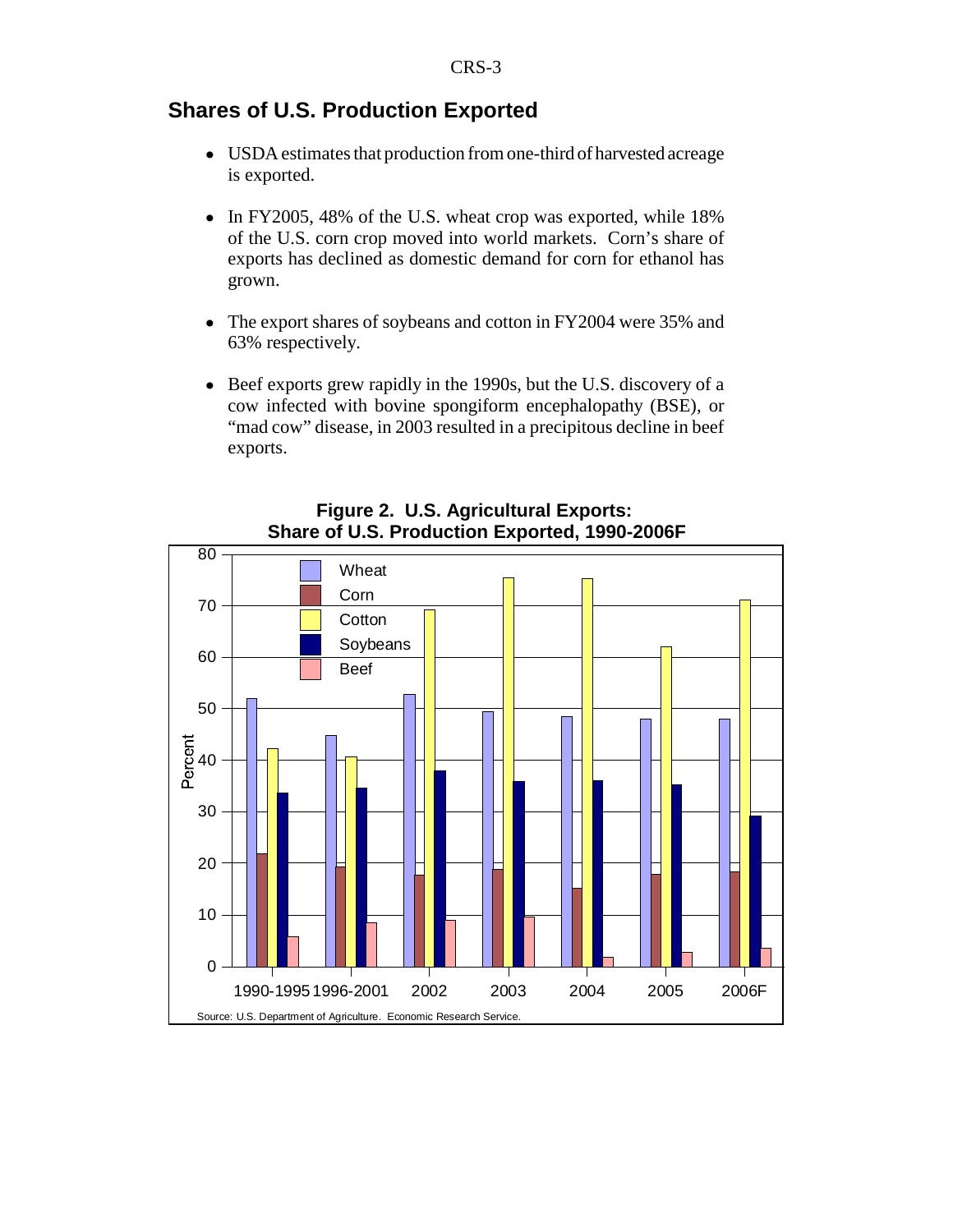## Shares of U.S. Production Exported

- USDA estimates that production from one-third of harvested acreage is exported.
- In FY2005, 48% of the U.S. wheat crop was exported, while 18% of the U.S. corn crop moved into world markets. Corn's share of exports has declined as domestic demand for corn for ethanol has grown.
- The export shares of soybeans and cotton in FY2004 were 35% and 63% respectively.
- Beef exports grew rapidly in the 1990s, but the U.S. discovery of a cow infected with bovine spongiform encephalopathy (BSE), or "mad cow" disease, in 2003 resulted in a precipitous decline in beef exports.

**Figure 2. U.S. Agricultural Exports: Share of U.S. Production Exported, 1990-2006F**

Source: U.S. Department of Agriculture. Economic Research Service.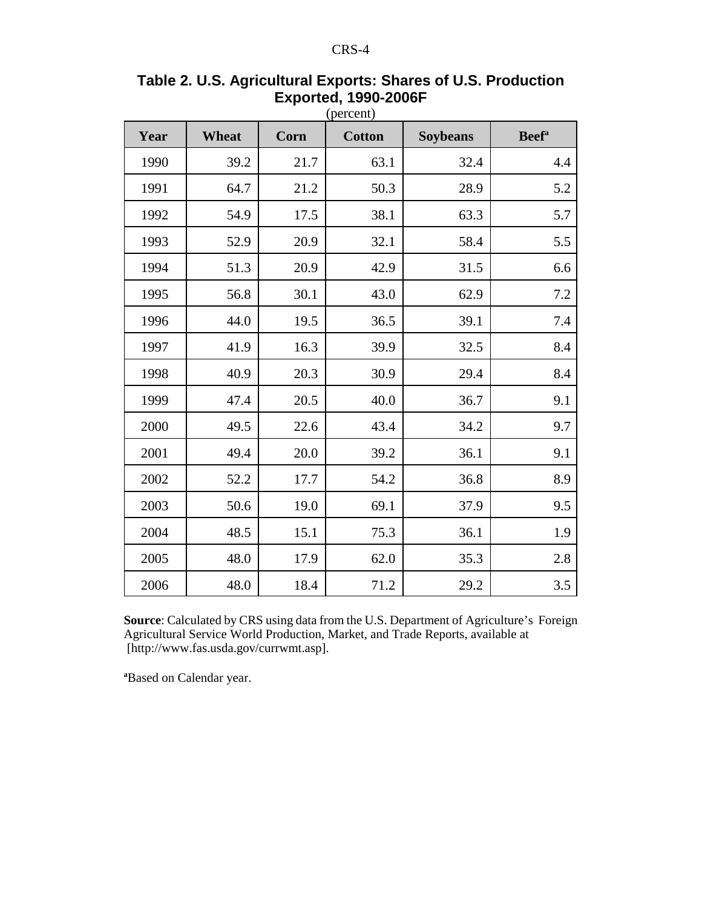**Table 2. U.S. Agricultural Exports: Shares of U.S. Production Exported, 1990-2006F**

(percent)

| Year | Wheat | Corn | Cotton | Soybeans | Beef[a] |
|---|---|---|---|---|---|
| 1990 | 39.2 | 21.7 | 63.1 | 32.4 | 4.4 |
| 1991 | 64.7 | 21.2 | 50.3 | 28.9 | 5.2 |
| 1992 | 54.9 | 17.5 | 38.1 | 63.3 | 5.7 |
| 1993 | 52.9 | 20.9 | 32.1 | 58.4 | 5.5 |
| 1994 | 51.3 | 20.9 | 42.9 | 31.5 | 6.6 |
| 1995 | 56.8 | 30.1 | 43.0 | 62.9 | 7.2 |
| 1996 | 44.0 | 19.5 | 36.5 | 39.1 | 7.4 |
| 1997 | 41.9 | 16.3 | 39.9 | 32.5 | 8.4 |
| 1998 | 40.9 | 20.3 | 30.9 | 29.4 | 8.4 |
| 1999 | 47.4 | 20.5 | 40.0 | 36.7 | 9.1 |
| 2000 | 49.5 | 22.6 | 43.4 | 34.2 | 9.7 |
| 2001 | 49.4 | 20.0 | 39.2 | 36.1 | 9.1 |
| 2002 | 52.2 | 17.7 | 54.2 | 36.8 | 8.9 |
| 2003 | 50.6 | 19.0 | 69.1 | 37.9 | 9.5 |
| 2004 | 48.5 | 15.1 | 75.3 | 36.1 | 1.9 |
| 2005 | 48.0 | 17.9 | 62.0 | 35.3 | 2.8 |
| 2006 | 48.0 | 18.4 | 71.2 | 29.2 | 3.5 |

**Source**: Calculated by CRS using data from the U.S. Department of Agriculture's Foreign Agricultural Service World Production, Market, and Trade Reports, available at [http://www.fas.usda.gov/currwmt.asp].

[a]Based on Calendar year.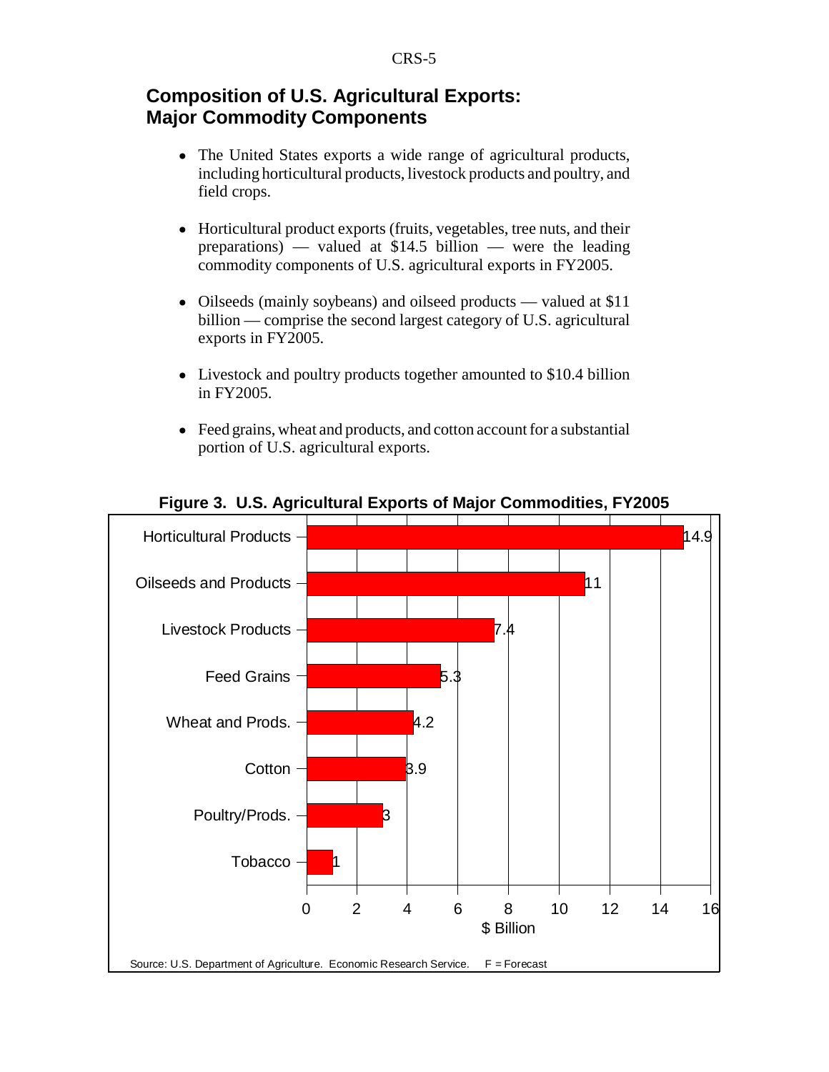## Composition of U.S. Agricultural Exports: Major Commodity Components

- The United States exports a wide range of agricultural products, including horticultural products, livestock products and poultry, and field crops.
- Horticultural product exports (fruits, vegetables, tree nuts, and their preparations) — valued at $14.5 billion — were the leading commodity components of U.S. agricultural exports in FY2005.
- Oilseeds (mainly soybeans) and oilseed products — valued at $11 billion — comprise the second largest category of U.S. agricultural exports in FY2005.
- Livestock and poultry products together amounted to $10.4 billion in FY2005.
- Feed grains, wheat and products, and cotton account for a substantial portion of U.S. agricultural exports.

**Figure 3. U.S. Agricultural Exports of Major Commodities, FY2005**

| Commodity | $ Billion |
|---|---|
| Horticultural Products | 14.9 |
| Oilseeds and Products | 11 |
| Livestock Products | 7.4 |
| Feed Grains | 5.3 |
| Wheat and Prods. | 4.2 |
| Cotton | 3.9 |
| Poultry/Prods. | 3 |
| Tobacco | 1 |

Source: U.S. Department of Agriculture. Economic Research Service. F = Forecast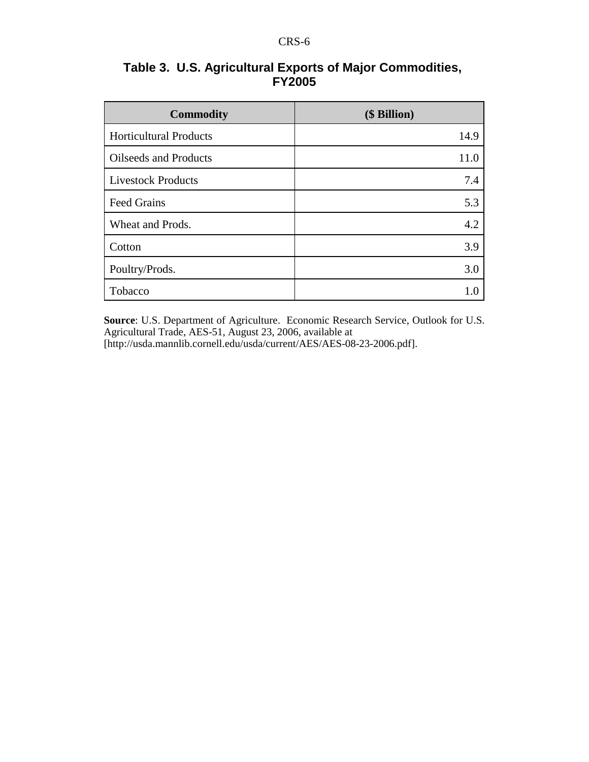**Table 3. U.S. Agricultural Exports of Major Commodities, FY2005**

| Commodity | ($ Billion) |
| --- | ---: |
| Horticultural Products | 14.9 |
| Oilseeds and Products | 11.0 |
| Livestock Products | 7.4 |
| Feed Grains | 5.3 |
| Wheat and Prods. | 4.2 |
| Cotton | 3.9 |
| Poultry/Prods. | 3.0 |
| Tobacco | 1.0 |

**Source**: U.S. Department of Agriculture. Economic Research Service, Outlook for U.S. Agricultural Trade, AES-51, August 23, 2006, available at [http://usda.mannlib.cornell.edu/usda/current/AES/AES-08-23-2006.pdf].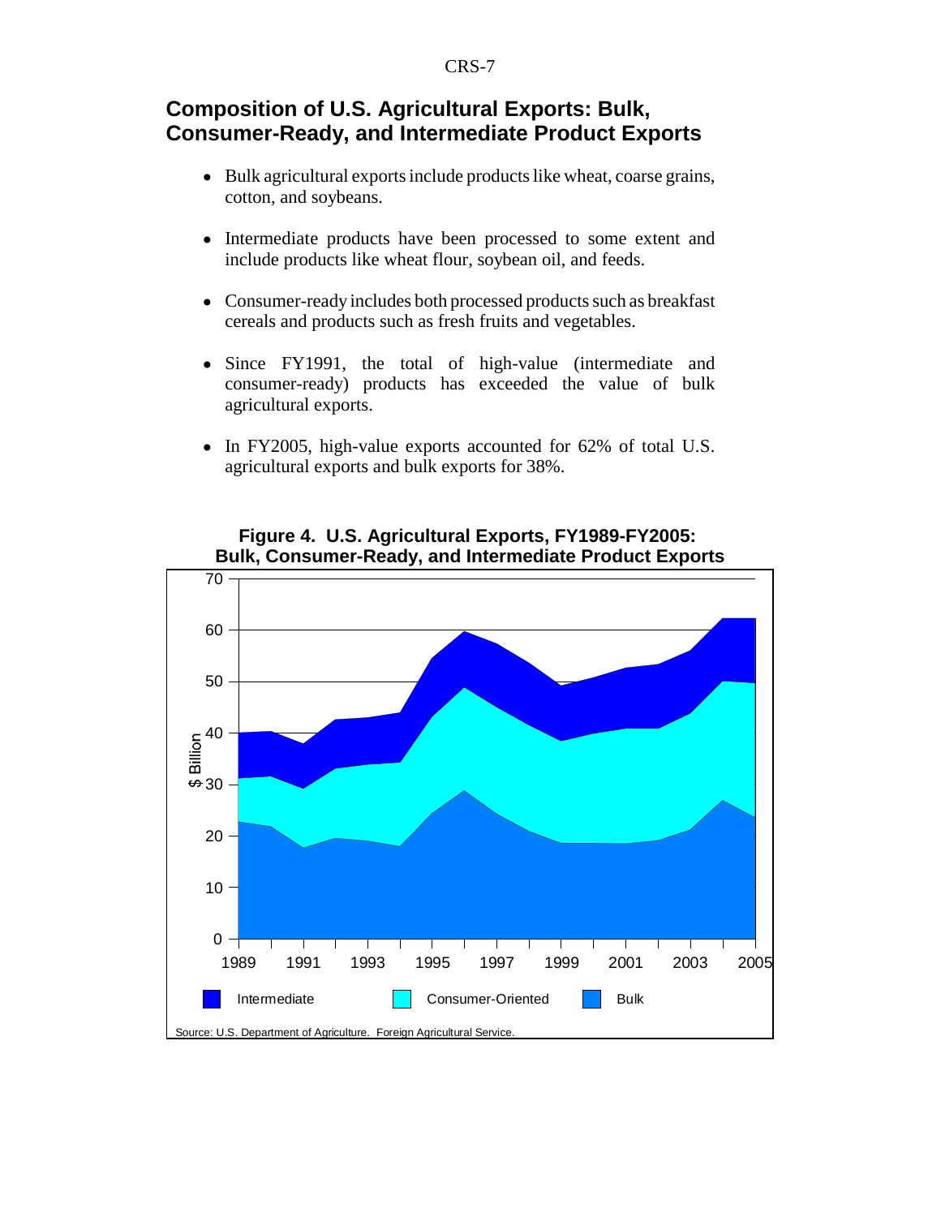## Composition of U.S. Agricultural Exports: Bulk, Consumer-Ready, and Intermediate Product Exports

- Bulk agricultural exports include products like wheat, coarse grains, cotton, and soybeans.
- Intermediate products have been processed to some extent and include products like wheat flour, soybean oil, and feeds.
- Consumer-ready includes both processed products such as breakfast cereals and products such as fresh fruits and vegetables.
- Since FY1991, the total of high-value (intermediate and consumer-ready) products has exceeded the value of bulk agricultural exports.
- In FY2005, high-value exports accounted for 62% of total U.S. agricultural exports and bulk exports for 38%.

**Figure 4. U.S. Agricultural Exports, FY1989-FY2005: Bulk, Consumer-Ready, and Intermediate Product Exports**

Source: U.S. Department of Agriculture. Foreign Agricultural Service.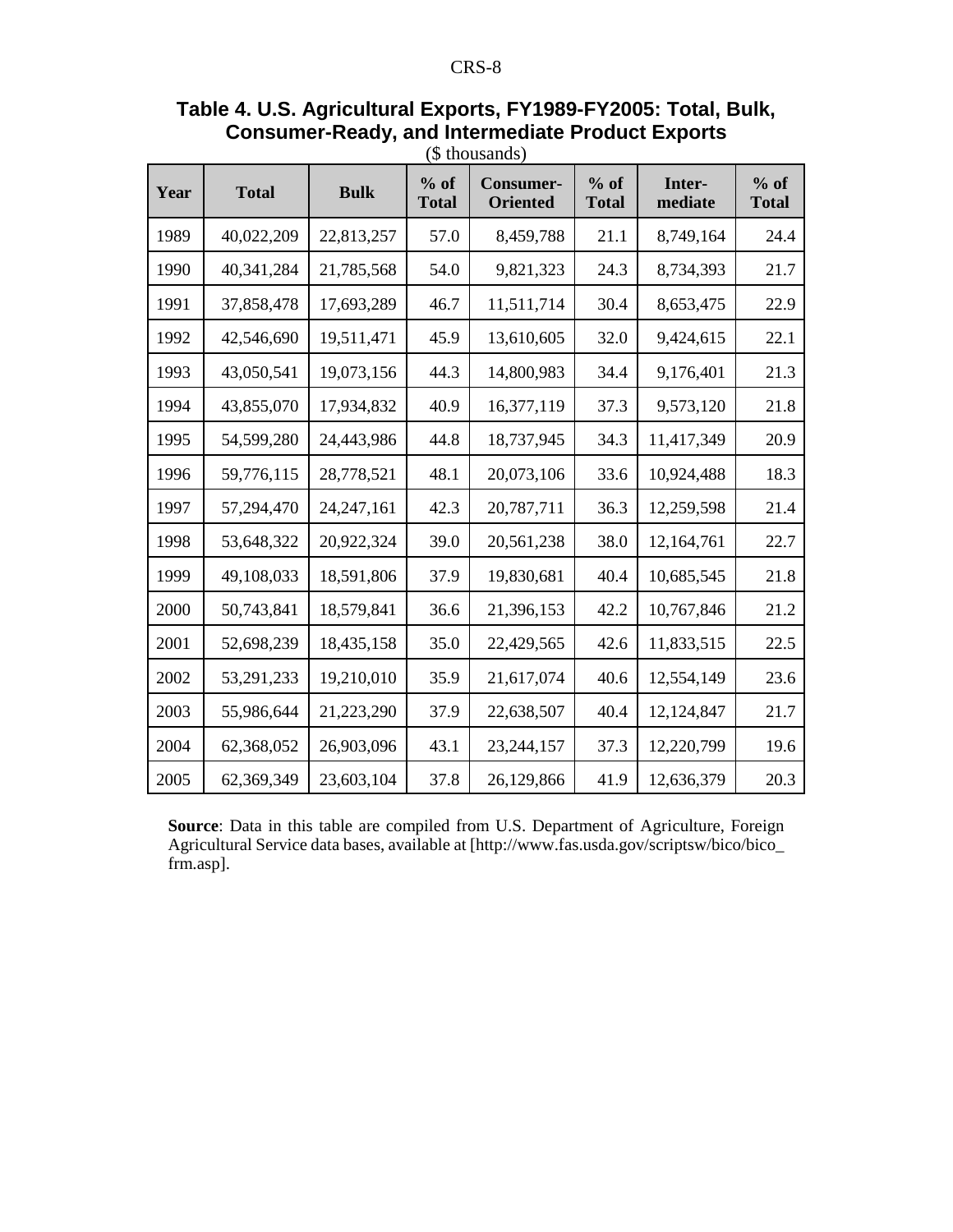**Table 4. U.S. Agricultural Exports, FY1989-FY2005: Total, Bulk, Consumer-Ready, and Intermediate Product Exports**

($ thousands)

| Year | Total | Bulk | % of Total | Consumer-Oriented | % of Total | Inter-mediate | % of Total |
|---|---|---|---|---|---|---|---|
| 1989 | 40,022,209 | 22,813,257 | 57.0 | 8,459,788 | 21.1 | 8,749,164 | 24.4 |
| 1990 | 40,341,284 | 21,785,568 | 54.0 | 9,821,323 | 24.3 | 8,734,393 | 21.7 |
| 1991 | 37,858,478 | 17,693,289 | 46.7 | 11,511,714 | 30.4 | 8,653,475 | 22.9 |
| 1992 | 42,546,690 | 19,511,471 | 45.9 | 13,610,605 | 32.0 | 9,424,615 | 22.1 |
| 1993 | 43,050,541 | 19,073,156 | 44.3 | 14,800,983 | 34.4 | 9,176,401 | 21.3 |
| 1994 | 43,855,070 | 17,934,832 | 40.9 | 16,377,119 | 37.3 | 9,573,120 | 21.8 |
| 1995 | 54,599,280 | 24,443,986 | 44.8 | 18,737,945 | 34.3 | 11,417,349 | 20.9 |
| 1996 | 59,776,115 | 28,778,521 | 48.1 | 20,073,106 | 33.6 | 10,924,488 | 18.3 |
| 1997 | 57,294,470 | 24,247,161 | 42.3 | 20,787,711 | 36.3 | 12,259,598 | 21.4 |
| 1998 | 53,648,322 | 20,922,324 | 39.0 | 20,561,238 | 38.0 | 12,164,761 | 22.7 |
| 1999 | 49,108,033 | 18,591,806 | 37.9 | 19,830,681 | 40.4 | 10,685,545 | 21.8 |
| 2000 | 50,743,841 | 18,579,841 | 36.6 | 21,396,153 | 42.2 | 10,767,846 | 21.2 |
| 2001 | 52,698,239 | 18,435,158 | 35.0 | 22,429,565 | 42.6 | 11,833,515 | 22.5 |
| 2002 | 53,291,233 | 19,210,010 | 35.9 | 21,617,074 | 40.6 | 12,554,149 | 23.6 |
| 2003 | 55,986,644 | 21,223,290 | 37.9 | 22,638,507 | 40.4 | 12,124,847 | 21.7 |
| 2004 | 62,368,052 | 26,903,096 | 43.1 | 23,244,157 | 37.3 | 12,220,799 | 19.6 |
| 2005 | 62,369,349 | 23,603,104 | 37.8 | 26,129,866 | 41.9 | 12,636,379 | 20.3 |

**Source**: Data in this table are compiled from U.S. Department of Agriculture, Foreign Agricultural Service data bases, available at [http://www.fas.usda.gov/scriptsw/bico/bico_frm.asp].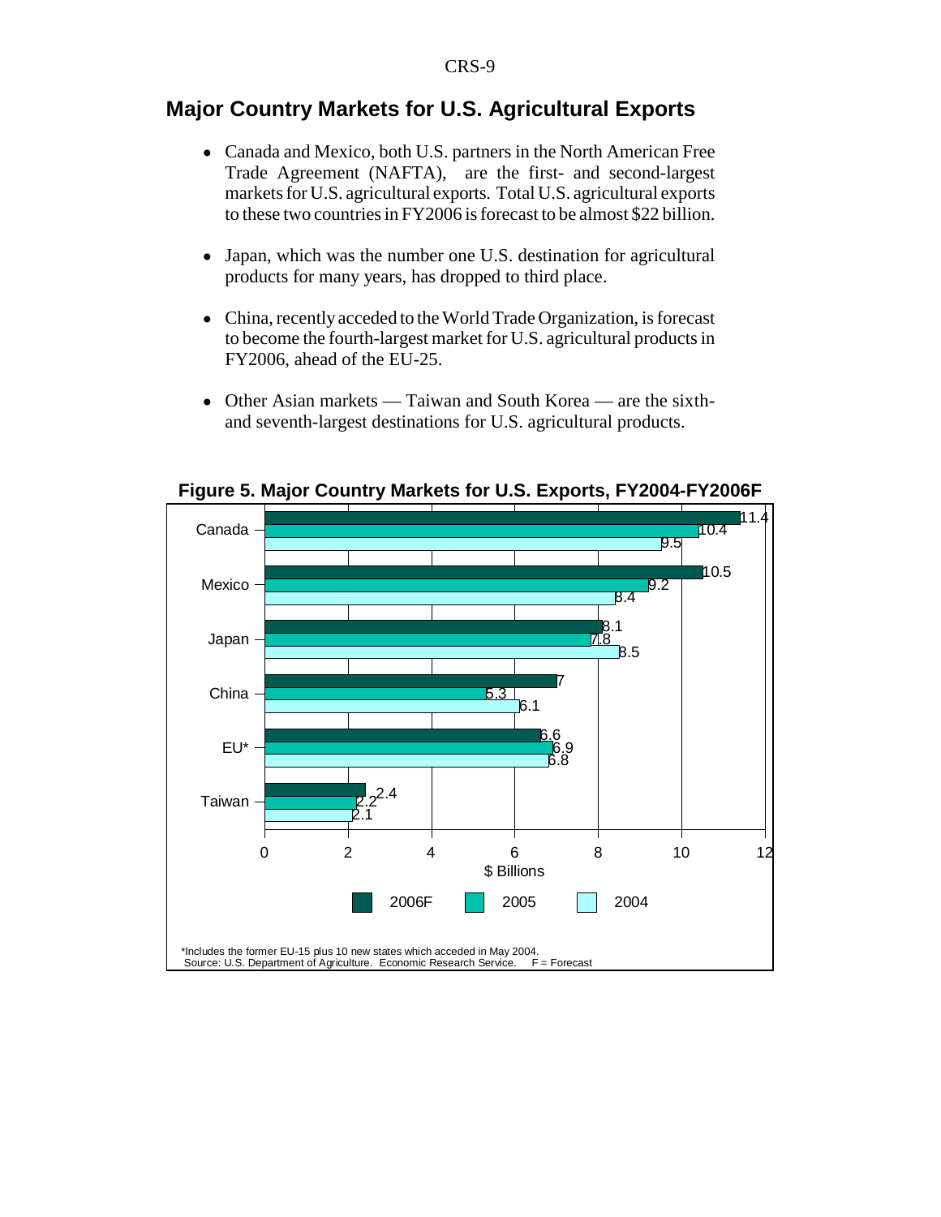## Major Country Markets for U.S. Agricultural Exports

- Canada and Mexico, both U.S. partners in the North American Free Trade Agreement (NAFTA), are the first- and second-largest markets for U.S. agricultural exports. Total U.S. agricultural exports to these two countries in FY2006 is forecast to be almost $22 billion.
- Japan, which was the number one U.S. destination for agricultural products for many years, has dropped to third place.
- China, recently acceded to the World Trade Organization, is forecast to become the fourth-largest market for U.S. agricultural products in FY2006, ahead of the EU-25.
- Other Asian markets — Taiwan and South Korea — are the sixth- and seventh-largest destinations for U.S. agricultural products.

**Figure 5. Major Country Markets for U.S. Exports, FY2004-FY2006F**

| Country | 2006F | 2005 | 2004 |
|---|---|---|---|
| Canada | 11.4 | 10.4 | 9.5 |
| Mexico | 10.5 | 9.2 | 8.4 |
| Japan | 8.1 | 7.8 | 8.5 |
| China | 7 | 5.3 | 6.1 |
| EU* | 6.6 | 6.9 | 6.8 |
| Taiwan | 2.4 | 2.2 | 2.1 |

$ Billions

*Includes the former EU-15 plus 10 new states which acceded in May 2004.
Source: U.S. Department of Agriculture. Economic Research Service. F = Forecast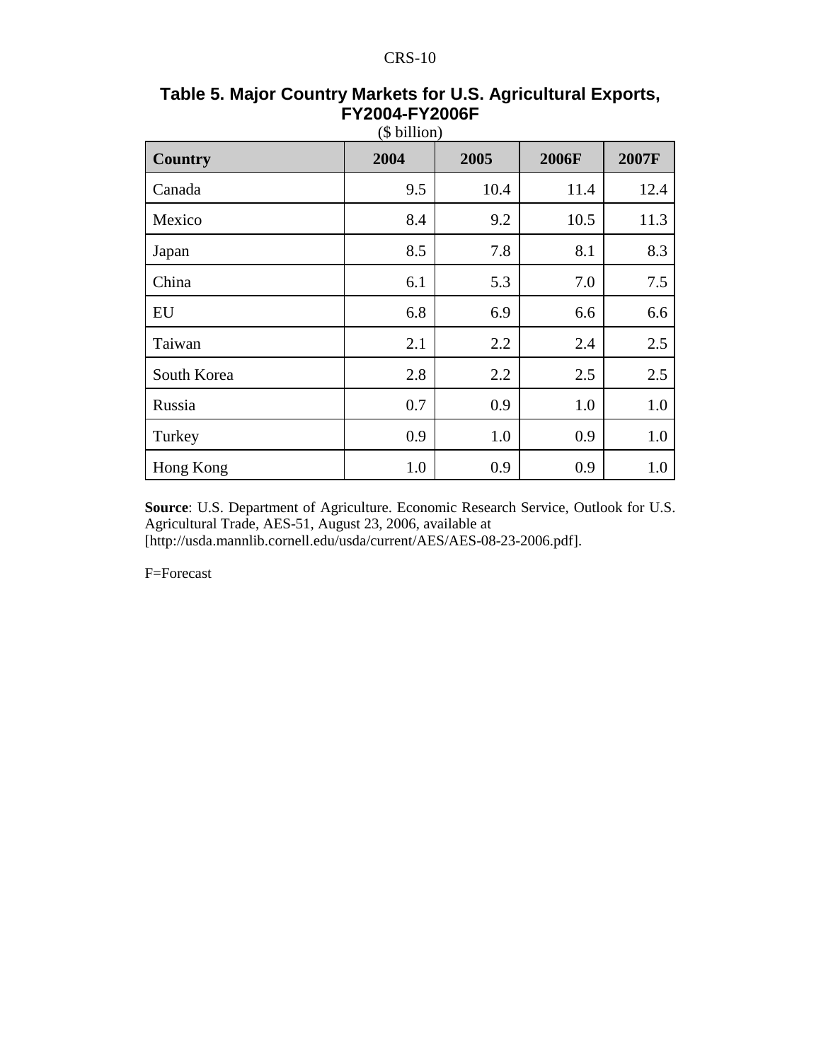**Table 5. Major Country Markets for U.S. Agricultural Exports, FY2004-FY2006F**

($ billion)

| Country | 2004 | 2005 | 2006F | 2007F |
|---|---|---|---|---|
| Canada | 9.5 | 10.4 | 11.4 | 12.4 |
| Mexico | 8.4 | 9.2 | 10.5 | 11.3 |
| Japan | 8.5 | 7.8 | 8.1 | 8.3 |
| China | 6.1 | 5.3 | 7.0 | 7.5 |
| EU | 6.8 | 6.9 | 6.6 | 6.6 |
| Taiwan | 2.1 | 2.2 | 2.4 | 2.5 |
| South Korea | 2.8 | 2.2 | 2.5 | 2.5 |
| Russia | 0.7 | 0.9 | 1.0 | 1.0 |
| Turkey | 0.9 | 1.0 | 0.9 | 1.0 |
| Hong Kong | 1.0 | 0.9 | 0.9 | 1.0 |

**Source**: U.S. Department of Agriculture. Economic Research Service, Outlook for U.S. Agricultural Trade, AES-51, August 23, 2006, available at [http://usda.mannlib.cornell.edu/usda/current/AES/AES-08-23-2006.pdf].

F=Forecast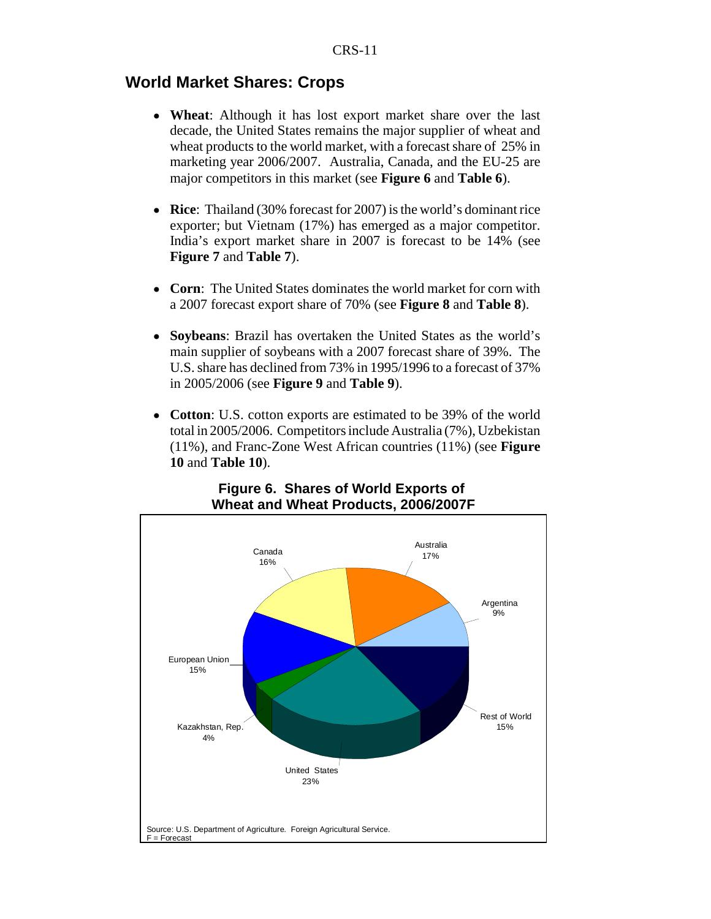## World Market Shares: Crops

- **Wheat**: Although it has lost export market share over the last decade, the United States remains the major supplier of wheat and wheat products to the world market, with a forecast share of 25% in marketing year 2006/2007. Australia, Canada, and the EU-25 are major competitors in this market (see **Figure 6** and **Table 6**).
- **Rice**: Thailand (30% forecast for 2007) is the world's dominant rice exporter; but Vietnam (17%) has emerged as a major competitor. India's export market share in 2007 is forecast to be 14% (see **Figure 7** and **Table 7**).
- **Corn**: The United States dominates the world market for corn with a 2007 forecast export share of 70% (see **Figure 8** and **Table 8**).
- **Soybeans**: Brazil has overtaken the United States as the world's main supplier of soybeans with a 2007 forecast share of 39%. The U.S. share has declined from 73% in 1995/1996 to a forecast of 37% in 2005/2006 (see **Figure 9** and **Table 9**).
- **Cotton**: U.S. cotton exports are estimated to be 39% of the world total in 2005/2006. Competitors include Australia (7%), Uzbekistan (11%), and Franc-Zone West African countries (11%) (see **Figure 10** and **Table 10**).

**Figure 6. Shares of World Exports of Wheat and Wheat Products, 2006/2007F**

| Country | Share |
|---|---|
| Australia | 17% |
| Argentina | 9% |
| Rest of World | 15% |
| United States | 23% |
| Kazakhstan, Rep. | 4% |
| European Union | 15% |
| Canada | 16% |

Source: U.S. Department of Agriculture. Foreign Agricultural Service.
F = Forecast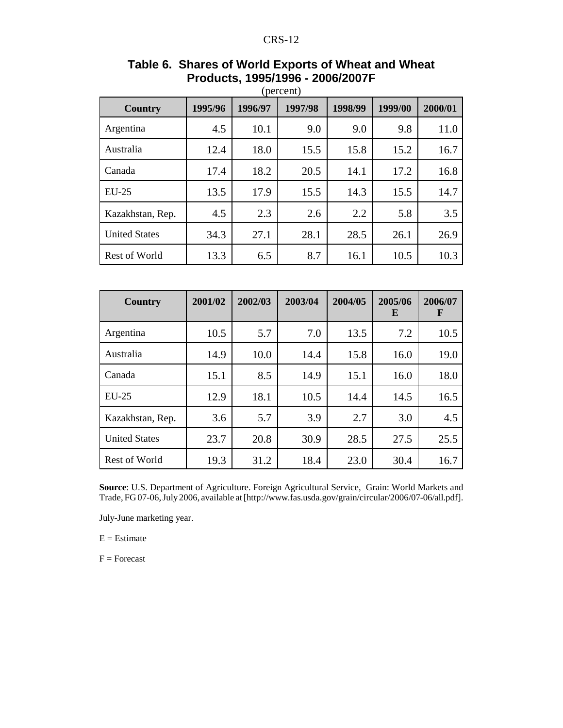**Table 6. Shares of World Exports of Wheat and Wheat Products, 1995/1996 - 2006/2007F**

(percent)

| Country | 1995/96 | 1996/97 | 1997/98 | 1998/99 | 1999/00 | 2000/01 |
|---|---|---|---|---|---|---|
| Argentina | 4.5 | 10.1 | 9.0 | 9.0 | 9.8 | 11.0 |
| Australia | 12.4 | 18.0 | 15.5 | 15.8 | 15.2 | 16.7 |
| Canada | 17.4 | 18.2 | 20.5 | 14.1 | 17.2 | 16.8 |
| EU-25 | 13.5 | 17.9 | 15.5 | 14.3 | 15.5 | 14.7 |
| Kazakhstan, Rep. | 4.5 | 2.3 | 2.6 | 2.2 | 5.8 | 3.5 |
| United States | 34.3 | 27.1 | 28.1 | 28.5 | 26.1 | 26.9 |
| Rest of World | 13.3 | 6.5 | 8.7 | 16.1 | 10.5 | 10.3 |

| Country | 2001/02 | 2002/03 | 2003/04 | 2004/05 | 2005/06 E | 2006/07 F |
|---|---|---|---|---|---|---|
| Argentina | 10.5 | 5.7 | 7.0 | 13.5 | 7.2 | 10.5 |
| Australia | 14.9 | 10.0 | 14.4 | 15.8 | 16.0 | 19.0 |
| Canada | 15.1 | 8.5 | 14.9 | 15.1 | 16.0 | 18.0 |
| EU-25 | 12.9 | 18.1 | 10.5 | 14.4 | 14.5 | 16.5 |
| Kazakhstan, Rep. | 3.6 | 5.7 | 3.9 | 2.7 | 3.0 | 4.5 |
| United States | 23.7 | 20.8 | 30.9 | 28.5 | 27.5 | 25.5 |
| Rest of World | 19.3 | 31.2 | 18.4 | 23.0 | 30.4 | 16.7 |

**Source**: U.S. Department of Agriculture. Foreign Agricultural Service, Grain: World Markets and Trade, FG 07-06, July 2006, available at [http://www.fas.usda.gov/grain/circular/2006/07-06/all.pdf].

July-June marketing year.

E = Estimate

F = Forecast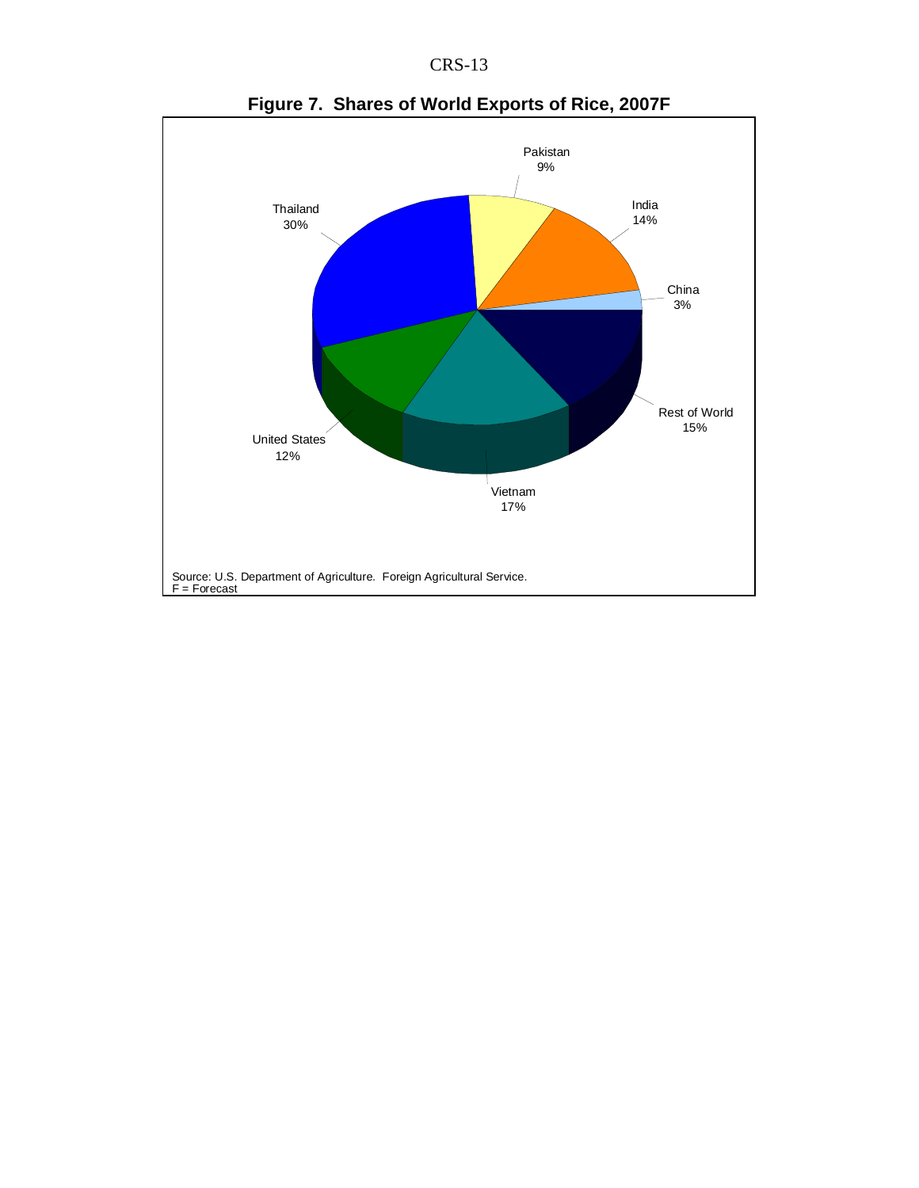**Figure 7. Shares of World Exports of Rice, 2007F**

Pakistan 9%

India 14%

Thailand 30%

China 3%

Rest of World 15%

United States 12%

Vietnam 17%

Source: U.S. Department of Agriculture. Foreign Agricultural Service.
F = Forecast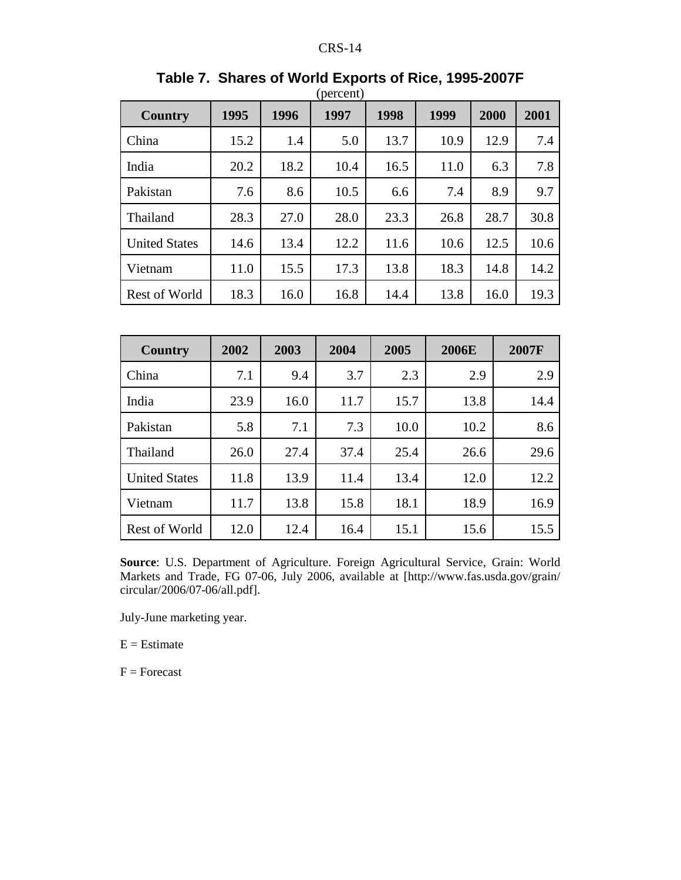**Table 7. Shares of World Exports of Rice, 1995-2007F**

(percent)

| Country | 1995 | 1996 | 1997 | 1998 | 1999 | 2000 | 2001 |
|---|---|---|---|---|---|---|---|
| China | 15.2 | 1.4 | 5.0 | 13.7 | 10.9 | 12.9 | 7.4 |
| India | 20.2 | 18.2 | 10.4 | 16.5 | 11.0 | 6.3 | 7.8 |
| Pakistan | 7.6 | 8.6 | 10.5 | 6.6 | 7.4 | 8.9 | 9.7 |
| Thailand | 28.3 | 27.0 | 28.0 | 23.3 | 26.8 | 28.7 | 30.8 |
| United States | 14.6 | 13.4 | 12.2 | 11.6 | 10.6 | 12.5 | 10.6 |
| Vietnam | 11.0 | 15.5 | 17.3 | 13.8 | 18.3 | 14.8 | 14.2 |
| Rest of World | 18.3 | 16.0 | 16.8 | 14.4 | 13.8 | 16.0 | 19.3 |

| Country | 2002 | 2003 | 2004 | 2005 | 2006E | 2007F |
|---|---|---|---|---|---|---|
| China | 7.1 | 9.4 | 3.7 | 2.3 | 2.9 | 2.9 |
| India | 23.9 | 16.0 | 11.7 | 15.7 | 13.8 | 14.4 |
| Pakistan | 5.8 | 7.1 | 7.3 | 10.0 | 10.2 | 8.6 |
| Thailand | 26.0 | 27.4 | 37.4 | 25.4 | 26.6 | 29.6 |
| United States | 11.8 | 13.9 | 11.4 | 13.4 | 12.0 | 12.2 |
| Vietnam | 11.7 | 13.8 | 15.8 | 18.1 | 18.9 | 16.9 |
| Rest of World | 12.0 | 12.4 | 16.4 | 15.1 | 15.6 | 15.5 |

**Source**: U.S. Department of Agriculture. Foreign Agricultural Service, Grain: World Markets and Trade, FG 07-06, July 2006, available at [http://www.fas.usda.gov/grain/circular/2006/07-06/all.pdf].

July-June marketing year.

E = Estimate

F = Forecast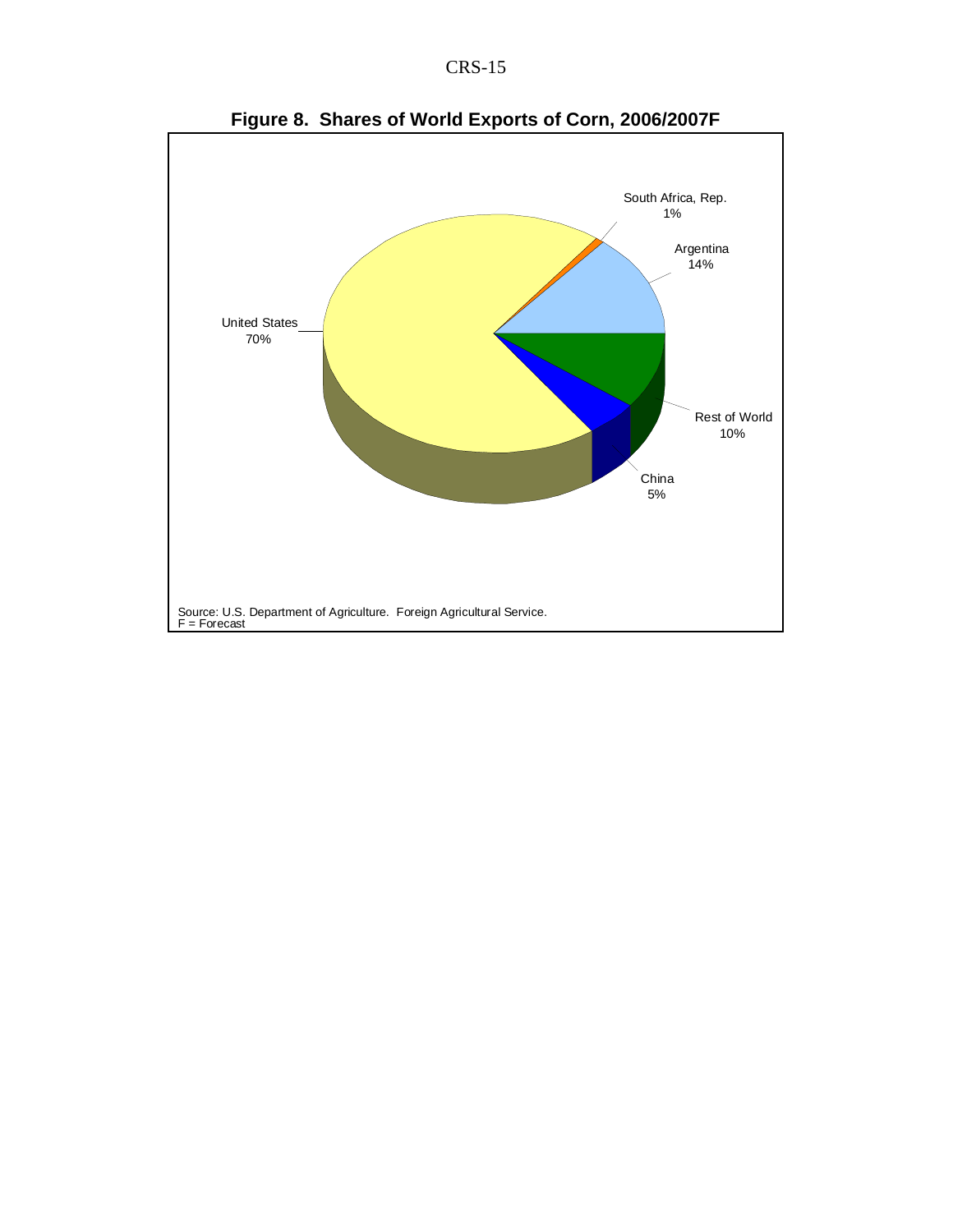**Figure 8. Shares of World Exports of Corn, 2006/2007F**

South Africa, Rep. 1%

Argentina 14%

United States 70%

Rest of World 10%

China 5%

Source: U.S. Department of Agriculture. Foreign Agricultural Service.
F = Forecast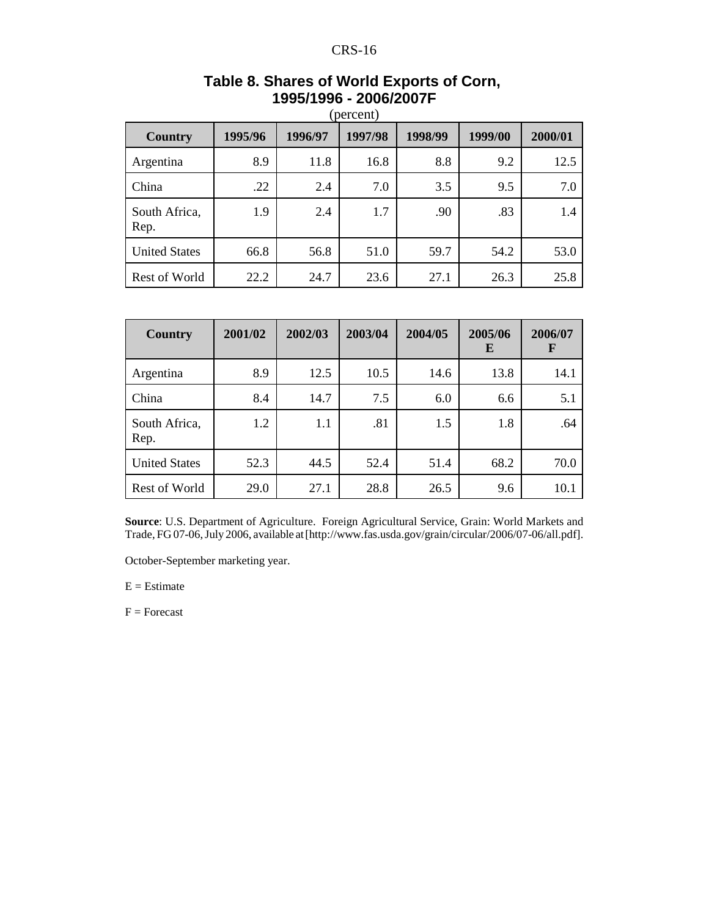## Table 8. Shares of World Exports of Corn, 1995/1996 - 2006/2007F

(percent)

| Country | 1995/96 | 1996/97 | 1997/98 | 1998/99 | 1999/00 | 2000/01 |
|---|---|---|---|---|---|---|
| Argentina | 8.9 | 11.8 | 16.8 | 8.8 | 9.2 | 12.5 |
| China | .22 | 2.4 | 7.0 | 3.5 | 9.5 | 7.0 |
| South Africa, Rep. | 1.9 | 2.4 | 1.7 | .90 | .83 | 1.4 |
| United States | 66.8 | 56.8 | 51.0 | 59.7 | 54.2 | 53.0 |
| Rest of World | 22.2 | 24.7 | 23.6 | 27.1 | 26.3 | 25.8 |

| Country | 2001/02 | 2002/03 | 2003/04 | 2004/05 | 2005/06 E | 2006/07 F |
|---|---|---|---|---|---|---|
| Argentina | 8.9 | 12.5 | 10.5 | 14.6 | 13.8 | 14.1 |
| China | 8.4 | 14.7 | 7.5 | 6.0 | 6.6 | 5.1 |
| South Africa, Rep. | 1.2 | 1.1 | .81 | 1.5 | 1.8 | .64 |
| United States | 52.3 | 44.5 | 52.4 | 51.4 | 68.2 | 70.0 |
| Rest of World | 29.0 | 27.1 | 28.8 | 26.5 | 9.6 | 10.1 |

**Source**: U.S. Department of Agriculture. Foreign Agricultural Service, Grain: World Markets and Trade, FG 07-06, July 2006, available at [http://www.fas.usda.gov/grain/circular/2006/07-06/all.pdf].

October-September marketing year.

E = Estimate

F = Forecast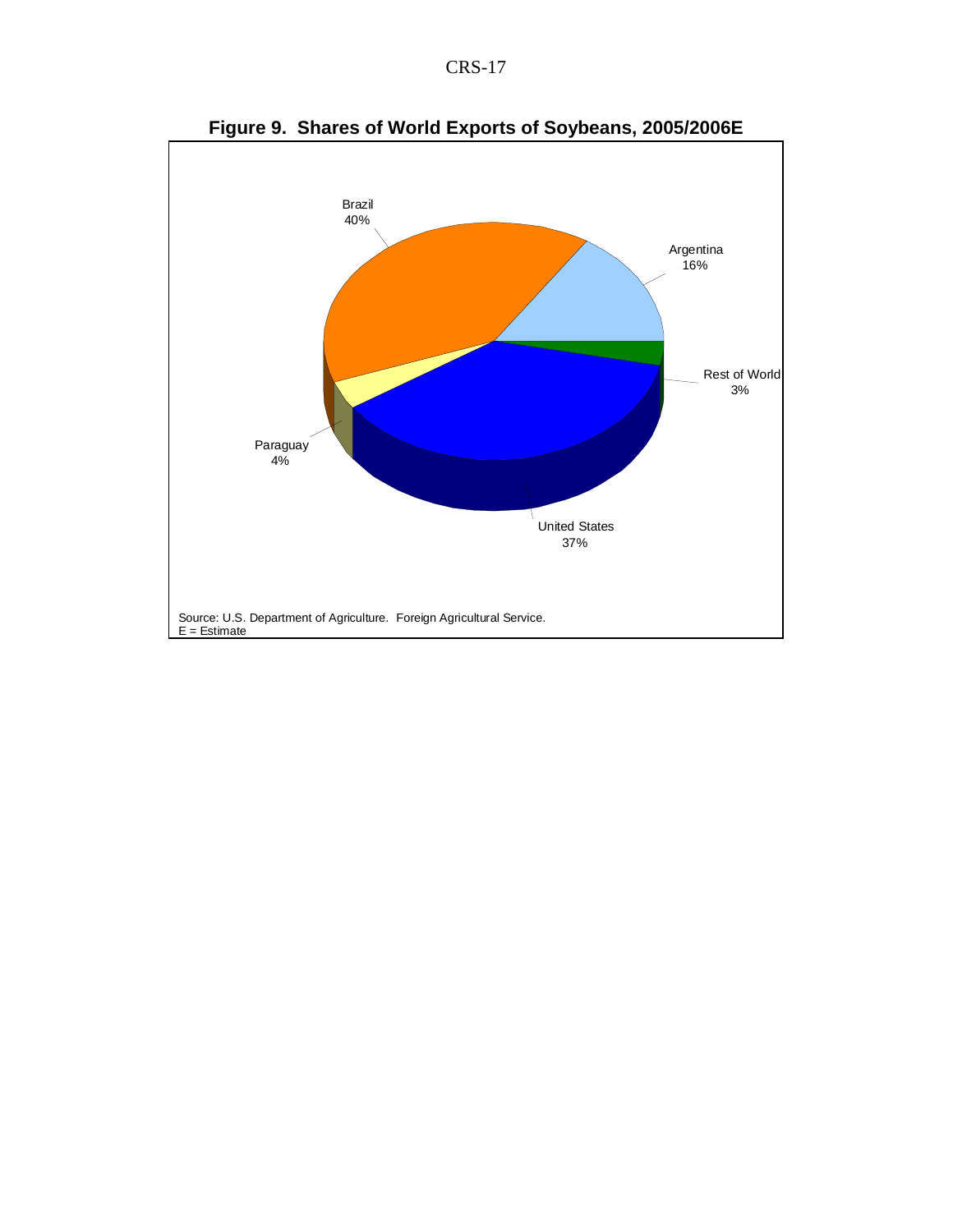**Figure 9. Shares of World Exports of Soybeans, 2005/2006E**

Brazil 40%

Argentina 16%

Rest of World 3%

United States 37%

Paraguay 4%

Source: U.S. Department of Agriculture. Foreign Agricultural Service.
E = Estimate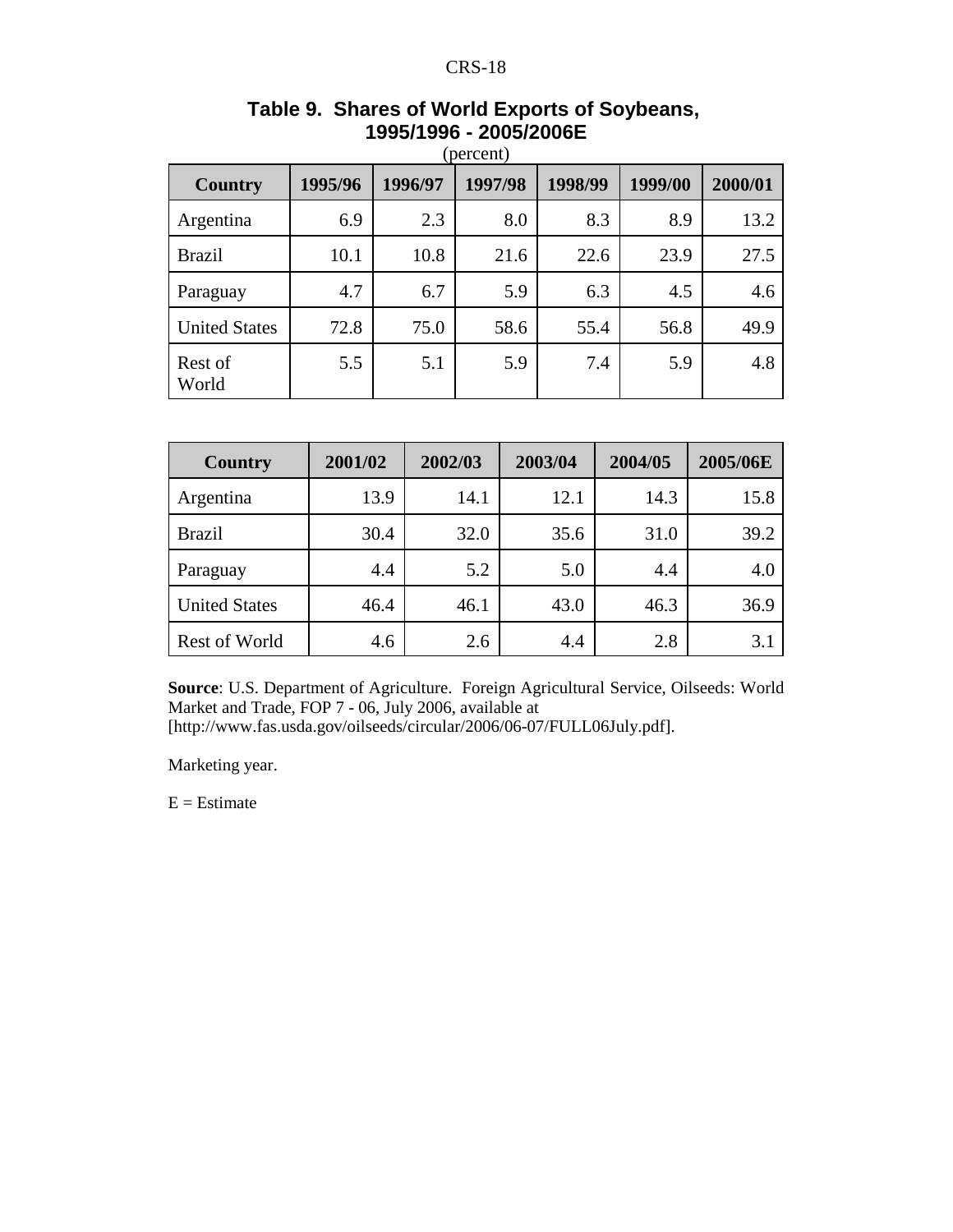### Table 9. Shares of World Exports of Soybeans, 1995/1996 - 2005/2006E

(percent)

| Country | 1995/96 | 1996/97 | 1997/98 | 1998/99 | 1999/00 | 2000/01 |
|---|---|---|---|---|---|---|
| Argentina | 6.9 | 2.3 | 8.0 | 8.3 | 8.9 | 13.2 |
| Brazil | 10.1 | 10.8 | 21.6 | 22.6 | 23.9 | 27.5 |
| Paraguay | 4.7 | 6.7 | 5.9 | 6.3 | 4.5 | 4.6 |
| United States | 72.8 | 75.0 | 58.6 | 55.4 | 56.8 | 49.9 |
| Rest of World | 5.5 | 5.1 | 5.9 | 7.4 | 5.9 | 4.8 |

| Country | 2001/02 | 2002/03 | 2003/04 | 2004/05 | 2005/06E |
|---|---|---|---|---|---|
| Argentina | 13.9 | 14.1 | 12.1 | 14.3 | 15.8 |
| Brazil | 30.4 | 32.0 | 35.6 | 31.0 | 39.2 |
| Paraguay | 4.4 | 5.2 | 5.0 | 4.4 | 4.0 |
| United States | 46.4 | 46.1 | 43.0 | 46.3 | 36.9 |
| Rest of World | 4.6 | 2.6 | 4.4 | 2.8 | 3.1 |

**Source**: U.S. Department of Agriculture. Foreign Agricultural Service, Oilseeds: World Market and Trade, FOP 7 - 06, July 2006, available at [http://www.fas.usda.gov/oilseeds/circular/2006/06-07/FULL06July.pdf].

Marketing year.

E = Estimate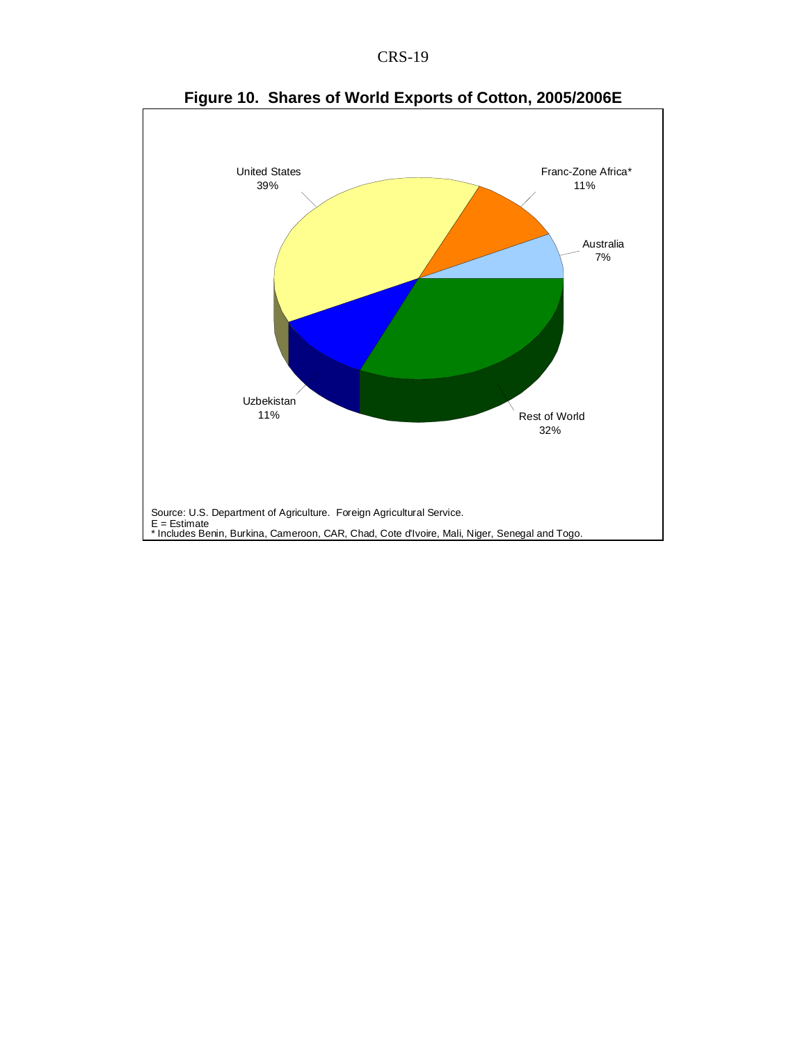**Figure 10. Shares of World Exports of Cotton, 2005/2006E**

United States 39%

Franc-Zone Africa* 11%

Australia 7%

Rest of World 32%

Uzbekistan 11%

Source: U.S. Department of Agriculture. Foreign Agricultural Service.
E = Estimate
* Includes Benin, Burkina, Cameroon, CAR, Chad, Cote d'Ivoire, Mali, Niger, Senegal and Togo.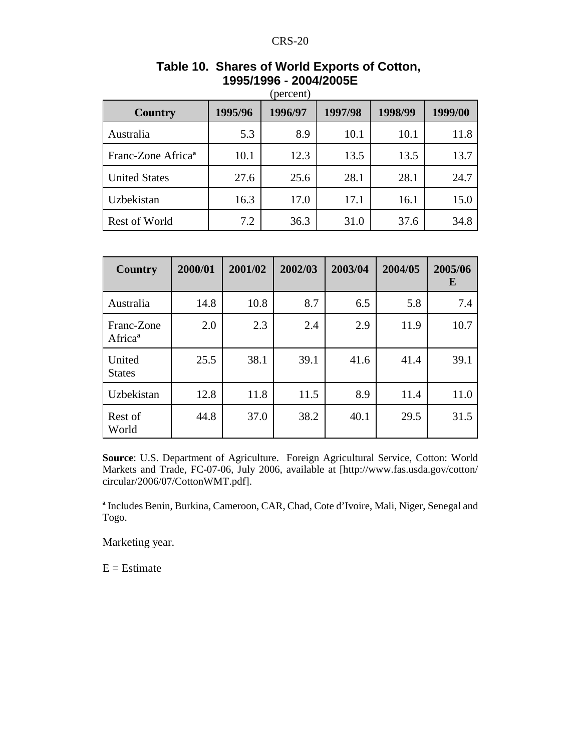**Table 10. Shares of World Exports of Cotton, 1995/1996 - 2004/2005E**

(percent)

| Country | 1995/96 | 1996/97 | 1997/98 | 1998/99 | 1999/00 |
|---|---|---|---|---|---|
| Australia | 5.3 | 8.9 | 10.1 | 10.1 | 11.8 |
| Franc-Zone Africa[a] | 10.1 | 12.3 | 13.5 | 13.5 | 13.7 |
| United States | 27.6 | 25.6 | 28.1 | 28.1 | 24.7 |
| Uzbekistan | 16.3 | 17.0 | 17.1 | 16.1 | 15.0 |
| Rest of World | 7.2 | 36.3 | 31.0 | 37.6 | 34.8 |

| Country | 2000/01 | 2001/02 | 2002/03 | 2003/04 | 2004/05 | 2005/06 E |
|---|---|---|---|---|---|---|
| Australia | 14.8 | 10.8 | 8.7 | 6.5 | 5.8 | 7.4 |
| Franc-Zone Africa[a] | 2.0 | 2.3 | 2.4 | 2.9 | 11.9 | 10.7 |
| United States | 25.5 | 38.1 | 39.1 | 41.6 | 41.4 | 39.1 |
| Uzbekistan | 12.8 | 11.8 | 11.5 | 8.9 | 11.4 | 11.0 |
| Rest of World | 44.8 | 37.0 | 38.2 | 40.1 | 29.5 | 31.5 |

**Source**: U.S. Department of Agriculture. Foreign Agricultural Service, Cotton: World Markets and Trade, FC-07-06, July 2006, available at [http://www.fas.usda.gov/cotton/circular/2006/07/CottonWMT.pdf].

[a] Includes Benin, Burkina, Cameroon, CAR, Chad, Cote d'Ivoire, Mali, Niger, Senegal and Togo.

Marketing year.

E = Estimate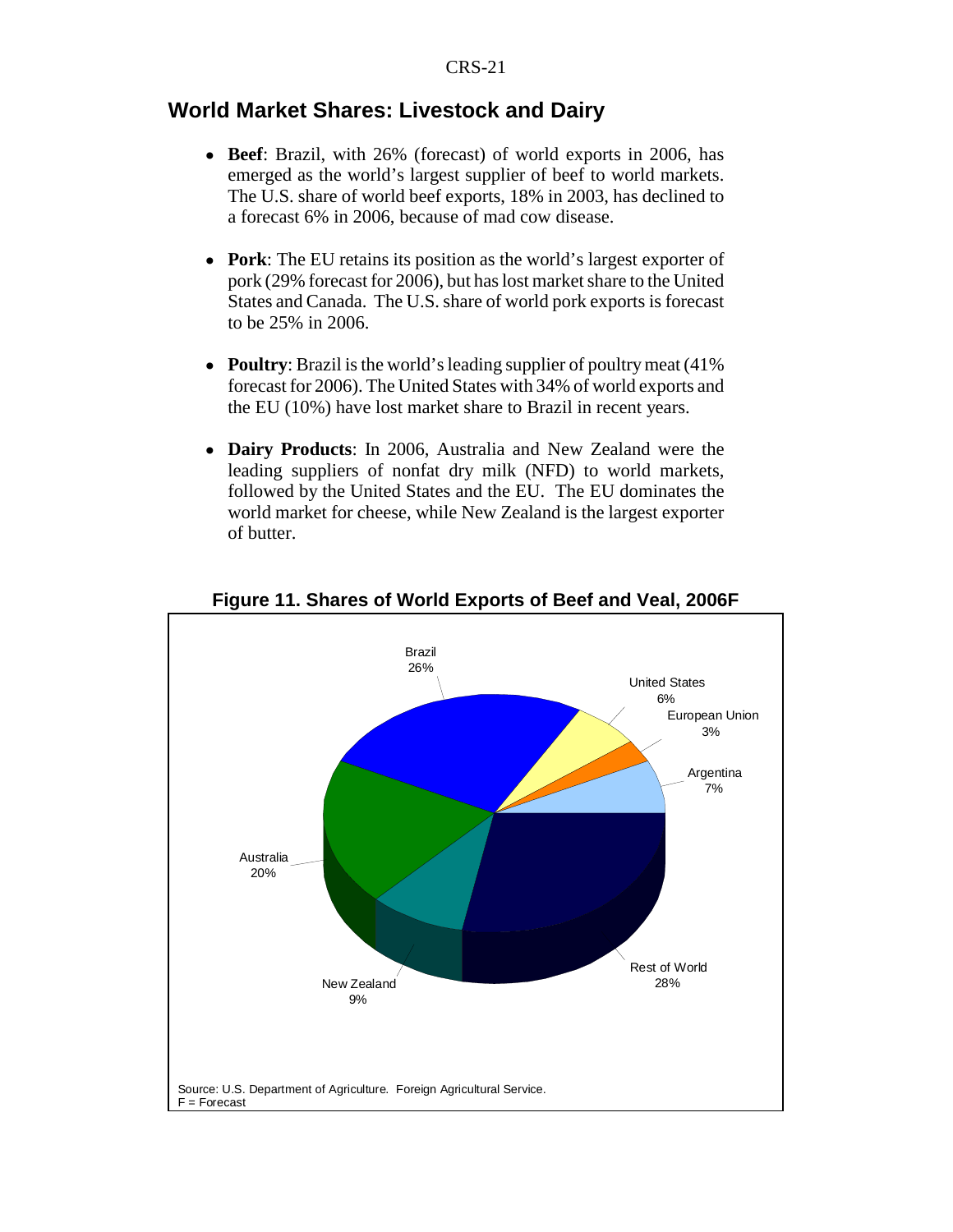## World Market Shares: Livestock and Dairy

- **Beef**: Brazil, with 26% (forecast) of world exports in 2006, has emerged as the world's largest supplier of beef to world markets. The U.S. share of world beef exports, 18% in 2003, has declined to a forecast 6% in 2006, because of mad cow disease.

- **Pork**: The EU retains its position as the world's largest exporter of pork (29% forecast for 2006), but has lost market share to the United States and Canada. The U.S. share of world pork exports is forecast to be 25% in 2006.

- **Poultry**: Brazil is the world's leading supplier of poultry meat (41% forecast for 2006). The United States with 34% of world exports and the EU (10%) have lost market share to Brazil in recent years.

- **Dairy Products**: In 2006, Australia and New Zealand were the leading suppliers of nonfat dry milk (NFD) to world markets, followed by the United States and the EU. The EU dominates the world market for cheese, while New Zealand is the largest exporter of butter.

**Figure 11. Shares of World Exports of Beef and Veal, 2006F**

| Exporter | Share |
|---|---|
| Brazil | 26% |
| United States | 6% |
| European Union | 3% |
| Argentina | 7% |
| Rest of World | 28% |
| New Zealand | 9% |
| Australia | 20% |

Source: U.S. Department of Agriculture. Foreign Agricultural Service.
F = Forecast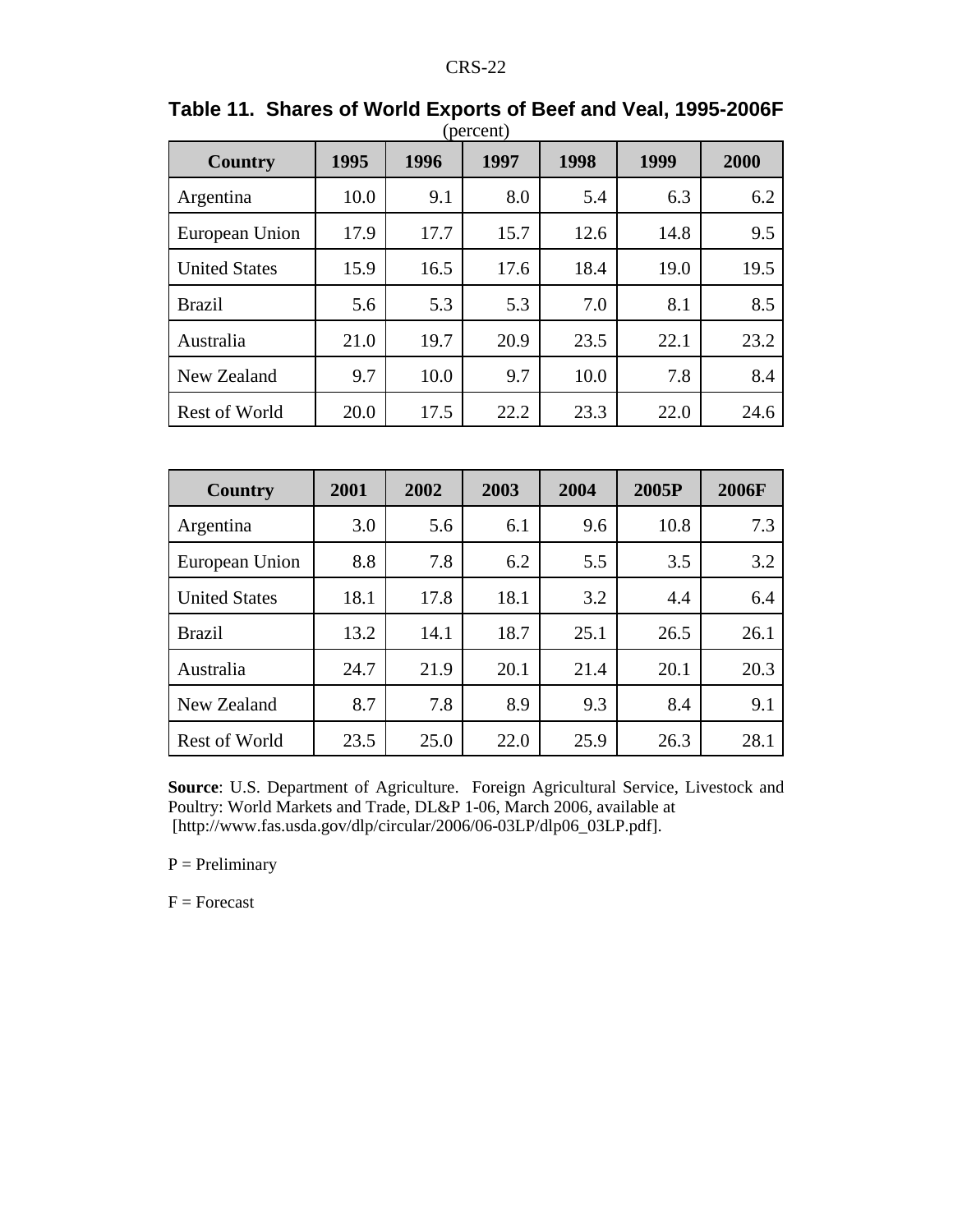**Table 11. Shares of World Exports of Beef and Veal, 1995-2006F**

(percent)

| Country | 1995 | 1996 | 1997 | 1998 | 1999 | 2000 |
|---|---|---|---|---|---|---|
| Argentina | 10.0 | 9.1 | 8.0 | 5.4 | 6.3 | 6.2 |
| European Union | 17.9 | 17.7 | 15.7 | 12.6 | 14.8 | 9.5 |
| United States | 15.9 | 16.5 | 17.6 | 18.4 | 19.0 | 19.5 |
| Brazil | 5.6 | 5.3 | 5.3 | 7.0 | 8.1 | 8.5 |
| Australia | 21.0 | 19.7 | 20.9 | 23.5 | 22.1 | 23.2 |
| New Zealand | 9.7 | 10.0 | 9.7 | 10.0 | 7.8 | 8.4 |
| Rest of World | 20.0 | 17.5 | 22.2 | 23.3 | 22.0 | 24.6 |

| Country | 2001 | 2002 | 2003 | 2004 | 2005P | 2006F |
|---|---|---|---|---|---|---|
| Argentina | 3.0 | 5.6 | 6.1 | 9.6 | 10.8 | 7.3 |
| European Union | 8.8 | 7.8 | 6.2 | 5.5 | 3.5 | 3.2 |
| United States | 18.1 | 17.8 | 18.1 | 3.2 | 4.4 | 6.4 |
| Brazil | 13.2 | 14.1 | 18.7 | 25.1 | 26.5 | 26.1 |
| Australia | 24.7 | 21.9 | 20.1 | 21.4 | 20.1 | 20.3 |
| New Zealand | 8.7 | 7.8 | 8.9 | 9.3 | 8.4 | 9.1 |
| Rest of World | 23.5 | 25.0 | 22.0 | 25.9 | 26.3 | 28.1 |

**Source**: U.S. Department of Agriculture. Foreign Agricultural Service, Livestock and Poultry: World Markets and Trade, DL&P 1-06, March 2006, available at [http://www.fas.usda.gov/dlp/circular/2006/06-03LP/dlp06_03LP.pdf].

P = Preliminary

F = Forecast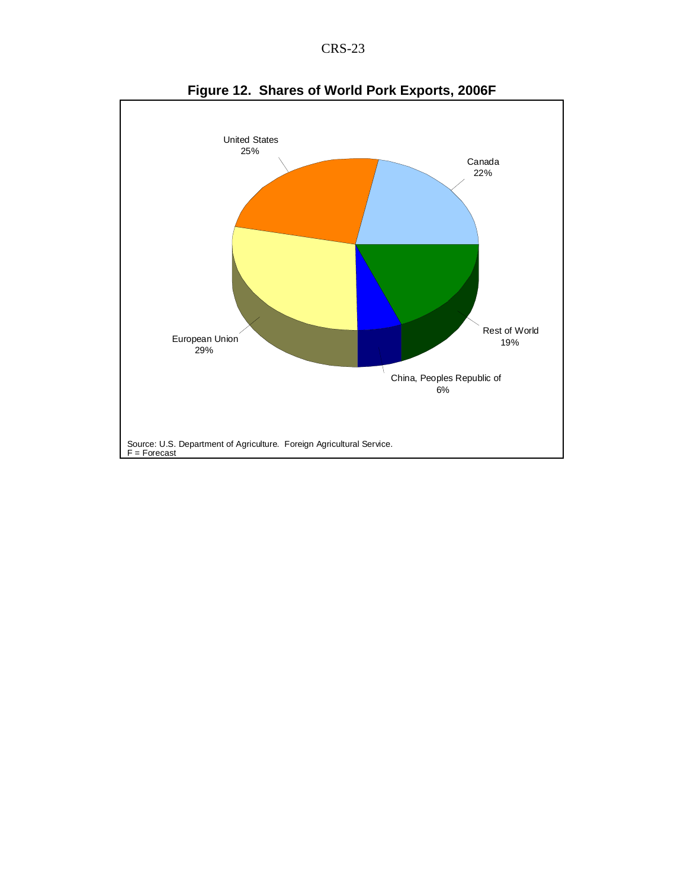**Figure 12. Shares of World Pork Exports, 2006F**

United States 25%

Canada 22%

Rest of World 19%

China, Peoples Republic of 6%

European Union 29%

Source: U.S. Department of Agriculture. Foreign Agricultural Service.
F = Forecast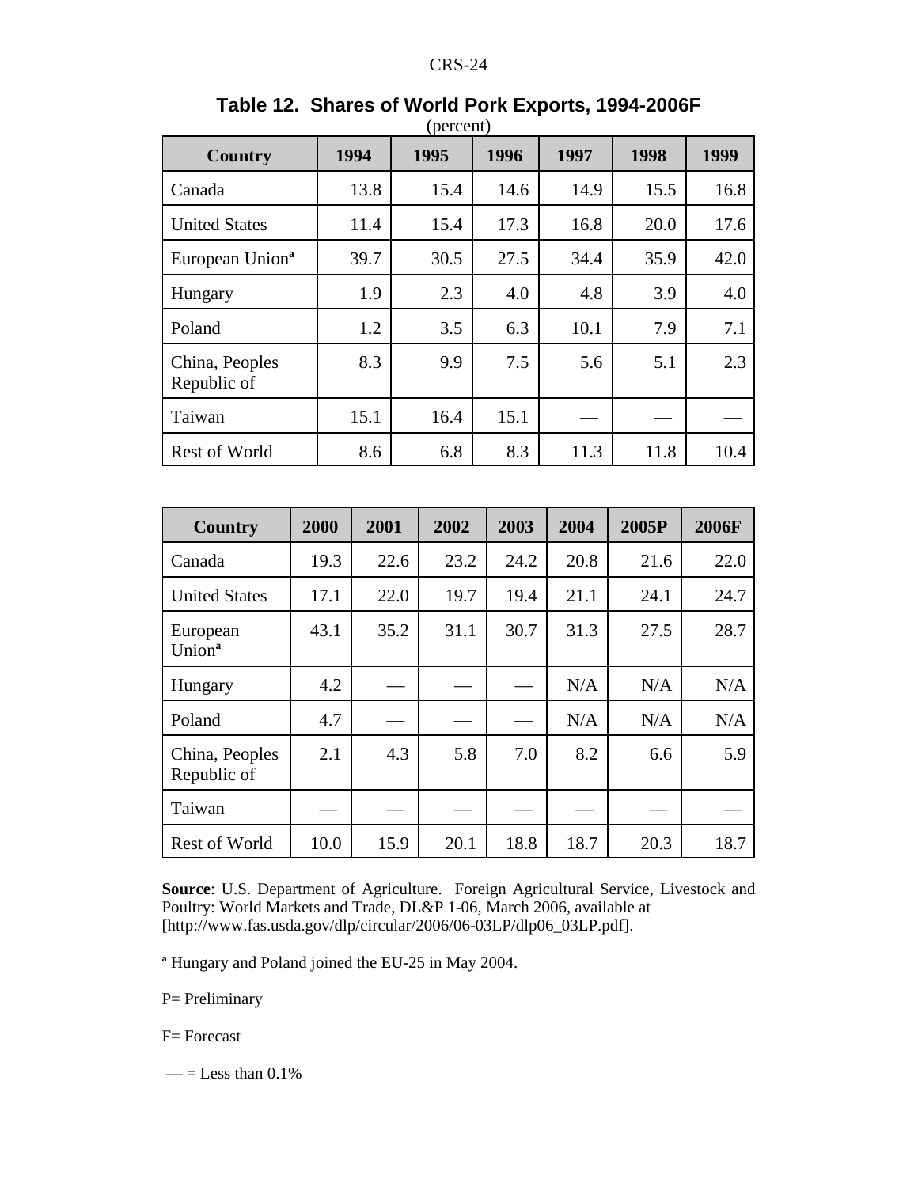**Table 12. Shares of World Pork Exports, 1994-2006F**

(percent)

| Country | 1994 | 1995 | 1996 | 1997 | 1998 | 1999 |
|---|---|---|---|---|---|---|
| Canada | 13.8 | 15.4 | 14.6 | 14.9 | 15.5 | 16.8 |
| United States | 11.4 | 15.4 | 17.3 | 16.8 | 20.0 | 17.6 |
| European Union[a] | 39.7 | 30.5 | 27.5 | 34.4 | 35.9 | 42.0 |
| Hungary | 1.9 | 2.3 | 4.0 | 4.8 | 3.9 | 4.0 |
| Poland | 1.2 | 3.5 | 6.3 | 10.1 | 7.9 | 7.1 |
| China, Peoples Republic of | 8.3 | 9.9 | 7.5 | 5.6 | 5.1 | 2.3 |
| Taiwan | 15.1 | 16.4 | 15.1 | — | — | — |
| Rest of World | 8.6 | 6.8 | 8.3 | 11.3 | 11.8 | 10.4 |

| Country | 2000 | 2001 | 2002 | 2003 | 2004 | 2005P | 2006F |
|---|---|---|---|---|---|---|---|
| Canada | 19.3 | 22.6 | 23.2 | 24.2 | 20.8 | 21.6 | 22.0 |
| United States | 17.1 | 22.0 | 19.7 | 19.4 | 21.1 | 24.1 | 24.7 |
| European Union[a] | 43.1 | 35.2 | 31.1 | 30.7 | 31.3 | 27.5 | 28.7 |
| Hungary | 4.2 | — | — | — | N/A | N/A | N/A |
| Poland | 4.7 | — | — | — | N/A | N/A | N/A |
| China, Peoples Republic of | 2.1 | 4.3 | 5.8 | 7.0 | 8.2 | 6.6 | 5.9 |
| Taiwan | — | — | — | — | — | — | — |
| Rest of World | 10.0 | 15.9 | 20.1 | 18.8 | 18.7 | 20.3 | 18.7 |

**Source**: U.S. Department of Agriculture. Foreign Agricultural Service, Livestock and Poultry: World Markets and Trade, DL&P 1-06, March 2006, available at [http://www.fas.usda.gov/dlp/circular/2006/06-03LP/dlp06_03LP.pdf].

[a] Hungary and Poland joined the EU-25 in May 2004.

P= Preliminary

F= Forecast

— = Less than 0.1%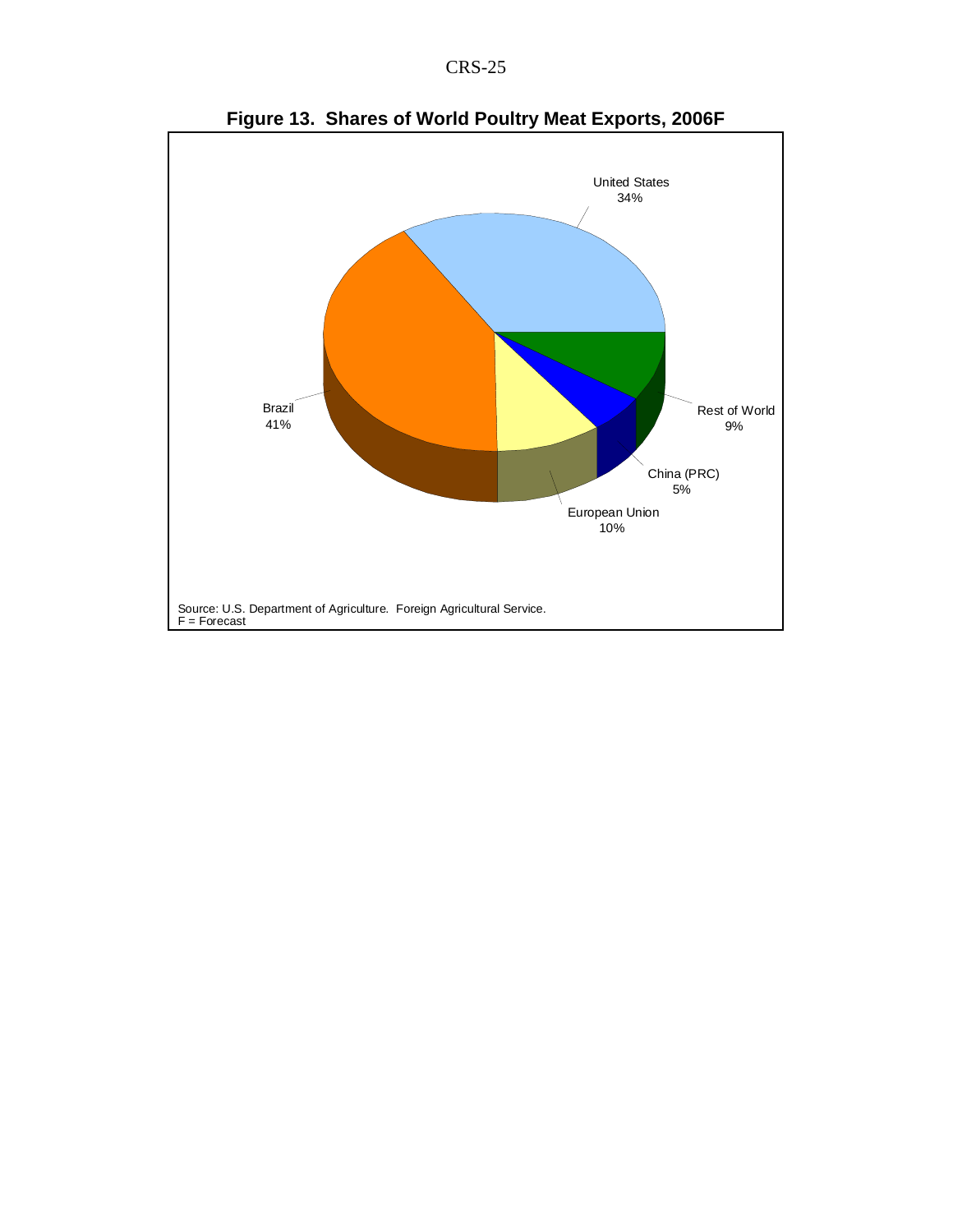**Figure 13. Shares of World Poultry Meat Exports, 2006F**

United States 34%

Brazil 41%

European Union 10%

China (PRC) 5%

Rest of World 9%

Source: U.S. Department of Agriculture. Foreign Agricultural Service.
F = Forecast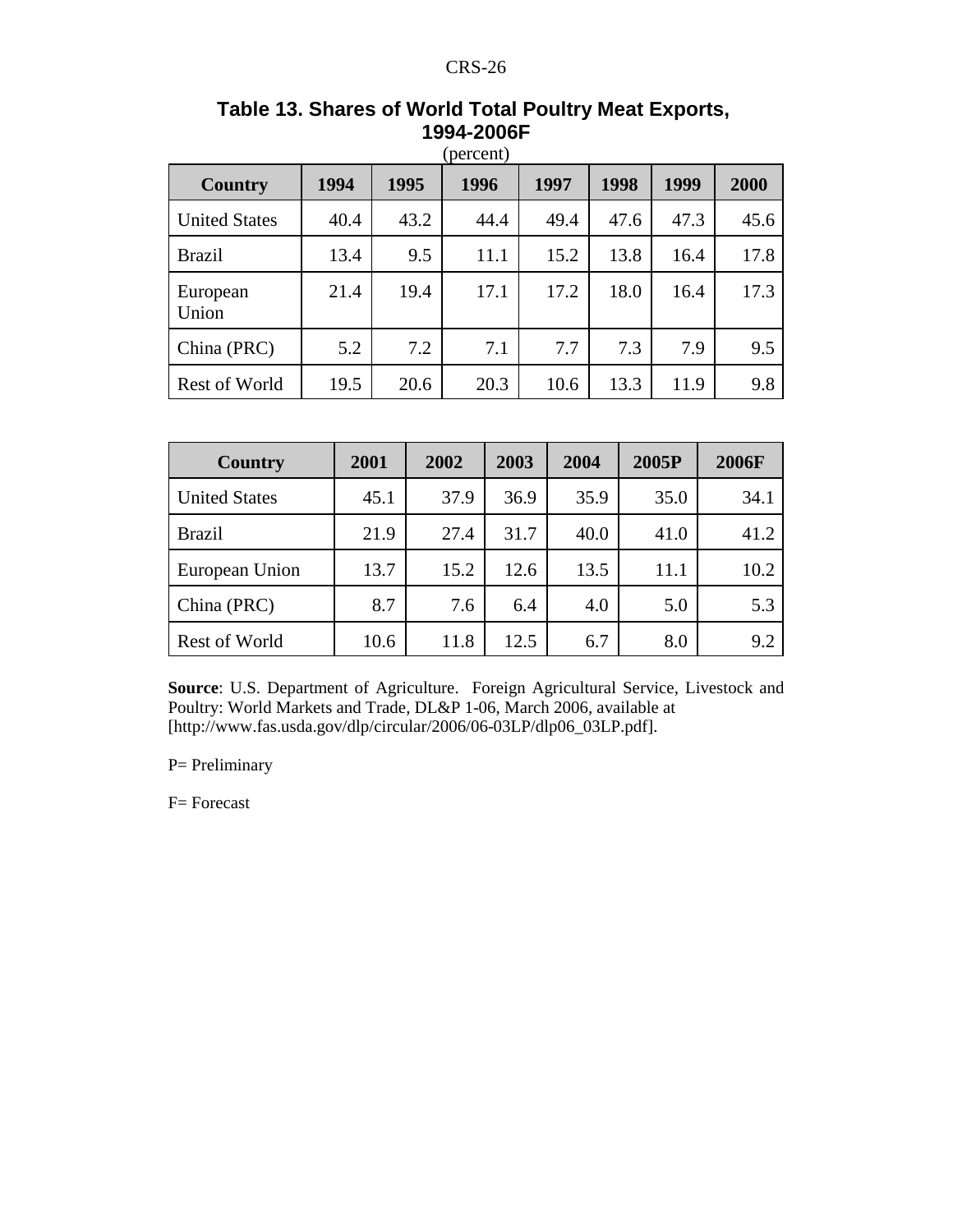**Table 13. Shares of World Total Poultry Meat Exports, 1994-2006F**

(percent)

| Country | 1994 | 1995 | 1996 | 1997 | 1998 | 1999 | 2000 |
|---|---|---|---|---|---|---|---|
| United States | 40.4 | 43.2 | 44.4 | 49.4 | 47.6 | 47.3 | 45.6 |
| Brazil | 13.4 | 9.5 | 11.1 | 15.2 | 13.8 | 16.4 | 17.8 |
| European Union | 21.4 | 19.4 | 17.1 | 17.2 | 18.0 | 16.4 | 17.3 |
| China (PRC) | 5.2 | 7.2 | 7.1 | 7.7 | 7.3 | 7.9 | 9.5 |
| Rest of World | 19.5 | 20.6 | 20.3 | 10.6 | 13.3 | 11.9 | 9.8 |

| Country | 2001 | 2002 | 2003 | 2004 | 2005P | 2006F |
|---|---|---|---|---|---|---|
| United States | 45.1 | 37.9 | 36.9 | 35.9 | 35.0 | 34.1 |
| Brazil | 21.9 | 27.4 | 31.7 | 40.0 | 41.0 | 41.2 |
| European Union | 13.7 | 15.2 | 12.6 | 13.5 | 11.1 | 10.2 |
| China (PRC) | 8.7 | 7.6 | 6.4 | 4.0 | 5.0 | 5.3 |
| Rest of World | 10.6 | 11.8 | 12.5 | 6.7 | 8.0 | 9.2 |

**Source**: U.S. Department of Agriculture. Foreign Agricultural Service, Livestock and Poultry: World Markets and Trade, DL&P 1-06, March 2006, available at [http://www.fas.usda.gov/dlp/circular/2006/06-03LP/dlp06_03LP.pdf].

P= Preliminary

F= Forecast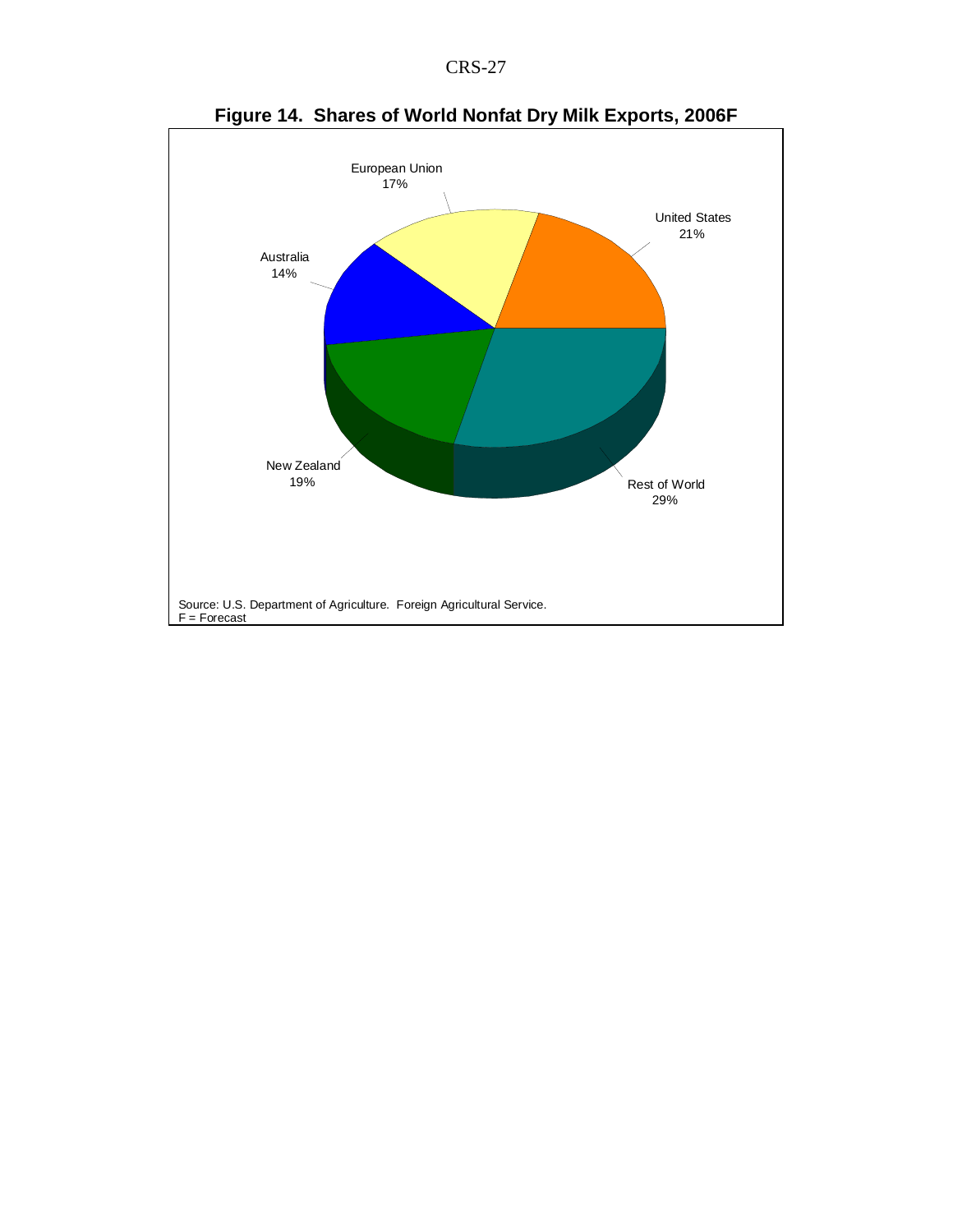**Figure 14. Shares of World Nonfat Dry Milk Exports, 2006F**

European Union
17%

United States
21%

Australia
14%

New Zealand
19%

Rest of World
29%

Source: U.S. Department of Agriculture. Foreign Agricultural Service.
F = Forecast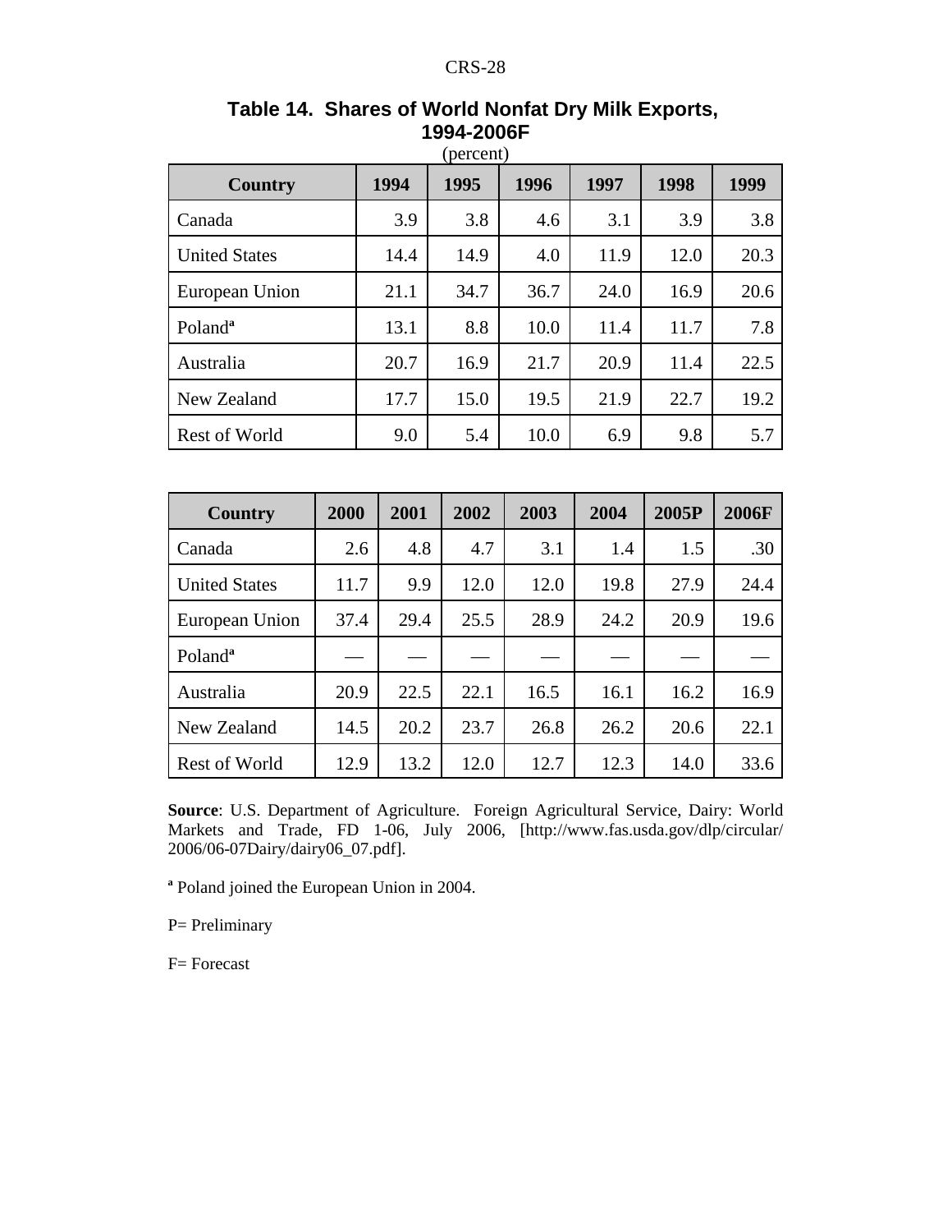**Table 14. Shares of World Nonfat Dry Milk Exports, 1994-2006F**

(percent)

| Country | 1994 | 1995 | 1996 | 1997 | 1998 | 1999 |
|---|---|---|---|---|---|---|
| Canada | 3.9 | 3.8 | 4.6 | 3.1 | 3.9 | 3.8 |
| United States | 14.4 | 14.9 | 4.0 | 11.9 | 12.0 | 20.3 |
| European Union | 21.1 | 34.7 | 36.7 | 24.0 | 16.9 | 20.6 |
| Poland[a] | 13.1 | 8.8 | 10.0 | 11.4 | 11.7 | 7.8 |
| Australia | 20.7 | 16.9 | 21.7 | 20.9 | 11.4 | 22.5 |
| New Zealand | 17.7 | 15.0 | 19.5 | 21.9 | 22.7 | 19.2 |
| Rest of World | 9.0 | 5.4 | 10.0 | 6.9 | 9.8 | 5.7 |

| Country | 2000 | 2001 | 2002 | 2003 | 2004 | 2005P | 2006F |
|---|---|---|---|---|---|---|---|
| Canada | 2.6 | 4.8 | 4.7 | 3.1 | 1.4 | 1.5 | .30 |
| United States | 11.7 | 9.9 | 12.0 | 12.0 | 19.8 | 27.9 | 24.4 |
| European Union | 37.4 | 29.4 | 25.5 | 28.9 | 24.2 | 20.9 | 19.6 |
| Poland[a] | — | — | — | — | — | — | — |
| Australia | 20.9 | 22.5 | 22.1 | 16.5 | 16.1 | 16.2 | 16.9 |
| New Zealand | 14.5 | 20.2 | 23.7 | 26.8 | 26.2 | 20.6 | 22.1 |
| Rest of World | 12.9 | 13.2 | 12.0 | 12.7 | 12.3 | 14.0 | 33.6 |

**Source**: U.S. Department of Agriculture. Foreign Agricultural Service, Dairy: World Markets and Trade, FD 1-06, July 2006, [http://www.fas.usda.gov/dlp/circular/2006/06-07Dairy/dairy06_07.pdf].

[a] Poland joined the European Union in 2004.

P= Preliminary

F= Forecast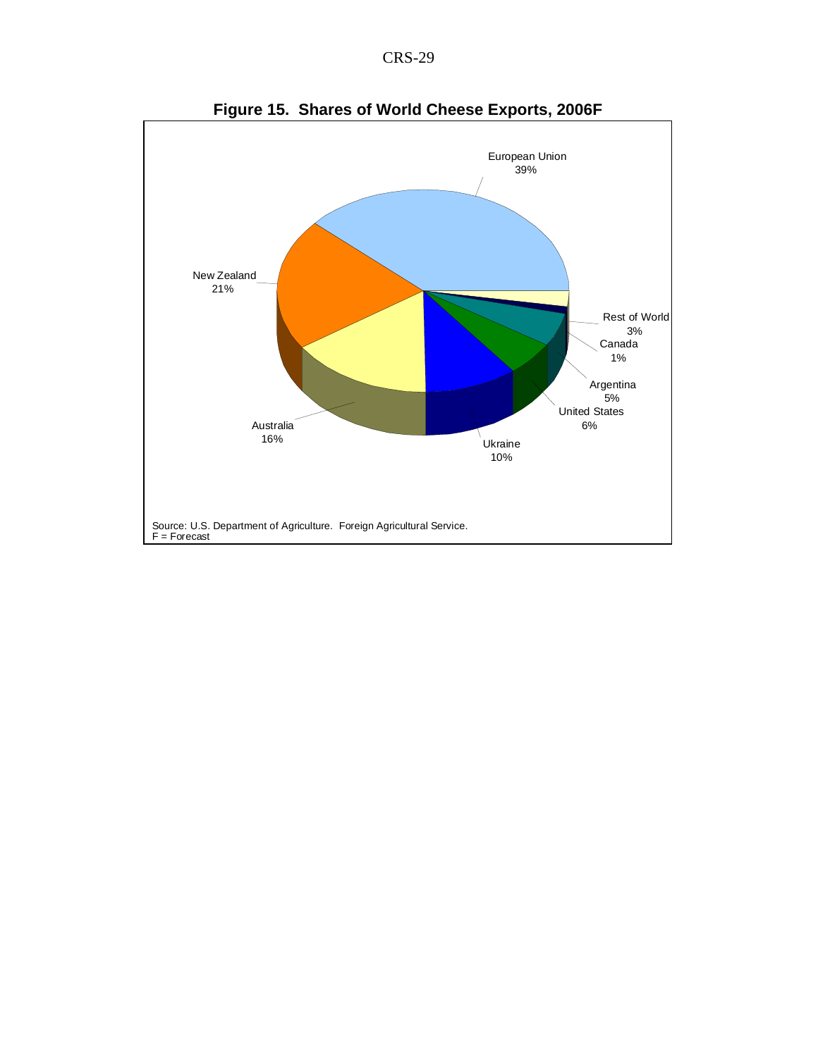**Figure 15. Shares of World Cheese Exports, 2006F**

European Union 39%

New Zealand 21%

Australia 16%

Ukraine 10%

United States 6%

Argentina 5%

Canada 1%

Rest of World 3%

Source: U.S. Department of Agriculture. Foreign Agricultural Service.
F = Forecast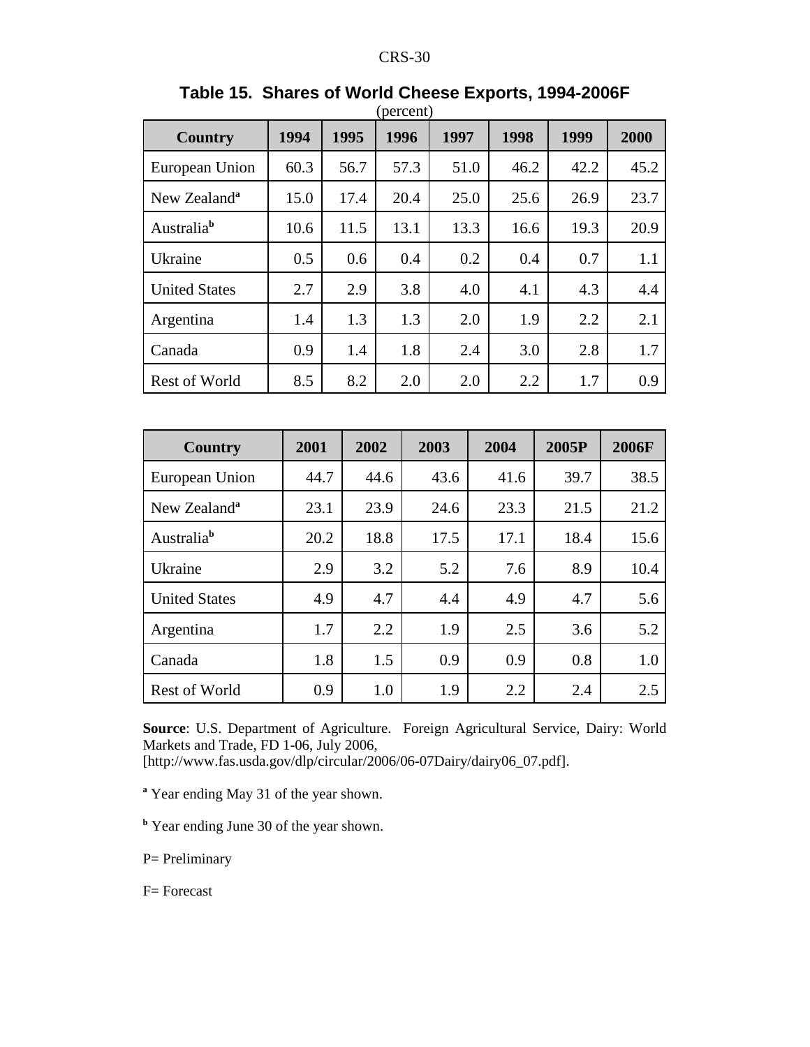**Table 15. Shares of World Cheese Exports, 1994-2006F**

(percent)

| Country | 1994 | 1995 | 1996 | 1997 | 1998 | 1999 | 2000 |
|---|---|---|---|---|---|---|---|
| European Union | 60.3 | 56.7 | 57.3 | 51.0 | 46.2 | 42.2 | 45.2 |
| New Zealand[a] | 15.0 | 17.4 | 20.4 | 25.0 | 25.6 | 26.9 | 23.7 |
| Australia[b] | 10.6 | 11.5 | 13.1 | 13.3 | 16.6 | 19.3 | 20.9 |
| Ukraine | 0.5 | 0.6 | 0.4 | 0.2 | 0.4 | 0.7 | 1.1 |
| United States | 2.7 | 2.9 | 3.8 | 4.0 | 4.1 | 4.3 | 4.4 |
| Argentina | 1.4 | 1.3 | 1.3 | 2.0 | 1.9 | 2.2 | 2.1 |
| Canada | 0.9 | 1.4 | 1.8 | 2.4 | 3.0 | 2.8 | 1.7 |
| Rest of World | 8.5 | 8.2 | 2.0 | 2.0 | 2.2 | 1.7 | 0.9 |

| Country | 2001 | 2002 | 2003 | 2004 | 2005P | 2006F |
|---|---|---|---|---|---|---|
| European Union | 44.7 | 44.6 | 43.6 | 41.6 | 39.7 | 38.5 |
| New Zealand[a] | 23.1 | 23.9 | 24.6 | 23.3 | 21.5 | 21.2 |
| Australia[b] | 20.2 | 18.8 | 17.5 | 17.1 | 18.4 | 15.6 |
| Ukraine | 2.9 | 3.2 | 5.2 | 7.6 | 8.9 | 10.4 |
| United States | 4.9 | 4.7 | 4.4 | 4.9 | 4.7 | 5.6 |
| Argentina | 1.7 | 2.2 | 1.9 | 2.5 | 3.6 | 5.2 |
| Canada | 1.8 | 1.5 | 0.9 | 0.9 | 0.8 | 1.0 |
| Rest of World | 0.9 | 1.0 | 1.9 | 2.2 | 2.4 | 2.5 |

**Source**: U.S. Department of Agriculture. Foreign Agricultural Service, Dairy: World Markets and Trade, FD 1-06, July 2006, [http://www.fas.usda.gov/dlp/circular/2006/06-07Dairy/dairy06_07.pdf].

[a] Year ending May 31 of the year shown.

[b] Year ending June 30 of the year shown.

P= Preliminary

F= Forecast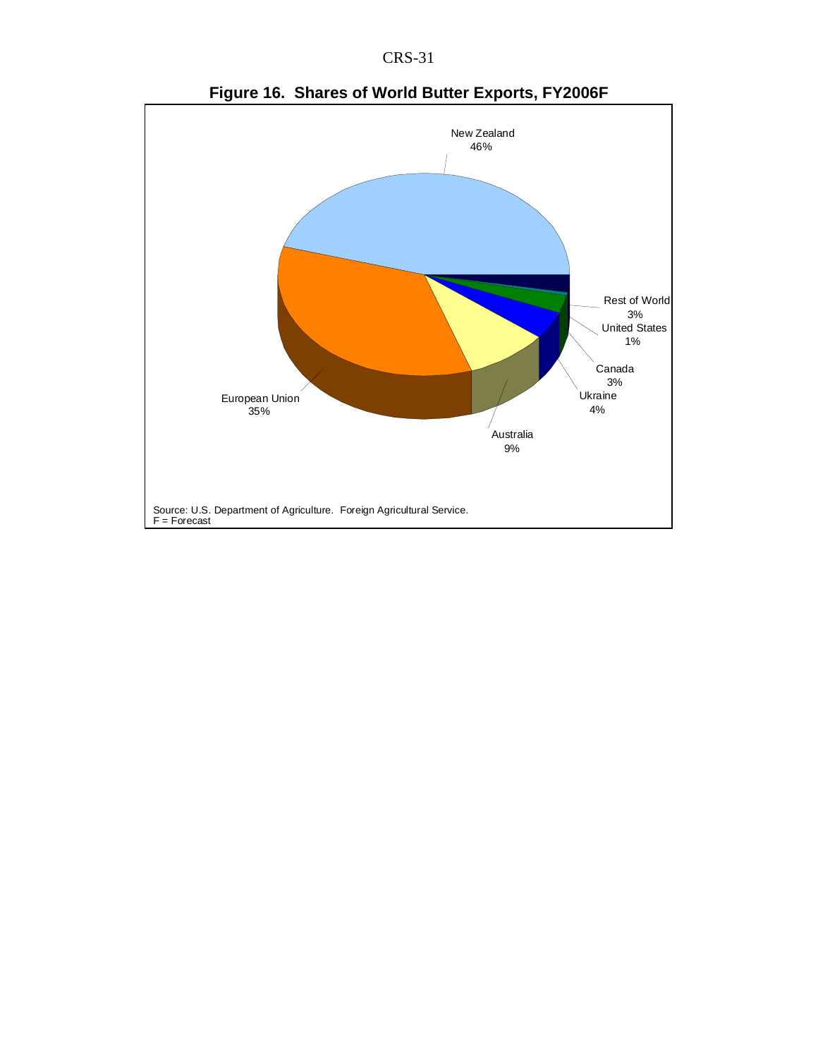**Figure 16. Shares of World Butter Exports, FY2006F**

New Zealand 46%

European Union 35%

Australia 9%

Ukraine 4%

Canada 3%

United States 1%

Rest of World 3%

Source: U.S. Department of Agriculture. Foreign Agricultural Service.
F = Forecast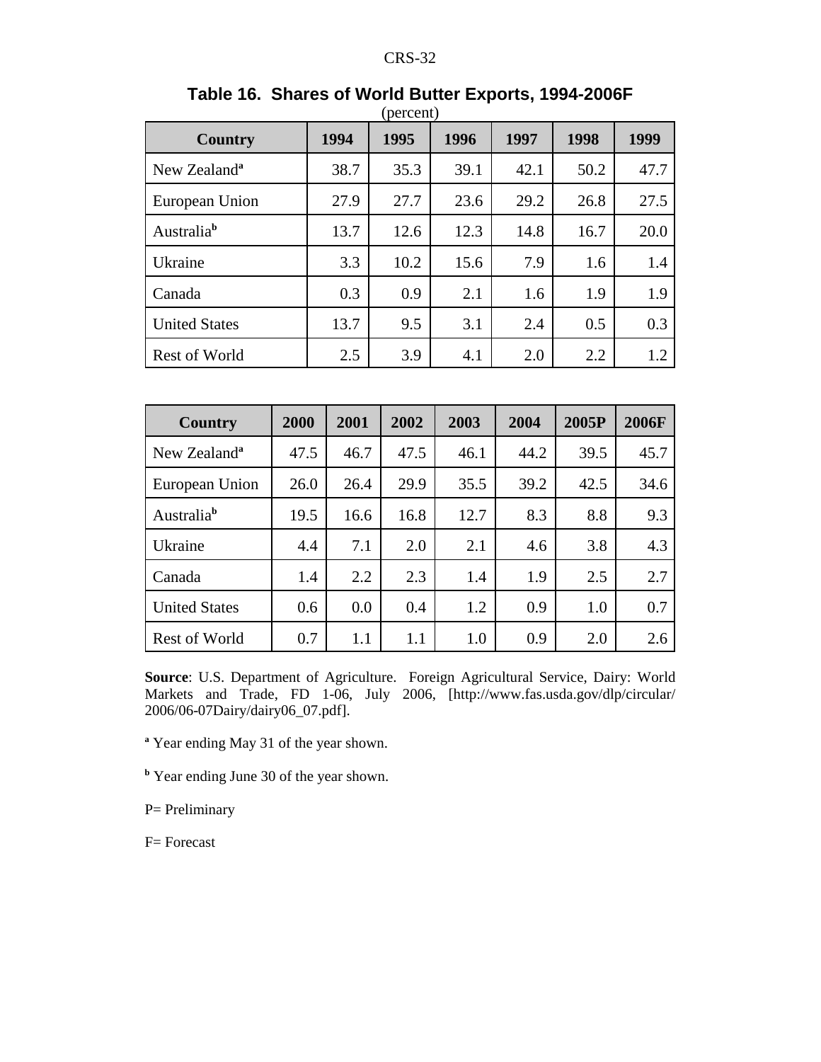**Table 16. Shares of World Butter Exports, 1994-2006F**

(percent)

| Country | 1994 | 1995 | 1996 | 1997 | 1998 | 1999 |
|---|---|---|---|---|---|---|
| New Zealand[a] | 38.7 | 35.3 | 39.1 | 42.1 | 50.2 | 47.7 |
| European Union | 27.9 | 27.7 | 23.6 | 29.2 | 26.8 | 27.5 |
| Australia[b] | 13.7 | 12.6 | 12.3 | 14.8 | 16.7 | 20.0 |
| Ukraine | 3.3 | 10.2 | 15.6 | 7.9 | 1.6 | 1.4 |
| Canada | 0.3 | 0.9 | 2.1 | 1.6 | 1.9 | 1.9 |
| United States | 13.7 | 9.5 | 3.1 | 2.4 | 0.5 | 0.3 |
| Rest of World | 2.5 | 3.9 | 4.1 | 2.0 | 2.2 | 1.2 |

| Country | 2000 | 2001 | 2002 | 2003 | 2004 | 2005P | 2006F |
|---|---|---|---|---|---|---|---|
| New Zealand[a] | 47.5 | 46.7 | 47.5 | 46.1 | 44.2 | 39.5 | 45.7 |
| European Union | 26.0 | 26.4 | 29.9 | 35.5 | 39.2 | 42.5 | 34.6 |
| Australia[b] | 19.5 | 16.6 | 16.8 | 12.7 | 8.3 | 8.8 | 9.3 |
| Ukraine | 4.4 | 7.1 | 2.0 | 2.1 | 4.6 | 3.8 | 4.3 |
| Canada | 1.4 | 2.2 | 2.3 | 1.4 | 1.9 | 2.5 | 2.7 |
| United States | 0.6 | 0.0 | 0.4 | 1.2 | 0.9 | 1.0 | 0.7 |
| Rest of World | 0.7 | 1.1 | 1.1 | 1.0 | 0.9 | 2.0 | 2.6 |

**Source**: U.S. Department of Agriculture. Foreign Agricultural Service, Dairy: World Markets and Trade, FD 1-06, July 2006, [http://www.fas.usda.gov/dlp/circular/2006/06-07Dairy/dairy06_07.pdf].

[a] Year ending May 31 of the year shown.

[b] Year ending June 30 of the year shown.

P= Preliminary

F= Forecast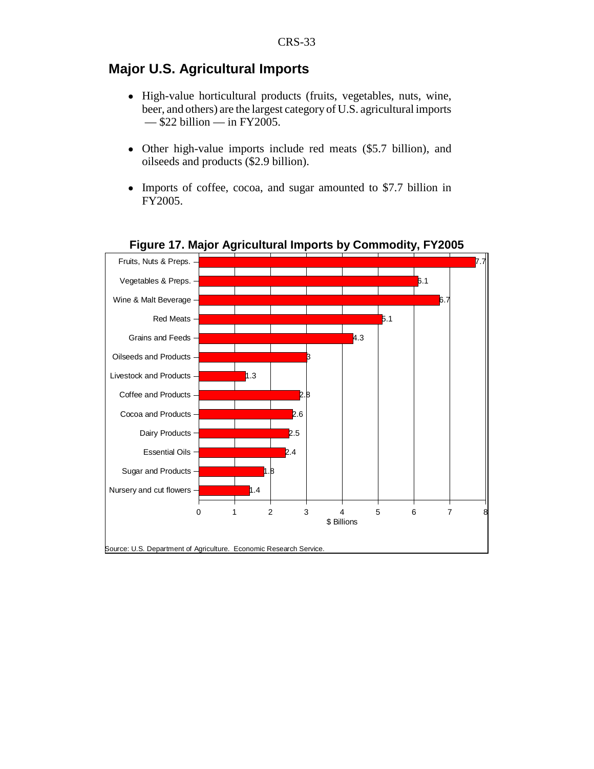## Major U.S. Agricultural Imports

- High-value horticultural products (fruits, vegetables, nuts, wine, beer, and others) are the largest category of U.S. agricultural imports — $22 billion — in FY2005.
- Other high-value imports include red meats ($5.7 billion), and oilseeds and products ($2.9 billion).
- Imports of coffee, cocoa, and sugar amounted to $7.7 billion in FY2005.

**Figure 17. Major Agricultural Imports by Commodity, FY2005**

| Commodity | $ Billions |
|---|---|
| Fruits, Nuts & Preps. | 7.7 |
| Vegetables & Preps. | 6.1 |
| Wine & Malt Beverage | 6.7 |
| Red Meats | 5.1 |
| Grains and Feeds | 4.3 |
| Oilseeds and Products | 3 |
| Livestock and Products | 1.3 |
| Coffee and Products | 2.8 |
| Cocoa and Products | 2.6 |
| Dairy Products | 2.5 |
| Essential Oils | 2.4 |
| Sugar and Products | 1.8 |
| Nursery and cut flowers | 1.4 |

Source: U.S. Department of Agriculture. Economic Research Service.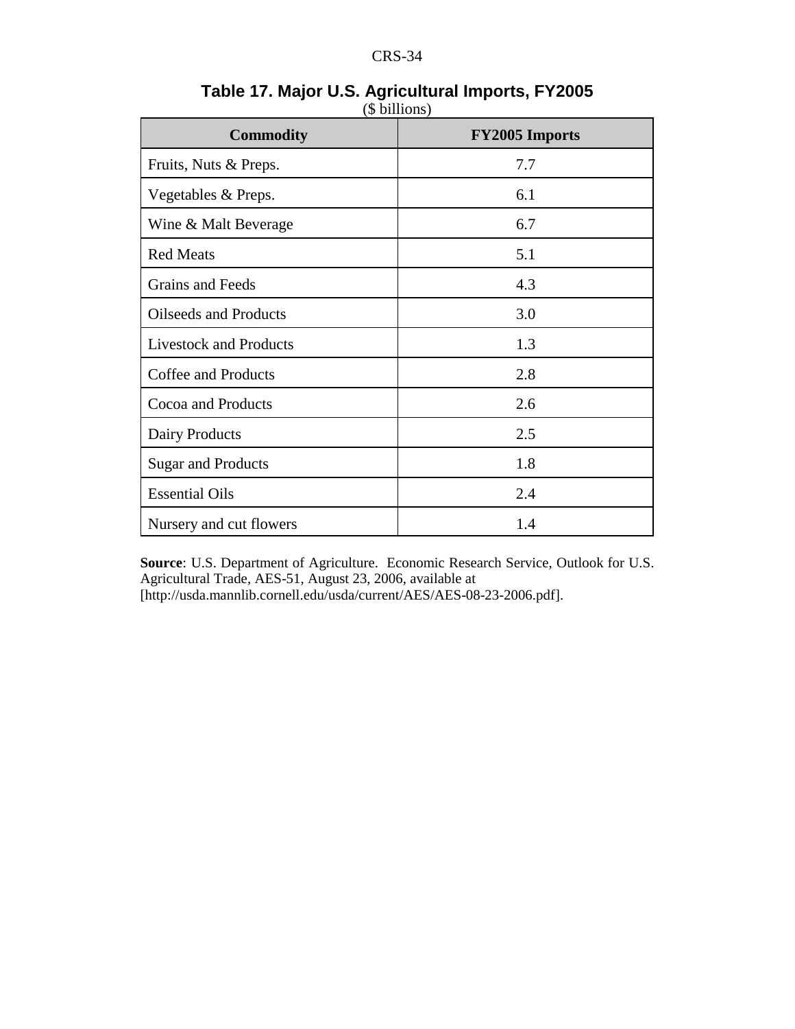**Table 17. Major U.S. Agricultural Imports, FY2005**
($ billions)

| Commodity | FY2005 Imports |
|---|---|
| Fruits, Nuts & Preps. | 7.7 |
| Vegetables & Preps. | 6.1 |
| Wine & Malt Beverage | 6.7 |
| Red Meats | 5.1 |
| Grains and Feeds | 4.3 |
| Oilseeds and Products | 3.0 |
| Livestock and Products | 1.3 |
| Coffee and Products | 2.8 |
| Cocoa and Products | 2.6 |
| Dairy Products | 2.5 |
| Sugar and Products | 1.8 |
| Essential Oils | 2.4 |
| Nursery and cut flowers | 1.4 |

**Source**: U.S. Department of Agriculture. Economic Research Service, Outlook for U.S. Agricultural Trade, AES-51, August 23, 2006, available at [http://usda.mannlib.cornell.edu/usda/current/AES/AES-08-23-2006.pdf].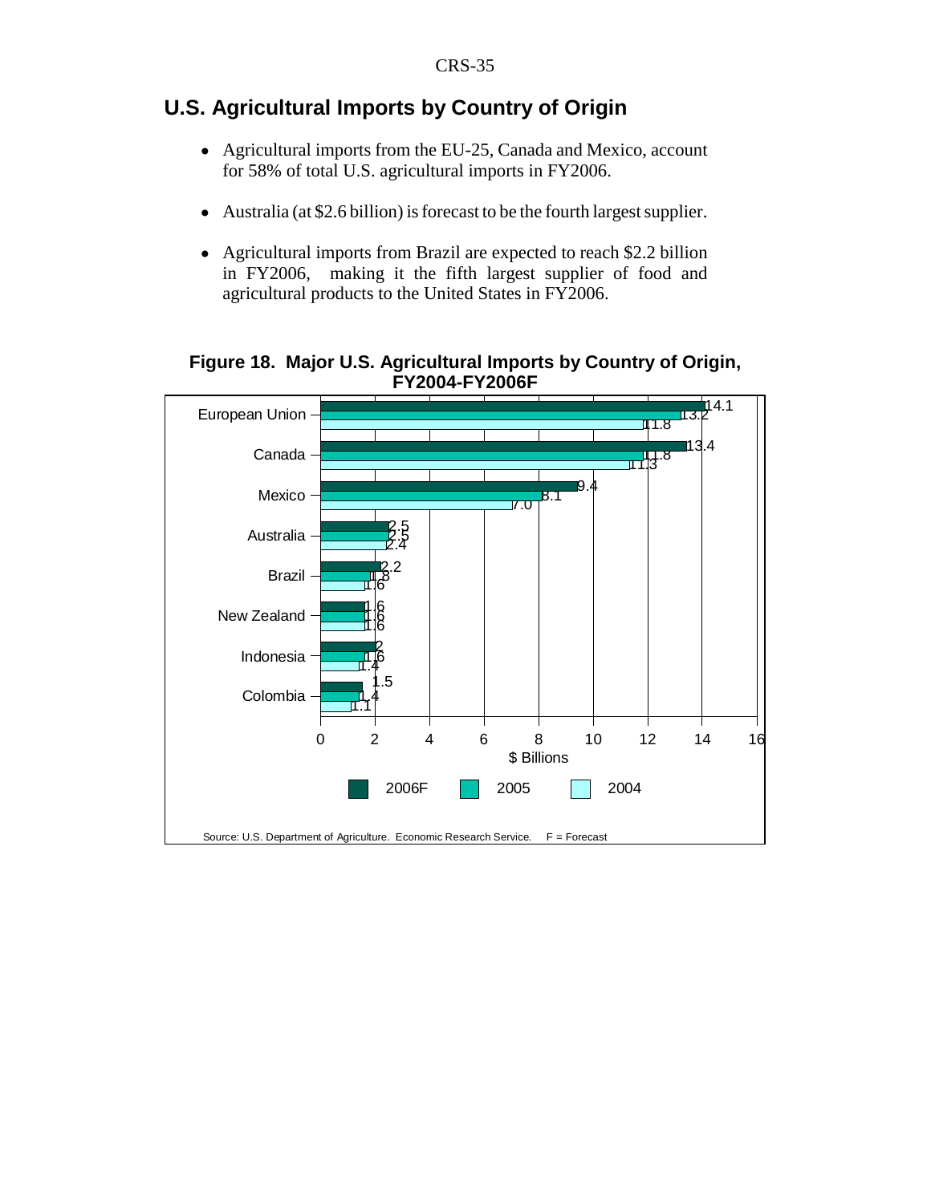## U.S. Agricultural Imports by Country of Origin

- Agricultural imports from the EU-25, Canada and Mexico, account for 58% of total U.S. agricultural imports in FY2006.
- Australia (at $2.6 billion) is forecast to be the fourth largest supplier.
- Agricultural imports from Brazil are expected to reach $2.2 billion in FY2006, making it the fifth largest supplier of food and agricultural products to the United States in FY2006.

**Figure 18. Major U.S. Agricultural Imports by Country of Origin, FY2004-FY2006F**

| Country | 2006F | 2005 | 2004 |
|---|---|---|---|
| European Union | 14.1 | 13.2 | 11.8 |
| Canada | 13.4 | 11.8 | 11.3 |
| Mexico | 9.4 | 8.1 | 7.0 |
| Australia | 2.5 | 2.5 | 2.4 |
| Brazil | 2.2 | 1.8 | 1.6 |
| New Zealand | 1.6 | 1.6 | 1.6 |
| Indonesia | 2 | 1.6 | 1.4 |
| Colombia | 1.5 | 1.4 | 1.1 |

$ Billions

Source: U.S. Department of Agriculture. Economic Research Service. F = Forecast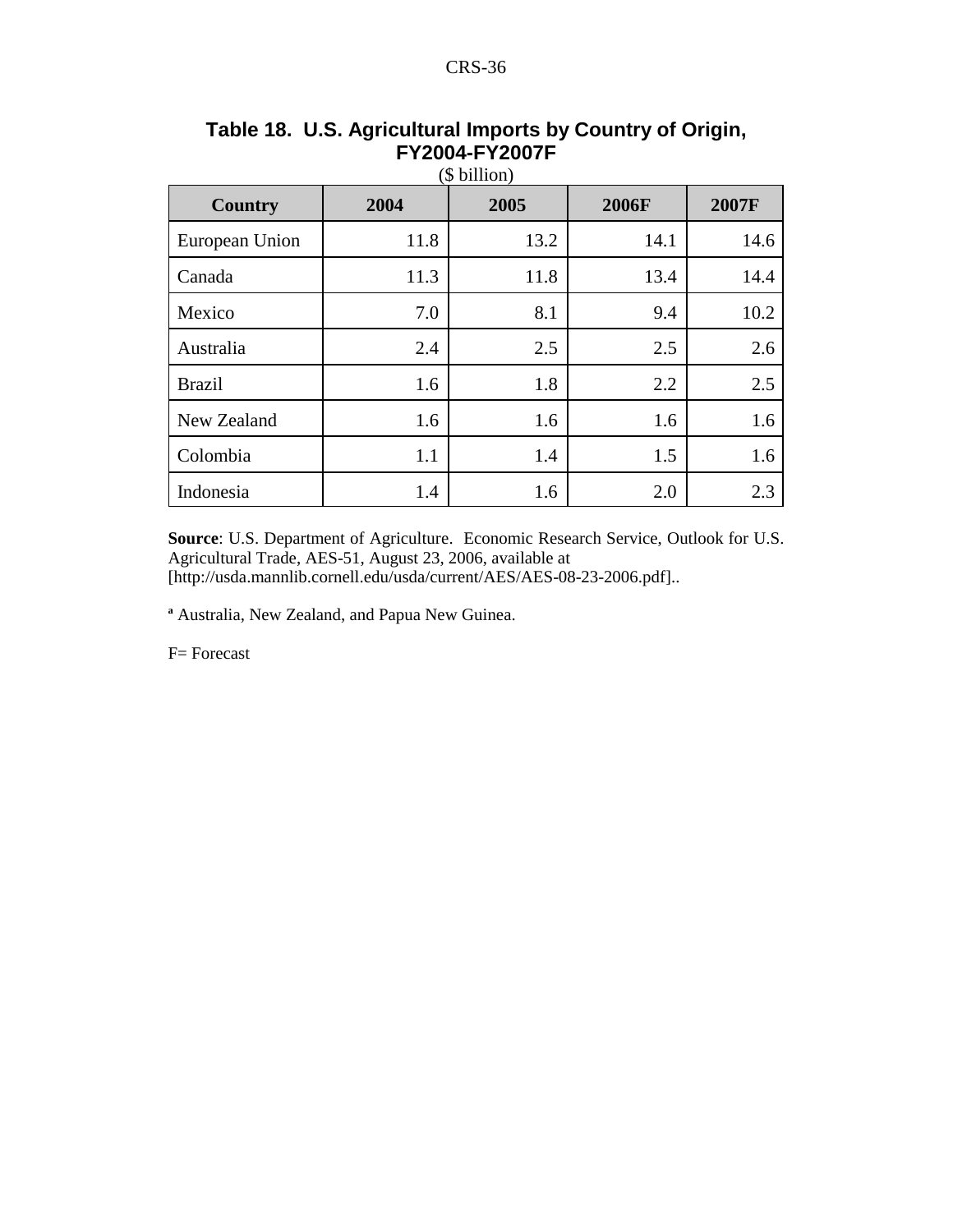## Table 18. U.S. Agricultural Imports by Country of Origin, FY2004-FY2007F

($ billion)

| Country | 2004 | 2005 | 2006F | 2007F |
|---|---|---|---|---|
| European Union | 11.8 | 13.2 | 14.1 | 14.6 |
| Canada | 11.3 | 11.8 | 13.4 | 14.4 |
| Mexico | 7.0 | 8.1 | 9.4 | 10.2 |
| Australia | 2.4 | 2.5 | 2.5 | 2.6 |
| Brazil | 1.6 | 1.8 | 2.2 | 2.5 |
| New Zealand | 1.6 | 1.6 | 1.6 | 1.6 |
| Colombia | 1.1 | 1.4 | 1.5 | 1.6 |
| Indonesia | 1.4 | 1.6 | 2.0 | 2.3 |

**Source**: U.S. Department of Agriculture. Economic Research Service, Outlook for U.S. Agricultural Trade, AES-51, August 23, 2006, available at [http://usda.mannlib.cornell.edu/usda/current/AES/AES-08-23-2006.pdf]..

[a] Australia, New Zealand, and Papua New Guinea.

F= Forecast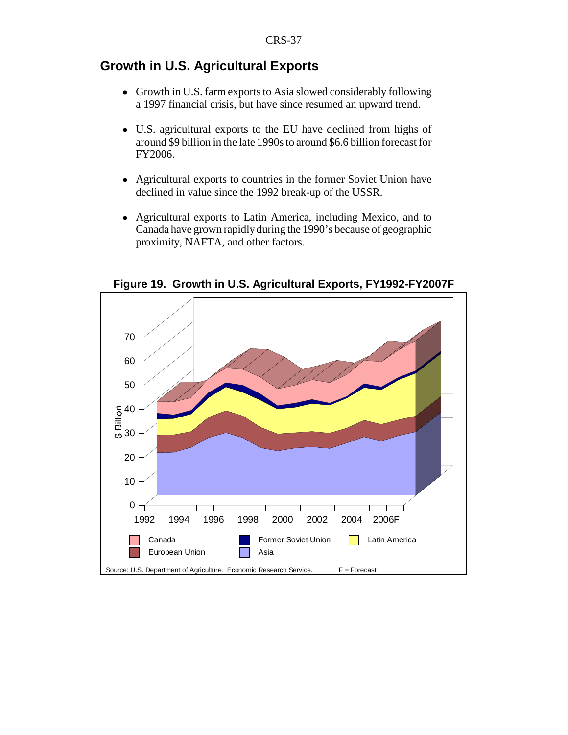## Growth in U.S. Agricultural Exports

- Growth in U.S. farm exports to Asia slowed considerably following a 1997 financial crisis, but have since resumed an upward trend.
- U.S. agricultural exports to the EU have declined from highs of around $9 billion in the late 1990s to around $6.6 billion forecast for FY2006.
- Agricultural exports to countries in the former Soviet Union have declined in value since the 1992 break-up of the USSR.
- Agricultural exports to Latin America, including Mexico, and to Canada have grown rapidly during the 1990's because of geographic proximity, NAFTA, and other factors.

**Figure 19. Growth in U.S. Agricultural Exports, FY1992-FY2007F**

Source: U.S. Department of Agriculture. Economic Research Service. F = Forecast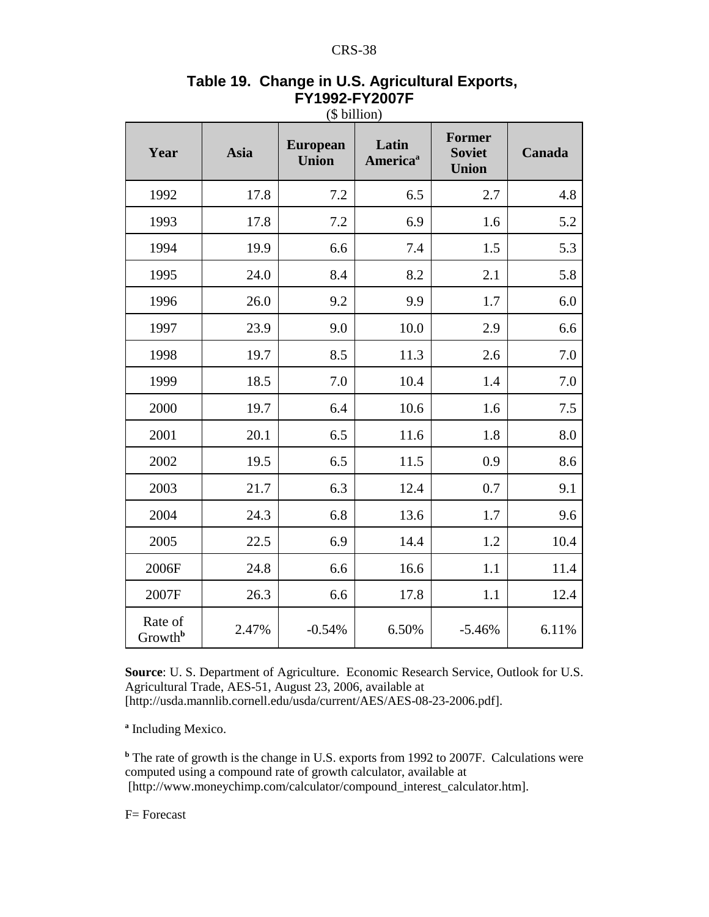**Table 19. Change in U.S. Agricultural Exports, FY1992-FY2007F**

($ billion)

| Year | Asia | European Union | Latin America[a] | Former Soviet Union | Canada |
|---|---|---|---|---|---|
| 1992 | 17.8 | 7.2 | 6.5 | 2.7 | 4.8 |
| 1993 | 17.8 | 7.2 | 6.9 | 1.6 | 5.2 |
| 1994 | 19.9 | 6.6 | 7.4 | 1.5 | 5.3 |
| 1995 | 24.0 | 8.4 | 8.2 | 2.1 | 5.8 |
| 1996 | 26.0 | 9.2 | 9.9 | 1.7 | 6.0 |
| 1997 | 23.9 | 9.0 | 10.0 | 2.9 | 6.6 |
| 1998 | 19.7 | 8.5 | 11.3 | 2.6 | 7.0 |
| 1999 | 18.5 | 7.0 | 10.4 | 1.4 | 7.0 |
| 2000 | 19.7 | 6.4 | 10.6 | 1.6 | 7.5 |
| 2001 | 20.1 | 6.5 | 11.6 | 1.8 | 8.0 |
| 2002 | 19.5 | 6.5 | 11.5 | 0.9 | 8.6 |
| 2003 | 21.7 | 6.3 | 12.4 | 0.7 | 9.1 |
| 2004 | 24.3 | 6.8 | 13.6 | 1.7 | 9.6 |
| 2005 | 22.5 | 6.9 | 14.4 | 1.2 | 10.4 |
| 2006F | 24.8 | 6.6 | 16.6 | 1.1 | 11.4 |
| 2007F | 26.3 | 6.6 | 17.8 | 1.1 | 12.4 |
| Rate of Growth[b] | 2.47% | -0.54% | 6.50% | -5.46% | 6.11% |

**Source**: U. S. Department of Agriculture. Economic Research Service, Outlook for U.S. Agricultural Trade, AES-51, August 23, 2006, available at [http://usda.mannlib.cornell.edu/usda/current/AES/AES-08-23-2006.pdf].

[a] Including Mexico.

[b] The rate of growth is the change in U.S. exports from 1992 to 2007F. Calculations were computed using a compound rate of growth calculator, available at [http://www.moneychimp.com/calculator/compound_interest_calculator.htm].

F= Forecast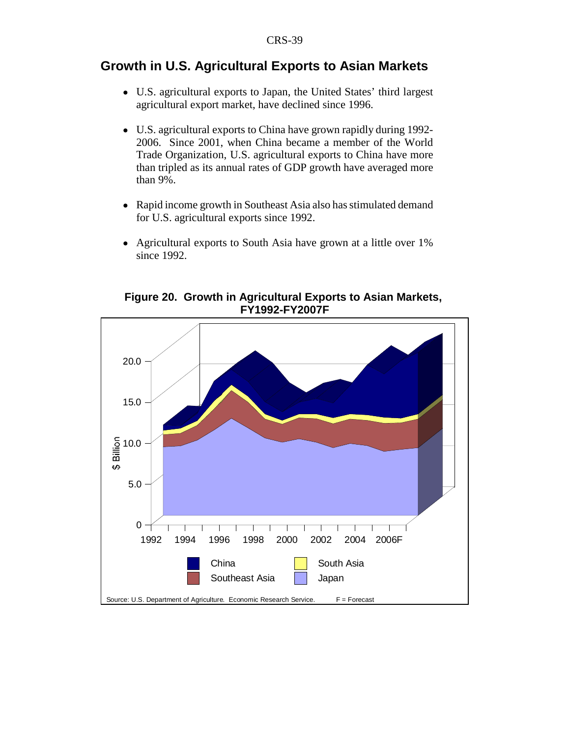## Growth in U.S. Agricultural Exports to Asian Markets

- U.S. agricultural exports to Japan, the United States' third largest agricultural export market, have declined since 1996.
- U.S. agricultural exports to China have grown rapidly during 1992-2006. Since 2001, when China became a member of the World Trade Organization, U.S. agricultural exports to China have more than tripled as its annual rates of GDP growth have averaged more than 9%.
- Rapid income growth in Southeast Asia also has stimulated demand for U.S. agricultural exports since 1992.
- Agricultural exports to South Asia have grown at a little over 1% since 1992.

**Figure 20. Growth in Agricultural Exports to Asian Markets, FY1992-FY2007F**

Source: U.S. Department of Agriculture. Economic Research Service. F = Forecast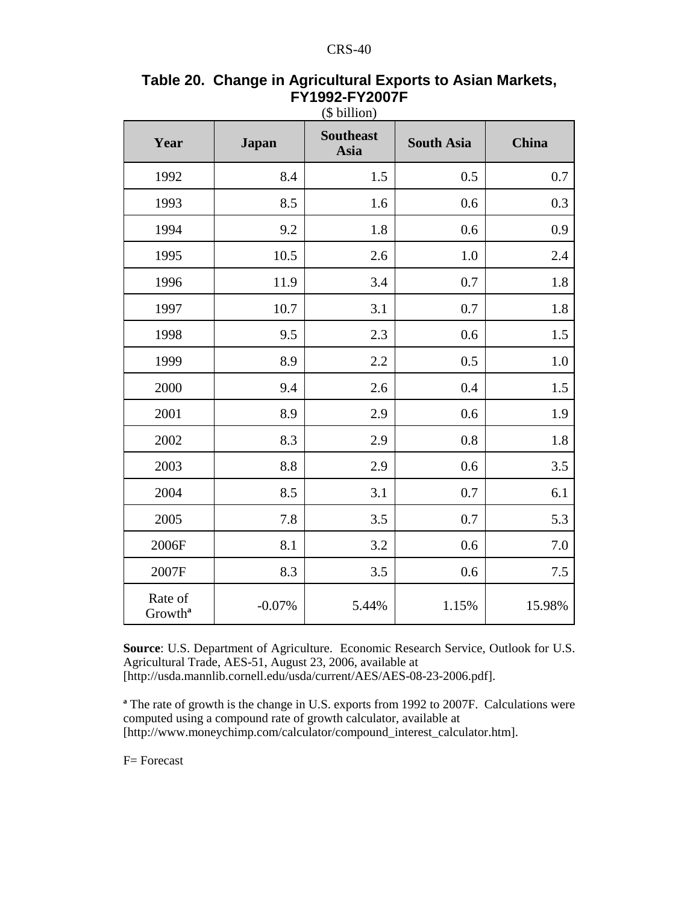**Table 20. Change in Agricultural Exports to Asian Markets, FY1992-FY2007F**

($ billion)

| Year | Japan | Southeast Asia | South Asia | China |
|---|---|---|---|---|
| 1992 | 8.4 | 1.5 | 0.5 | 0.7 |
| 1993 | 8.5 | 1.6 | 0.6 | 0.3 |
| 1994 | 9.2 | 1.8 | 0.6 | 0.9 |
| 1995 | 10.5 | 2.6 | 1.0 | 2.4 |
| 1996 | 11.9 | 3.4 | 0.7 | 1.8 |
| 1997 | 10.7 | 3.1 | 0.7 | 1.8 |
| 1998 | 9.5 | 2.3 | 0.6 | 1.5 |
| 1999 | 8.9 | 2.2 | 0.5 | 1.0 |
| 2000 | 9.4 | 2.6 | 0.4 | 1.5 |
| 2001 | 8.9 | 2.9 | 0.6 | 1.9 |
| 2002 | 8.3 | 2.9 | 0.8 | 1.8 |
| 2003 | 8.8 | 2.9 | 0.6 | 3.5 |
| 2004 | 8.5 | 3.1 | 0.7 | 6.1 |
| 2005 | 7.8 | 3.5 | 0.7 | 5.3 |
| 2006F | 8.1 | 3.2 | 0.6 | 7.0 |
| 2007F | 8.3 | 3.5 | 0.6 | 7.5 |
| Rate of Growth[a] | -0.07% | 5.44% | 1.15% | 15.98% |

**Source**: U.S. Department of Agriculture. Economic Research Service, Outlook for U.S. Agricultural Trade, AES-51, August 23, 2006, available at [http://usda.mannlib.cornell.edu/usda/current/AES/AES-08-23-2006.pdf].

[a] The rate of growth is the change in U.S. exports from 1992 to 2007F. Calculations were computed using a compound rate of growth calculator, available at [http://www.moneychimp.com/calculator/compound_interest_calculator.htm].

F= Forecast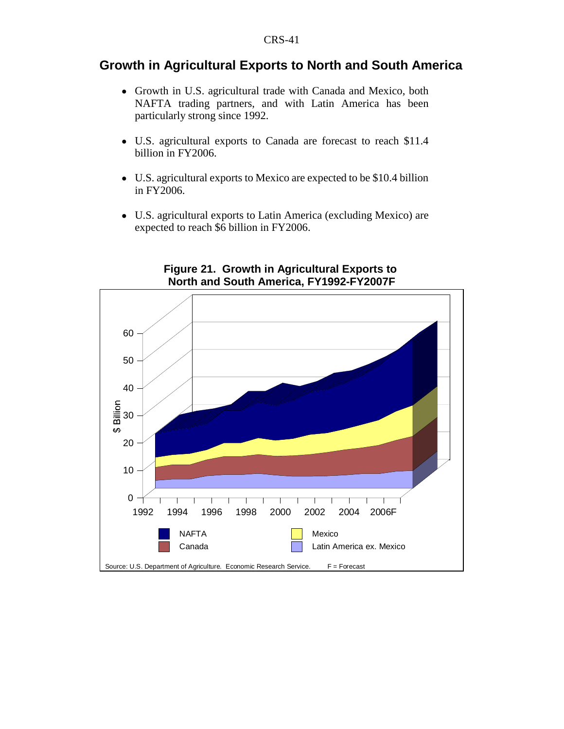## Growth in Agricultural Exports to North and South America

- Growth in U.S. agricultural trade with Canada and Mexico, both NAFTA trading partners, and with Latin America has been particularly strong since 1992.
- U.S. agricultural exports to Canada are forecast to reach $11.4 billion in FY2006.
- U.S. agricultural exports to Mexico are expected to be $10.4 billion in FY2006.
- U.S. agricultural exports to Latin America (excluding Mexico) are expected to reach $6 billion in FY2006.

**Figure 21. Growth in Agricultural Exports to North and South America, FY1992-FY2007F**

Source: U.S. Department of Agriculture. Economic Research Service. F = Forecast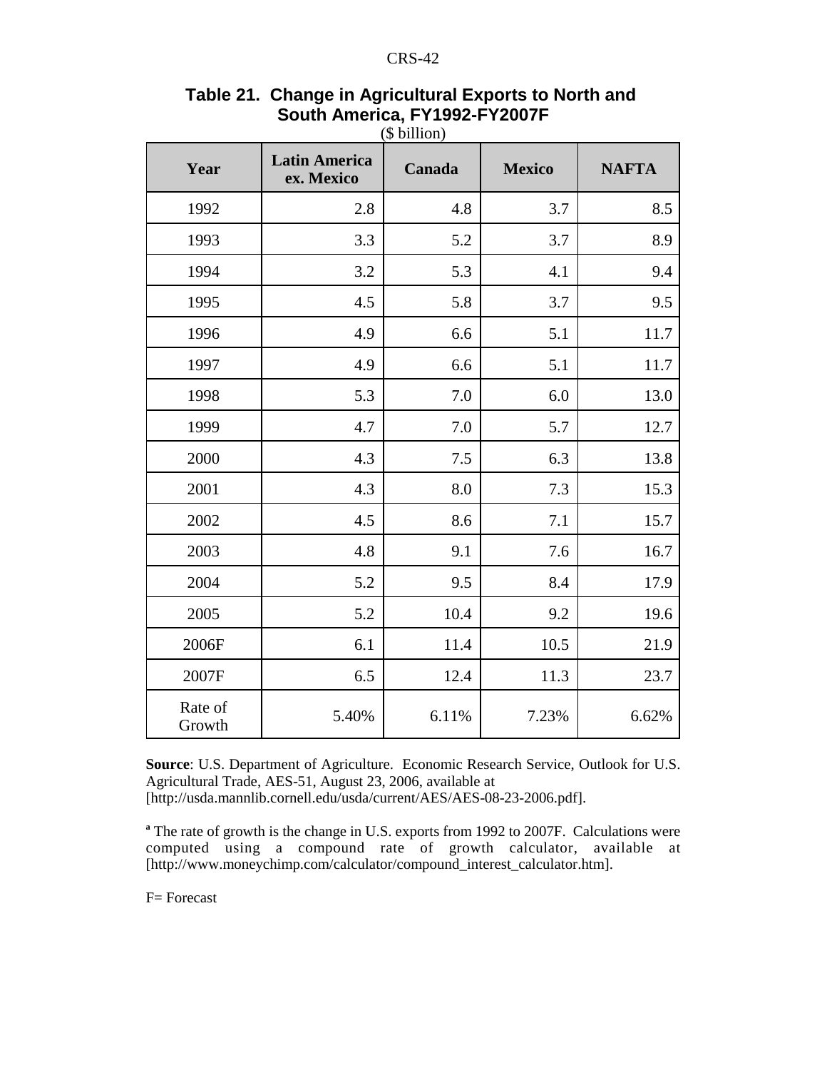**Table 21. Change in Agricultural Exports to North and South America, FY1992-FY2007F**

($ billion)

| Year | Latin America ex. Mexico | Canada | Mexico | NAFTA |
|---|---|---|---|---|
| 1992 | 2.8 | 4.8 | 3.7 | 8.5 |
| 1993 | 3.3 | 5.2 | 3.7 | 8.9 |
| 1994 | 3.2 | 5.3 | 4.1 | 9.4 |
| 1995 | 4.5 | 5.8 | 3.7 | 9.5 |
| 1996 | 4.9 | 6.6 | 5.1 | 11.7 |
| 1997 | 4.9 | 6.6 | 5.1 | 11.7 |
| 1998 | 5.3 | 7.0 | 6.0 | 13.0 |
| 1999 | 4.7 | 7.0 | 5.7 | 12.7 |
| 2000 | 4.3 | 7.5 | 6.3 | 13.8 |
| 2001 | 4.3 | 8.0 | 7.3 | 15.3 |
| 2002 | 4.5 | 8.6 | 7.1 | 15.7 |
| 2003 | 4.8 | 9.1 | 7.6 | 16.7 |
| 2004 | 5.2 | 9.5 | 8.4 | 17.9 |
| 2005 | 5.2 | 10.4 | 9.2 | 19.6 |
| 2006F | 6.1 | 11.4 | 10.5 | 21.9 |
| 2007F | 6.5 | 12.4 | 11.3 | 23.7 |
| Rate of Growth | 5.40% | 6.11% | 7.23% | 6.62% |

**Source**: U.S. Department of Agriculture. Economic Research Service, Outlook for U.S. Agricultural Trade, AES-51, August 23, 2006, available at [http://usda.mannlib.cornell.edu/usda/current/AES/AES-08-23-2006.pdf].

[a] The rate of growth is the change in U.S. exports from 1992 to 2007F. Calculations were computed using a compound rate of growth calculator, available at [http://www.moneychimp.com/calculator/compound_interest_calculator.htm].

F= Forecast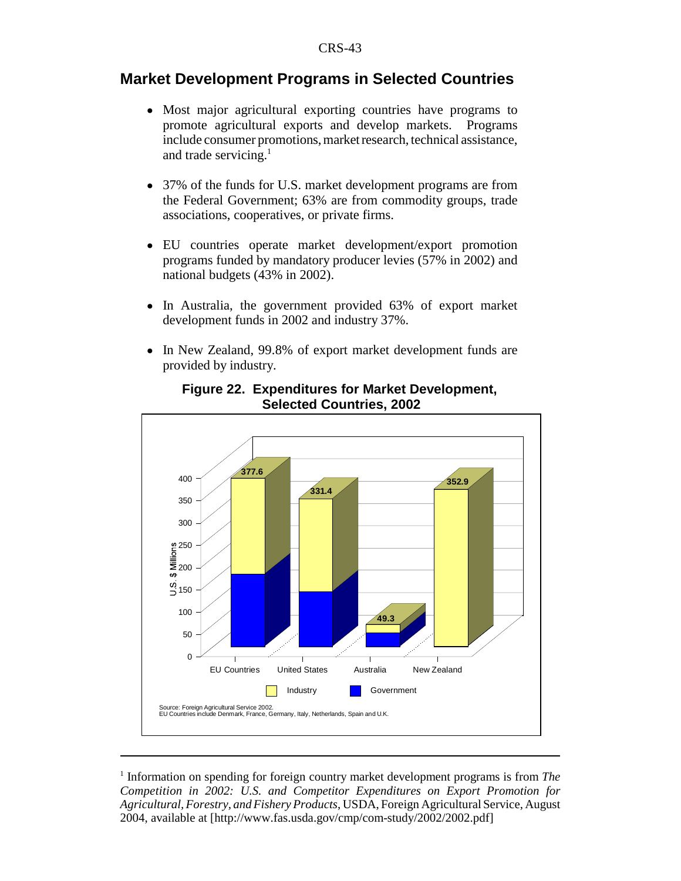## Market Development Programs in Selected Countries

- Most major agricultural exporting countries have programs to promote agricultural exports and develop markets. Programs include consumer promotions, market research, technical assistance, and trade servicing.[1]

- 37% of the funds for U.S. market development programs are from the Federal Government; 63% are from commodity groups, trade associations, cooperatives, or private firms.

- EU countries operate market development/export promotion programs funded by mandatory producer levies (57% in 2002) and national budgets (43% in 2002).

- In Australia, the government provided 63% of export market development funds in 2002 and industry 37%.

- In New Zealand, 99.8% of export market development funds are provided by industry.

**Figure 22. Expenditures for Market Development, Selected Countries, 2002**

| | EU Countries | United States | Australia | New Zealand |
|---|---|---|---|---|
| Total (U.S. $ Millions) | 377.6 | 331.4 | 49.3 | 352.9 |

Industry / Government

Source: Foreign Agricultural Service 2002.
EU Countries include Denmark, France, Germany, Italy, Netherlands, Spain and U.K.

---

[1] Information on spending for foreign country market development programs is from *The Competition in 2002: U.S. and Competitor Expenditures on Export Promotion for Agricultural, Forestry, and Fishery Products*, USDA, Foreign Agricultural Service, August 2004, available at [http://www.fas.usda.gov/cmp/com-study/2002/2002.pdf]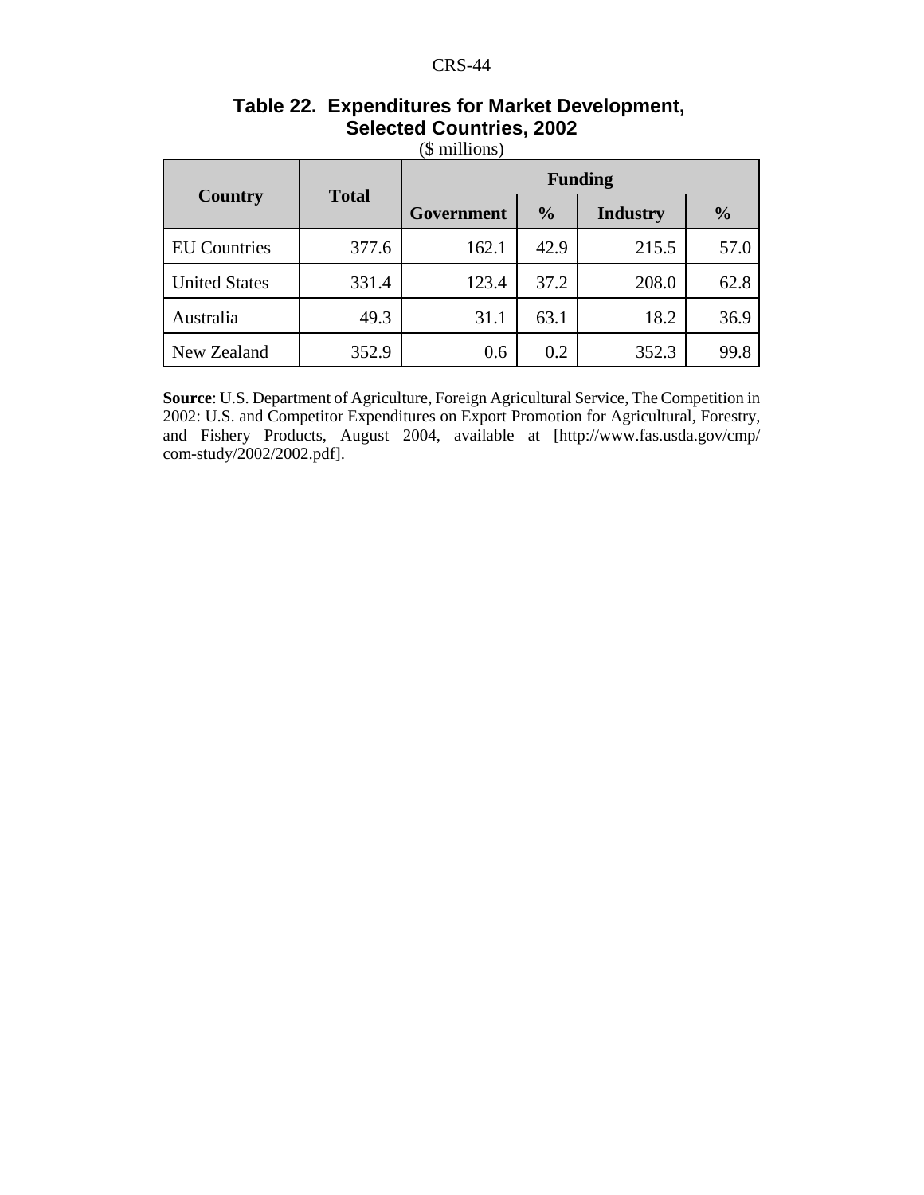**Table 22. Expenditures for Market Development, Selected Countries, 2002**

($ millions)

| Country | Total | Funding | | | |
|---|---|---|---|---|---|
| | | Government | % | Industry | % |
| EU Countries | 377.6 | 162.1 | 42.9 | 215.5 | 57.0 |
| United States | 331.4 | 123.4 | 37.2 | 208.0 | 62.8 |
| Australia | 49.3 | 31.1 | 63.1 | 18.2 | 36.9 |
| New Zealand | 352.9 | 0.6 | 0.2 | 352.3 | 99.8 |

**Source**: U.S. Department of Agriculture, Foreign Agricultural Service, The Competition in 2002: U.S. and Competitor Expenditures on Export Promotion for Agricultural, Forestry, and Fishery Products, August 2004, available at [http://www.fas.usda.gov/cmp/com-study/2002/2002.pdf].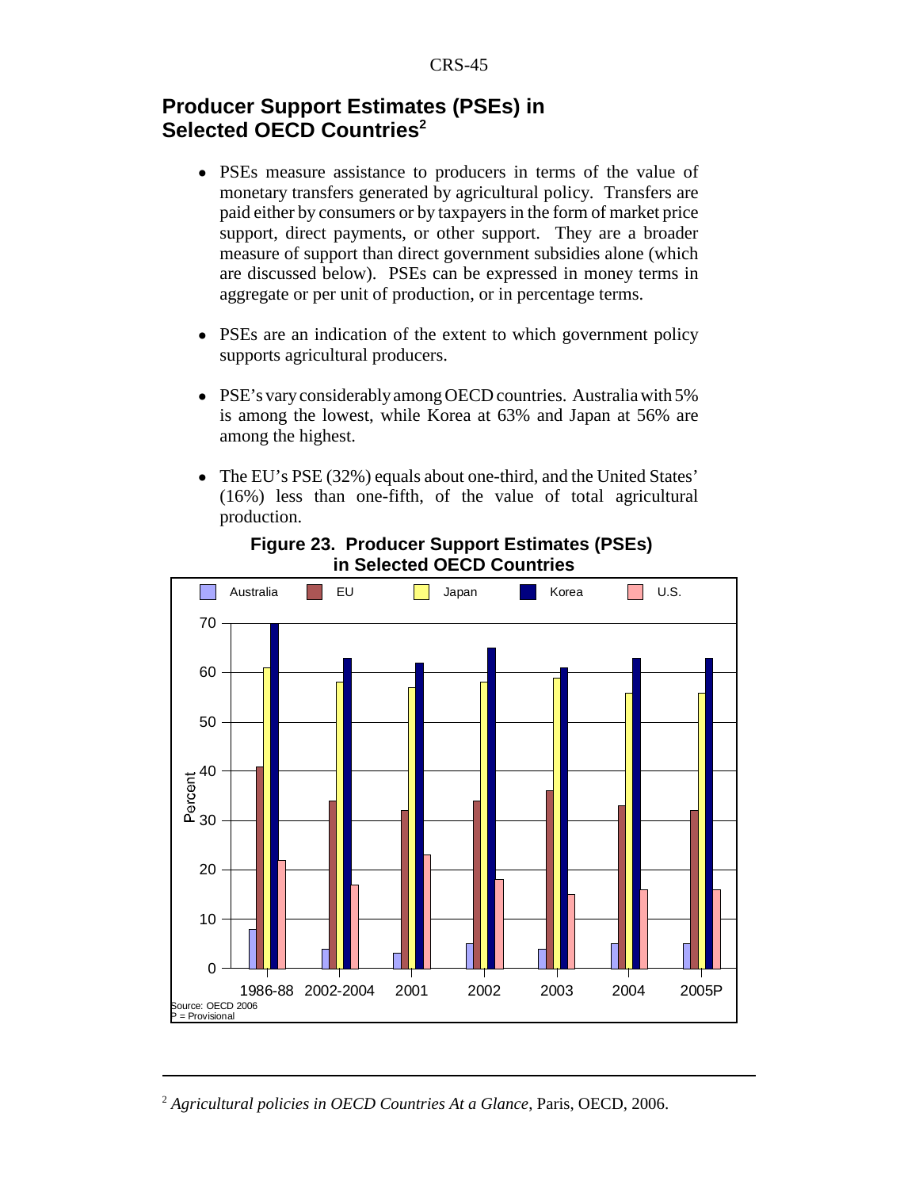## Producer Support Estimates (PSEs) in Selected OECD Countries[2]

- PSEs measure assistance to producers in terms of the value of monetary transfers generated by agricultural policy. Transfers are paid either by consumers or by taxpayers in the form of market price support, direct payments, or other support. They are a broader measure of support than direct government subsidies alone (which are discussed below). PSEs can be expressed in money terms in aggregate or per unit of production, or in percentage terms.

- PSEs are an indication of the extent to which government policy supports agricultural producers.

- PSE's vary considerably among OECD countries. Australia with 5% is among the lowest, while Korea at 63% and Japan at 56% are among the highest.

- The EU's PSE (32%) equals about one-third, and the United States' (16%) less than one-fifth, of the value of total agricultural production.

**Figure 23. Producer Support Estimates (PSEs) in Selected OECD Countries**

| Percent | Australia | EU | Japan | Korea | U.S. |
|---|---|---|---|---|---|
| 1986-88 | 8 | 41 | 61 | 70 | 22 |
| 2002-2004 | 4 | 34 | 58 | 63 | 17 |
| 2001 | 3 | 32 | 57 | 62 | 23 |
| 2002 | 5 | 34 | 58 | 65 | 18 |
| 2003 | 4 | 36 | 59 | 61 | 15 |
| 2004 | 5 | 33 | 56 | 63 | 16 |
| 2005P | 5 | 32 | 56 | 63 | 16 |

Source: OECD 2006
P = Provisional

---

[2] *Agricultural policies in OECD Countries At a Glance*, Paris, OECD, 2006.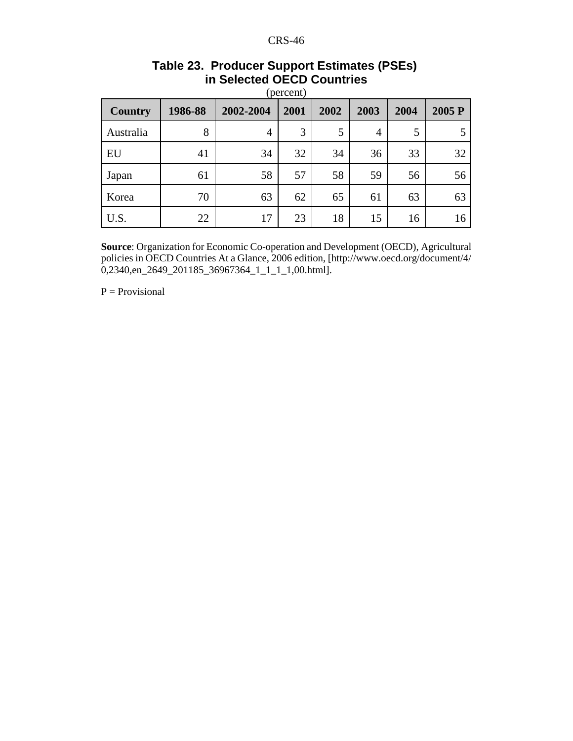### Table 23. Producer Support Estimates (PSEs) in Selected OECD Countries

(percent)

| Country | 1986-88 | 2002-2004 | 2001 | 2002 | 2003 | 2004 | 2005 P |
|---|---|---|---|---|---|---|---|
| Australia | 8 | 4 | 3 | 5 | 4 | 5 | 5 |
| EU | 41 | 34 | 32 | 34 | 36 | 33 | 32 |
| Japan | 61 | 58 | 57 | 58 | 59 | 56 | 56 |
| Korea | 70 | 63 | 62 | 65 | 61 | 63 | 63 |
| U.S. | 22 | 17 | 23 | 18 | 15 | 16 | 16 |

**Source**: Organization for Economic Co-operation and Development (OECD), Agricultural policies in OECD Countries At a Glance, 2006 edition, [http://www.oecd.org/document/4/0,2340,en_2649_201185_36967364_1_1_1_1,00.html].

P = Provisional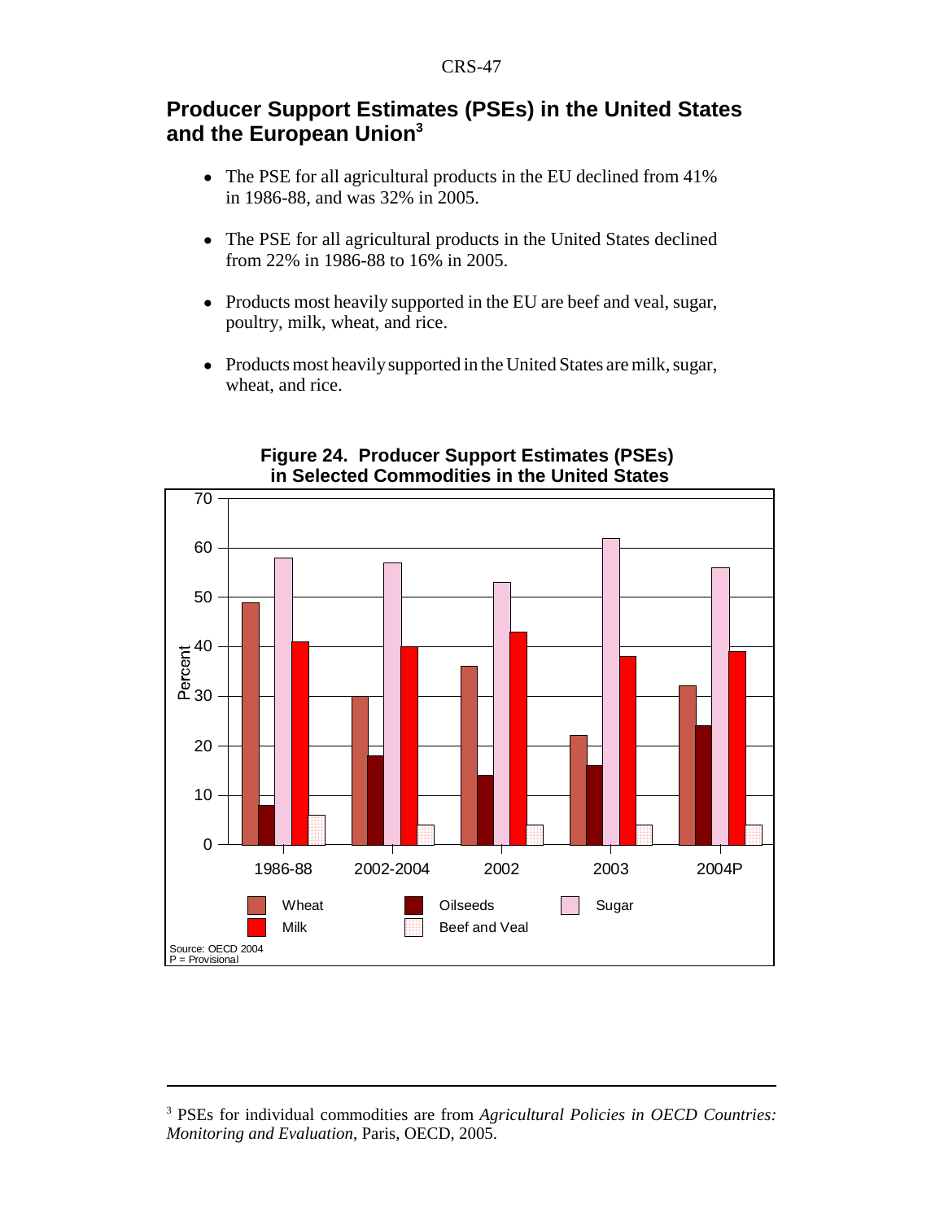## Producer Support Estimates (PSEs) in the United States and the European Union[3]

- The PSE for all agricultural products in the EU declined from 41% in 1986-88, and was 32% in 2005.
- The PSE for all agricultural products in the United States declined from 22% in 1986-88 to 16% in 2005.
- Products most heavily supported in the EU are beef and veal, sugar, poultry, milk, wheat, and rice.
- Products most heavily supported in the United States are milk, sugar, wheat, and rice.

**Figure 24. Producer Support Estimates (PSEs) in Selected Commodities in the United States**

| Percent | 1986-88 | 2002-2004 | 2002 | 2003 | 2004P |
|---|---|---|---|---|---|
| Wheat | 49 | 30 | 36 | 22 | 32 |
| Oilseeds | 8 | 18 | 14 | 16 | 24 |
| Sugar | 58 | 57 | 53 | 62 | 56 |
| Milk | 41 | 40 | 43 | 38 | 39 |
| Beef and Veal | 6 | 4 | 4 | 4 | 4 |

Source: OECD 2004
P = Provisional

---

[3] PSEs for individual commodities are from *Agricultural Policies in OECD Countries: Monitoring and Evaluation*, Paris, OECD, 2005.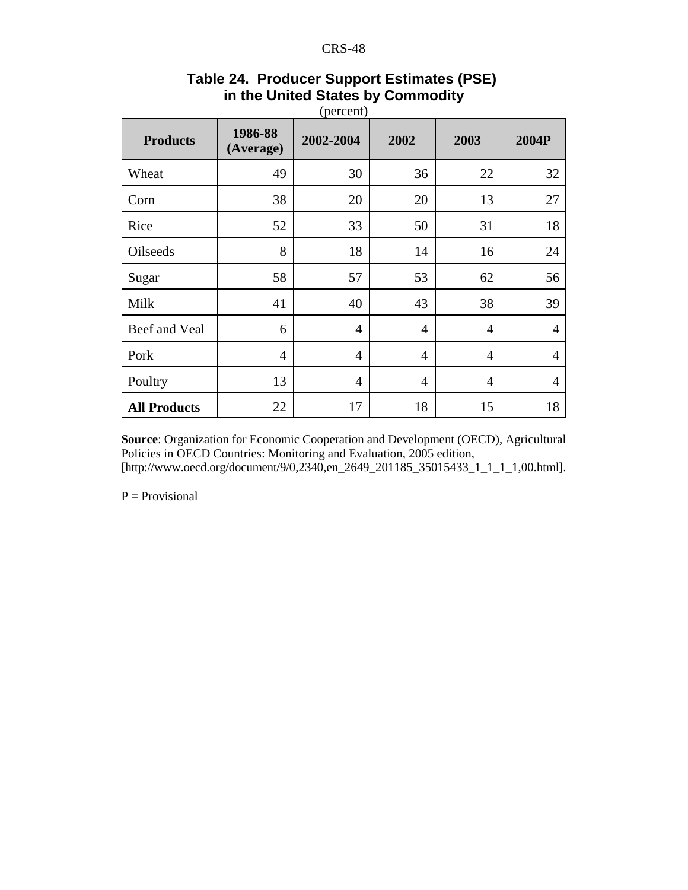**Table 24. Producer Support Estimates (PSE) in the United States by Commodity**

(percent)

| Products | 1986-88 (Average) | 2002-2004 | 2002 | 2003 | 2004P |
|---|---|---|---|---|---|
| Wheat | 49 | 30 | 36 | 22 | 32 |
| Corn | 38 | 20 | 20 | 13 | 27 |
| Rice | 52 | 33 | 50 | 31 | 18 |
| Oilseeds | 8 | 18 | 14 | 16 | 24 |
| Sugar | 58 | 57 | 53 | 62 | 56 |
| Milk | 41 | 40 | 43 | 38 | 39 |
| Beef and Veal | 6 | 4 | 4 | 4 | 4 |
| Pork | 4 | 4 | 4 | 4 | 4 |
| Poultry | 13 | 4 | 4 | 4 | 4 |
| **All Products** | 22 | 17 | 18 | 15 | 18 |

**Source**: Organization for Economic Cooperation and Development (OECD), Agricultural Policies in OECD Countries: Monitoring and Evaluation, 2005 edition, [http://www.oecd.org/document/9/0,2340,en_2649_201185_35015433_1_1_1_1,00.html].

P = Provisional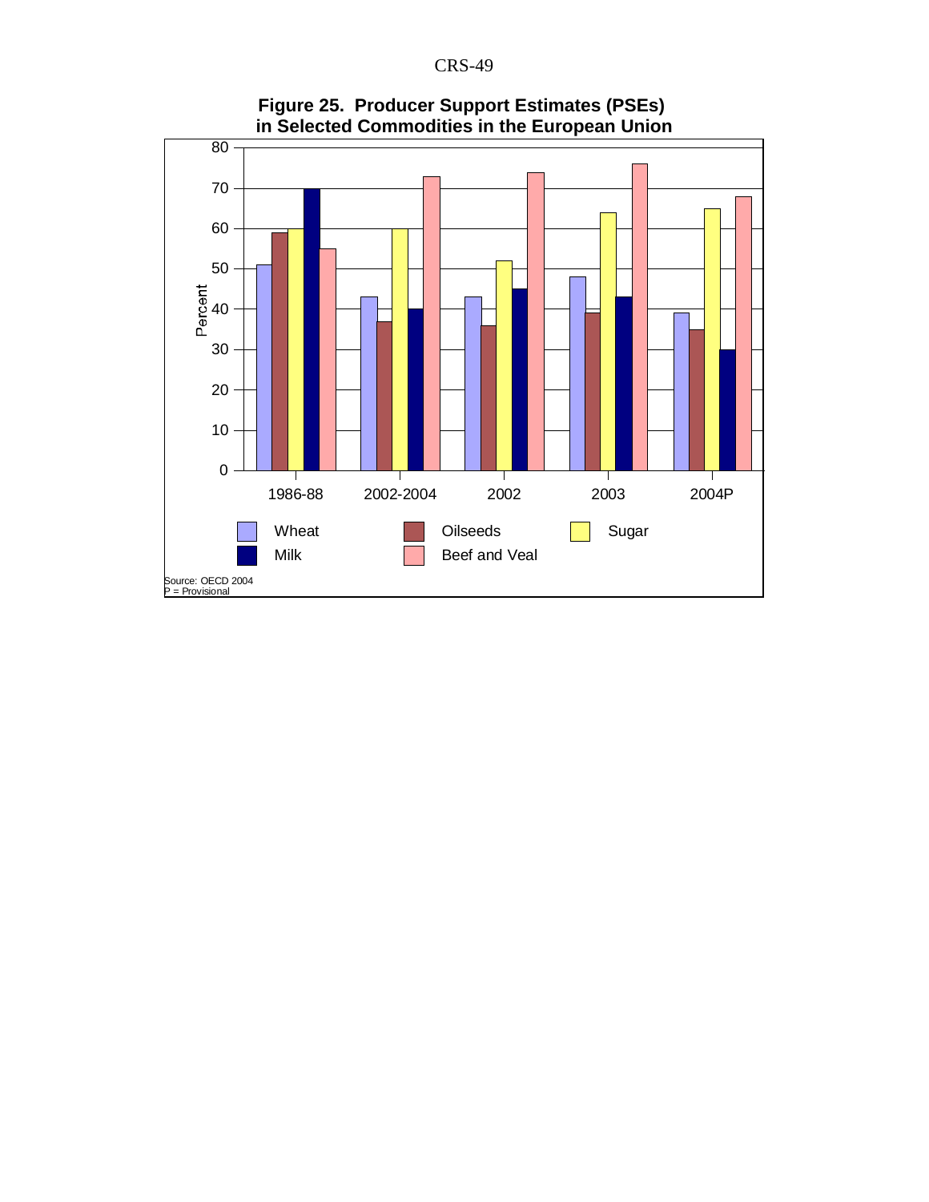**Figure 25. Producer Support Estimates (PSEs) in Selected Commodities in the European Union**

Source: OECD 2004
P = Provisional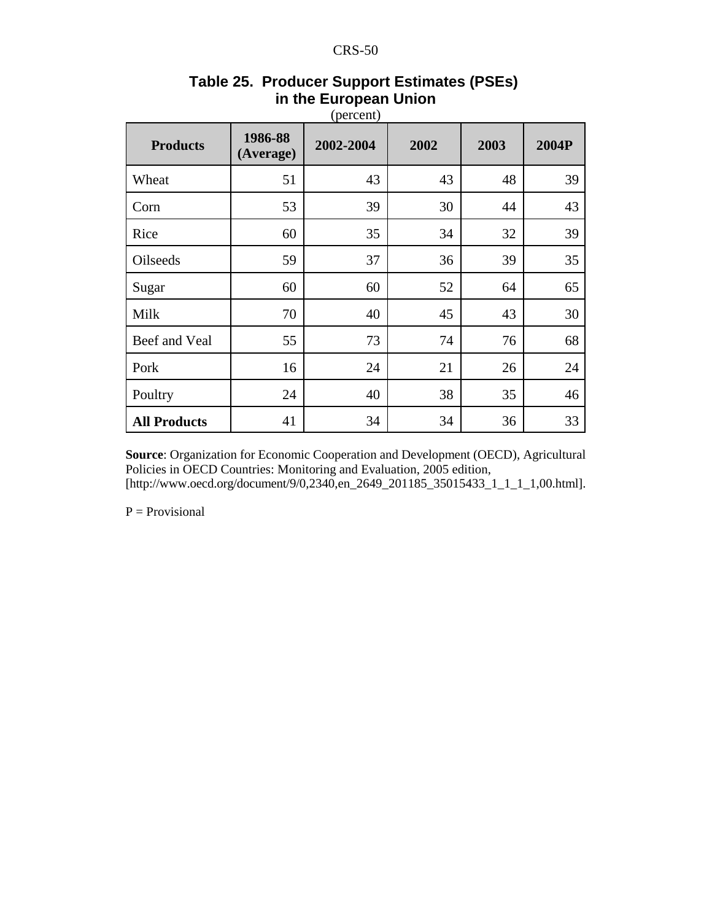### Table 25. Producer Support Estimates (PSEs) in the European Union

(percent)

| Products | 1986-88 (Average) | 2002-2004 | 2002 | 2003 | 2004P |
|---|---|---|---|---|---|
| Wheat | 51 | 43 | 43 | 48 | 39 |
| Corn | 53 | 39 | 30 | 44 | 43 |
| Rice | 60 | 35 | 34 | 32 | 39 |
| Oilseeds | 59 | 37 | 36 | 39 | 35 |
| Sugar | 60 | 60 | 52 | 64 | 65 |
| Milk | 70 | 40 | 45 | 43 | 30 |
| Beef and Veal | 55 | 73 | 74 | 76 | 68 |
| Pork | 16 | 24 | 21 | 26 | 24 |
| Poultry | 24 | 40 | 38 | 35 | 46 |
| **All Products** | 41 | 34 | 34 | 36 | 33 |

**Source**: Organization for Economic Cooperation and Development (OECD), Agricultural Policies in OECD Countries: Monitoring and Evaluation, 2005 edition, [http://www.oecd.org/document/9/0,2340,en_2649_201185_35015433_1_1_1_1,00.html].

P = Provisional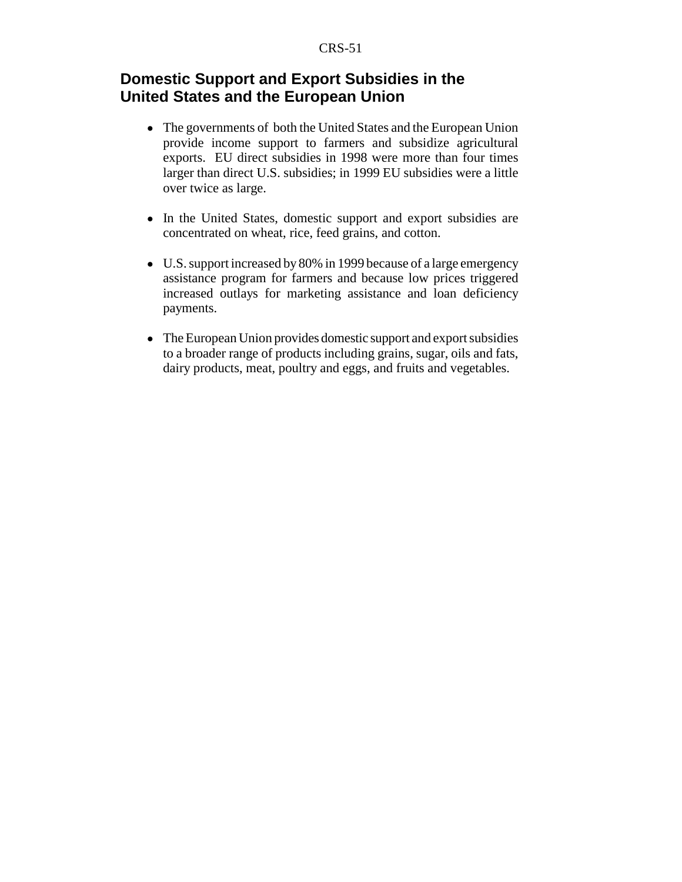## Domestic Support and Export Subsidies in the United States and the European Union

- The governments of both the United States and the European Union provide income support to farmers and subsidize agricultural exports. EU direct subsidies in 1998 were more than four times larger than direct U.S. subsidies; in 1999 EU subsidies were a little over twice as large.

- In the United States, domestic support and export subsidies are concentrated on wheat, rice, feed grains, and cotton.

- U.S. support increased by 80% in 1999 because of a large emergency assistance program for farmers and because low prices triggered increased outlays for marketing assistance and loan deficiency payments.

- The European Union provides domestic support and export subsidies to a broader range of products including grains, sugar, oils and fats, dairy products, meat, poultry and eggs, and fruits and vegetables.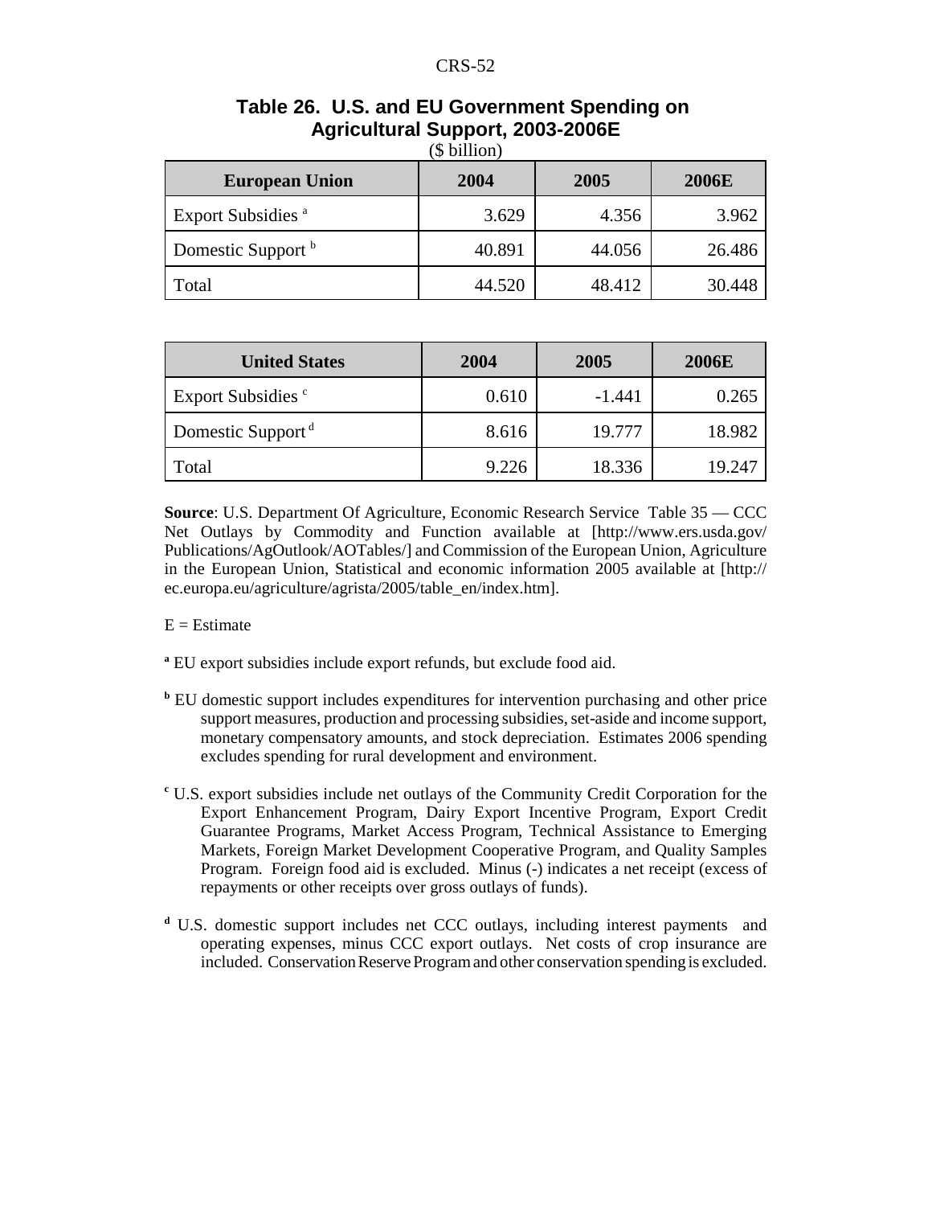**Table 26. U.S. and EU Government Spending on Agricultural Support, 2003-2006E**

($ billion)

| European Union | 2004 | 2005 | 2006E |
|---|---|---|---|
| Export Subsidies [a] | 3.629 | 4.356 | 3.962 |
| Domestic Support [b] | 40.891 | 44.056 | 26.486 |
| Total | 44.520 | 48.412 | 30.448 |

| United States | 2004 | 2005 | 2006E |
|---|---|---|---|
| Export Subsidies [c] | 0.610 | -1.441 | 0.265 |
| Domestic Support [d] | 8.616 | 19.777 | 18.982 |
| Total | 9.226 | 18.336 | 19.247 |

**Source**: U.S. Department Of Agriculture, Economic Research Service Table 35 — CCC Net Outlays by Commodity and Function available at [http://www.ers.usda.gov/Publications/AgOutlook/AOTables/] and Commission of the European Union, Agriculture in the European Union, Statistical and economic information 2005 available at [http://ec.europa.eu/agriculture/agrista/2005/table_en/index.htm].

E = Estimate

[a] EU export subsidies include export refunds, but exclude food aid.

[b] EU domestic support includes expenditures for intervention purchasing and other price support measures, production and processing subsidies, set-aside and income support, monetary compensatory amounts, and stock depreciation. Estimates 2006 spending excludes spending for rural development and environment.

[c] U.S. export subsidies include net outlays of the Community Credit Corporation for the Export Enhancement Program, Dairy Export Incentive Program, Export Credit Guarantee Programs, Market Access Program, Technical Assistance to Emerging Markets, Foreign Market Development Cooperative Program, and Quality Samples Program. Foreign food aid is excluded. Minus (-) indicates a net receipt (excess of repayments or other receipts over gross outlays of funds).

[d] U.S. domestic support includes net CCC outlays, including interest payments and operating expenses, minus CCC export outlays. Net costs of crop insurance are included. Conservation Reserve Program and other conservation spending is excluded.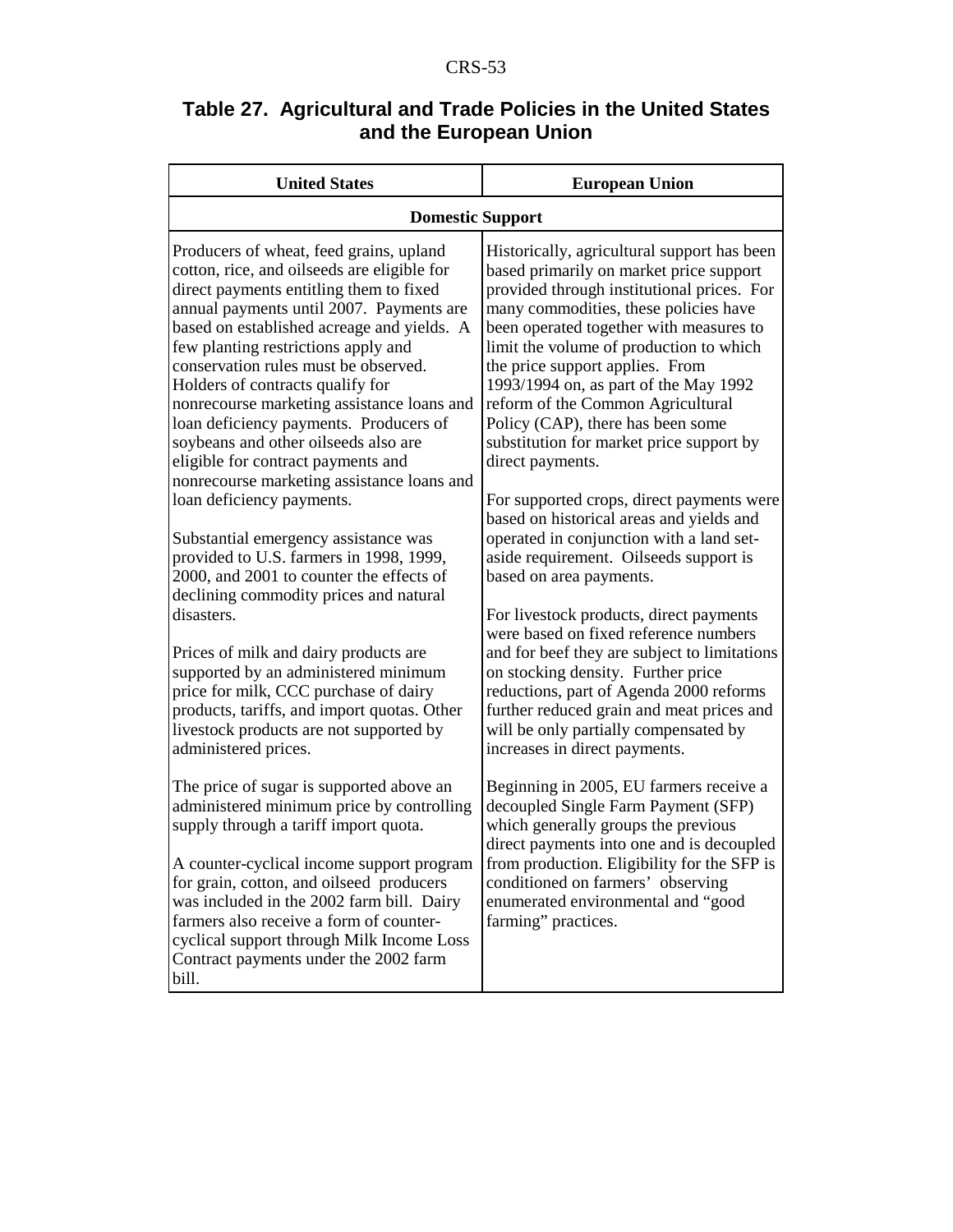## Table 27. Agricultural and Trade Policies in the United States and the European Union

| United States | European Union |
|---|---|
| **Domestic Support** | |
| Producers of wheat, feed grains, upland cotton, rice, and oilseeds are eligible for direct payments entitling them to fixed annual payments until 2007. Payments are based on established acreage and yields. A few planting restrictions apply and conservation rules must be observed. Holders of contracts qualify for nonrecourse marketing assistance loans and loan deficiency payments. Producers of soybeans and other oilseeds also are eligible for contract payments and nonrecourse marketing assistance loans and loan deficiency payments.<br><br>Substantial emergency assistance was provided to U.S. farmers in 1998, 1999, 2000, and 2001 to counter the effects of declining commodity prices and natural disasters.<br><br>Prices of milk and dairy products are supported by an administered minimum price for milk, CCC purchase of dairy products, tariffs, and import quotas. Other livestock products are not supported by administered prices.<br><br>The price of sugar is supported above an administered minimum price by controlling supply through a tariff import quota.<br><br>A counter-cyclical income support program for grain, cotton, and oilseed producers was included in the 2002 farm bill. Dairy farmers also receive a form of counter-cyclical support through Milk Income Loss Contract payments under the 2002 farm bill. | Historically, agricultural support has been based primarily on market price support provided through institutional prices. For many commodities, these policies have been operated together with measures to limit the volume of production to which the price support applies. From 1993/1994 on, as part of the May 1992 reform of the Common Agricultural Policy (CAP), there has been some substitution for market price support by direct payments.<br><br>For supported crops, direct payments were based on historical areas and yields and operated in conjunction with a land set-aside requirement. Oilseeds support is based on area payments.<br><br>For livestock products, direct payments were based on fixed reference numbers and for beef they are subject to limitations on stocking density. Further price reductions, part of Agenda 2000 reforms further reduced grain and meat prices and will be only partially compensated by increases in direct payments.<br><br>Beginning in 2005, EU farmers receive a decoupled Single Farm Payment (SFP) which generally groups the previous direct payments into one and is decoupled from production. Eligibility for the SFP is conditioned on farmers' observing enumerated environmental and "good farming" practices. |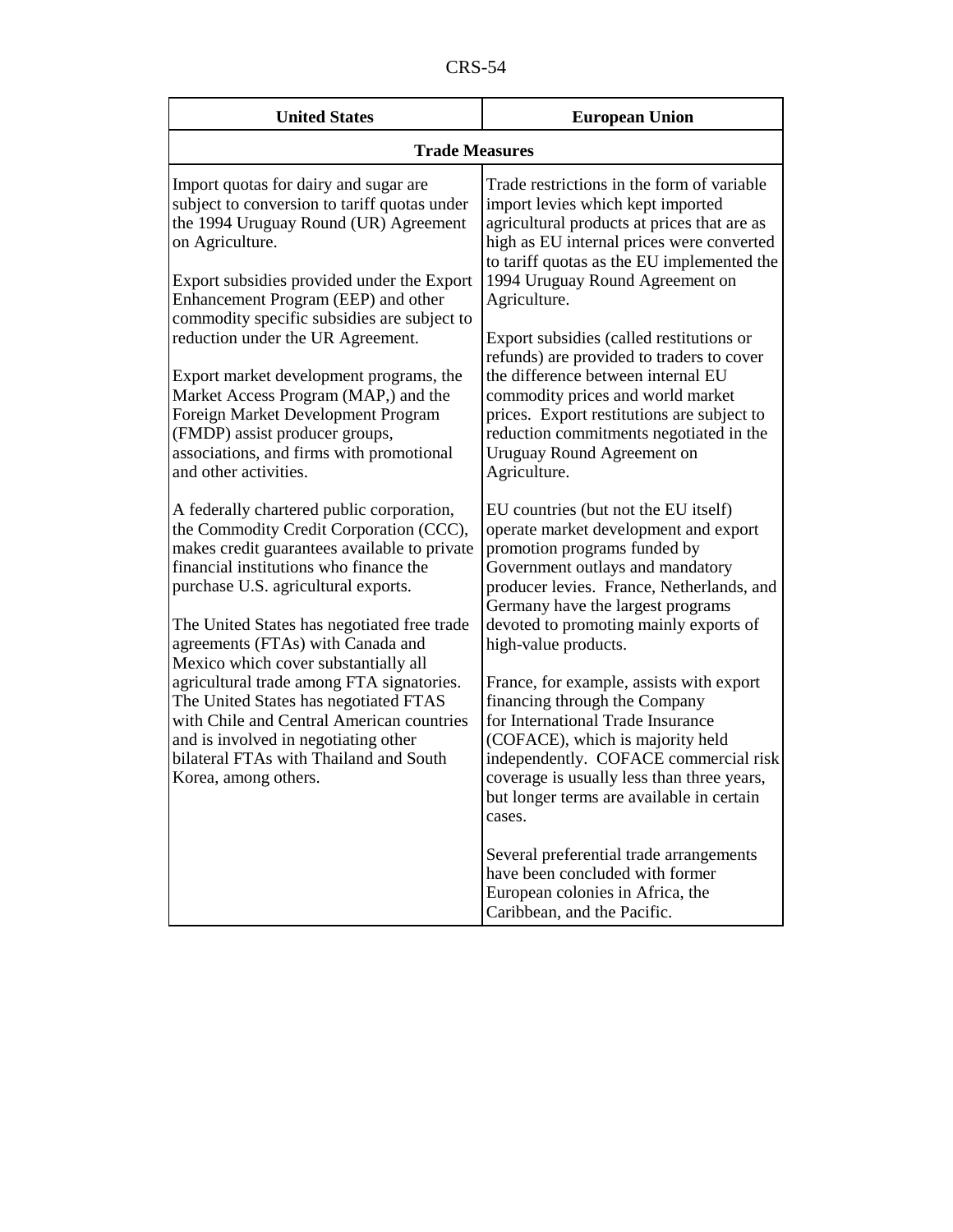| United States | European Union |
|---|---|
| **Trade Measures** | |
| Import quotas for dairy and sugar are subject to conversion to tariff quotas under the 1994 Uruguay Round (UR) Agreement on Agriculture.<br><br>Export subsidies provided under the Export Enhancement Program (EEP) and other commodity specific subsidies are subject to reduction under the UR Agreement.<br><br>Export market development programs, the Market Access Program (MAP,) and the Foreign Market Development Program (FMDP) assist producer groups, associations, and firms with promotional and other activities.<br><br>A federally chartered public corporation, the Commodity Credit Corporation (CCC), makes credit guarantees available to private financial institutions who finance the purchase U.S. agricultural exports.<br><br>The United States has negotiated free trade agreements (FTAs) with Canada and Mexico which cover substantially all agricultural trade among FTA signatories. The United States has negotiated FTAS with Chile and Central American countries and is involved in negotiating other bilateral FTAs with Thailand and South Korea, among others. | Trade restrictions in the form of variable import levies which kept imported agricultural products at prices that are as high as EU internal prices were converted to tariff quotas as the EU implemented the 1994 Uruguay Round Agreement on Agriculture.<br><br>Export subsidies (called restitutions or refunds) are provided to traders to cover the difference between internal EU commodity prices and world market prices. Export restitutions are subject to reduction commitments negotiated in the Uruguay Round Agreement on Agriculture.<br><br>EU countries (but not the EU itself) operate market development and export promotion programs funded by Government outlays and mandatory producer levies. France, Netherlands, and Germany have the largest programs devoted to promoting mainly exports of high-value products.<br><br>France, for example, assists with export financing through the Company for International Trade Insurance (COFACE), which is majority held independently. COFACE commercial risk coverage is usually less than three years, but longer terms are available in certain cases.<br><br>Several preferential trade arrangements have been concluded with former European colonies in Africa, the Caribbean, and the Pacific. |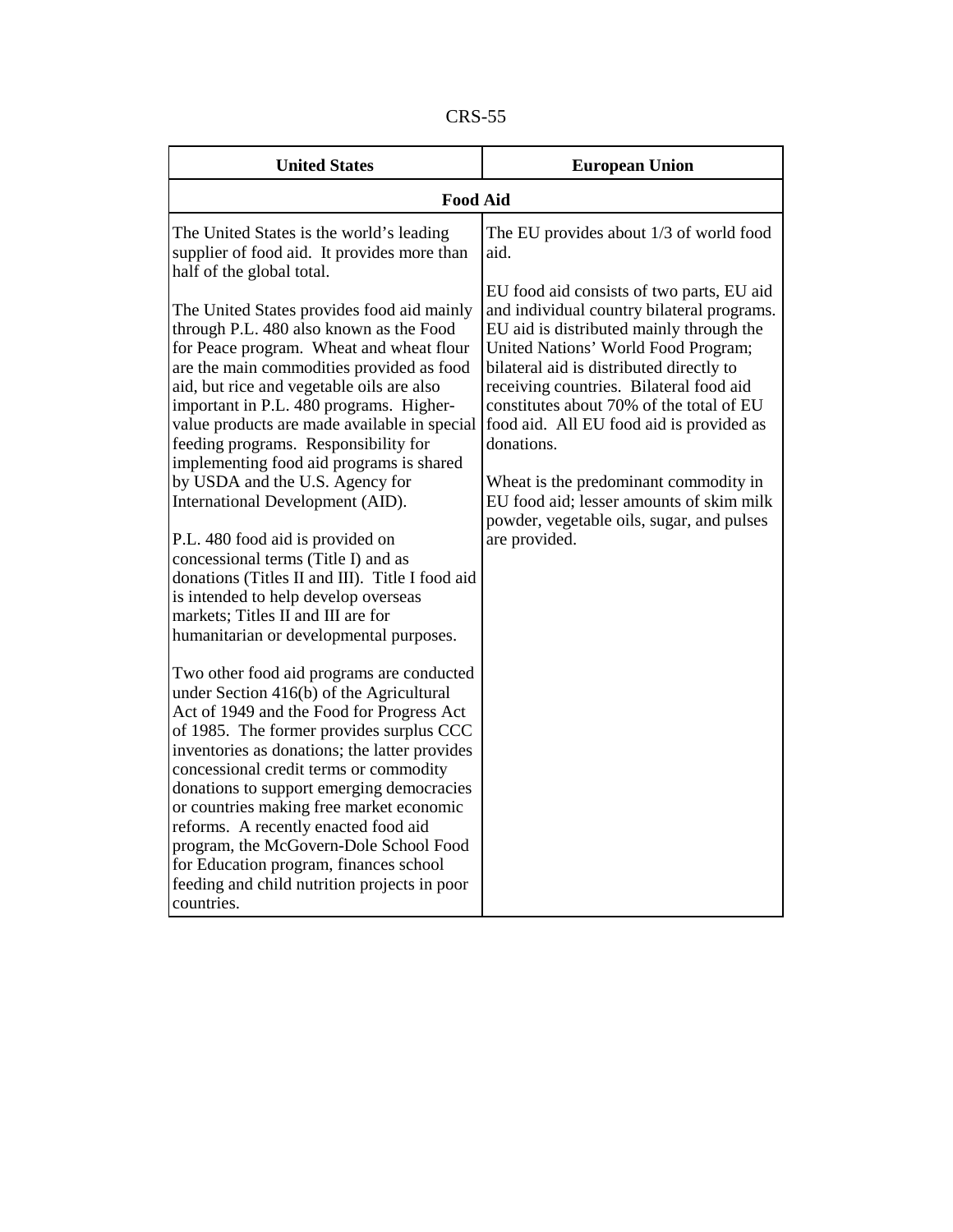| United States | European Union |
| --- | --- |
| **Food Aid** | |
| The United States is the world's leading supplier of food aid. It provides more than half of the global total.<br><br>The United States provides food aid mainly through P.L. 480 also known as the Food for Peace program. Wheat and wheat flour are the main commodities provided as food aid, but rice and vegetable oils are also important in P.L. 480 programs. Higher-value products are made available in special feeding programs. Responsibility for implementing food aid programs is shared by USDA and the U.S. Agency for International Development (AID).<br><br>P.L. 480 food aid is provided on concessional terms (Title I) and as donations (Titles II and III). Title I food aid is intended to help develop overseas markets; Titles II and III are for humanitarian or developmental purposes.<br><br>Two other food aid programs are conducted under Section 416(b) of the Agricultural Act of 1949 and the Food for Progress Act of 1985. The former provides surplus CCC inventories as donations; the latter provides concessional credit terms or commodity donations to support emerging democracies or countries making free market economic reforms. A recently enacted food aid program, the McGovern-Dole School Food for Education program, finances school feeding and child nutrition projects in poor countries. | The EU provides about 1/3 of world food aid.<br><br>EU food aid consists of two parts, EU aid and individual country bilateral programs. EU aid is distributed mainly through the United Nations' World Food Program; bilateral aid is distributed directly to receiving countries. Bilateral food aid constitutes about 70% of the total of EU food aid. All EU food aid is provided as donations.<br><br>Wheat is the predominant commodity in EU food aid; lesser amounts of skim milk powder, vegetable oils, sugar, and pulses are provided. |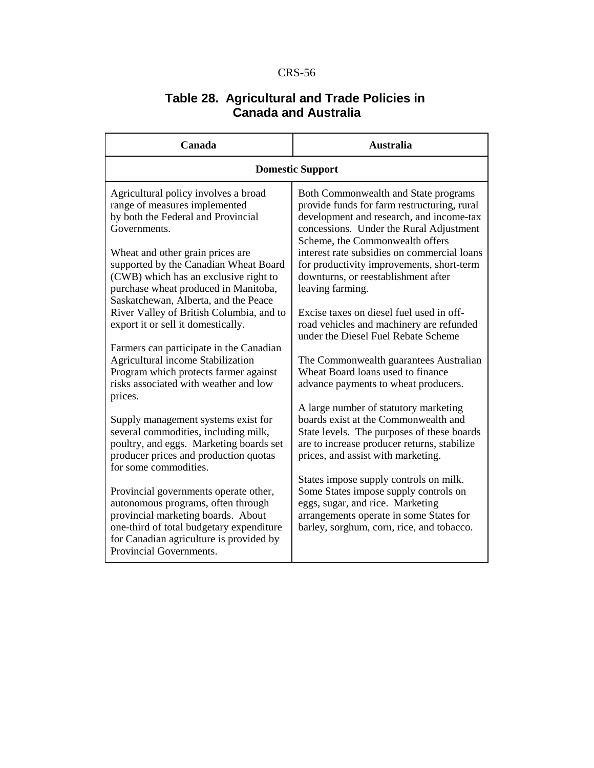## Table 28. Agricultural and Trade Policies in Canada and Australia

| Canada | Australia |
|---|---|
| **Domestic Support** | |
| Agricultural policy involves a broad range of measures implemented by both the Federal and Provincial Governments.<br><br>Wheat and other grain prices are supported by the Canadian Wheat Board (CWB) which has an exclusive right to purchase wheat produced in Manitoba, Saskatchewan, Alberta, and the Peace River Valley of British Columbia, and to export it or sell it domestically.<br><br>Farmers can participate in the Canadian Agricultural income Stabilization Program which protects farmer against risks associated with weather and low prices.<br><br>Supply management systems exist for several commodities, including milk, poultry, and eggs. Marketing boards set producer prices and production quotas for some commodities.<br><br>Provincial governments operate other, autonomous programs, often through provincial marketing boards. About one-third of total budgetary expenditure for Canadian agriculture is provided by Provincial Governments. | Both Commonwealth and State programs provide funds for farm restructuring, rural development and research, and income-tax concessions. Under the Rural Adjustment Scheme, the Commonwealth offers interest rate subsidies on commercial loans for productivity improvements, short-term downturns, or reestablishment after leaving farming.<br><br>Excise taxes on diesel fuel used in off-road vehicles and machinery are refunded under the Diesel Fuel Rebate Scheme<br><br>The Commonwealth guarantees Australian Wheat Board loans used to finance advance payments to wheat producers.<br><br>A large number of statutory marketing boards exist at the Commonwealth and State levels. The purposes of these boards are to increase producer returns, stabilize prices, and assist with marketing.<br><br>States impose supply controls on milk. Some States impose supply controls on eggs, sugar, and rice. Marketing arrangements operate in some States for barley, sorghum, corn, rice, and tobacco. |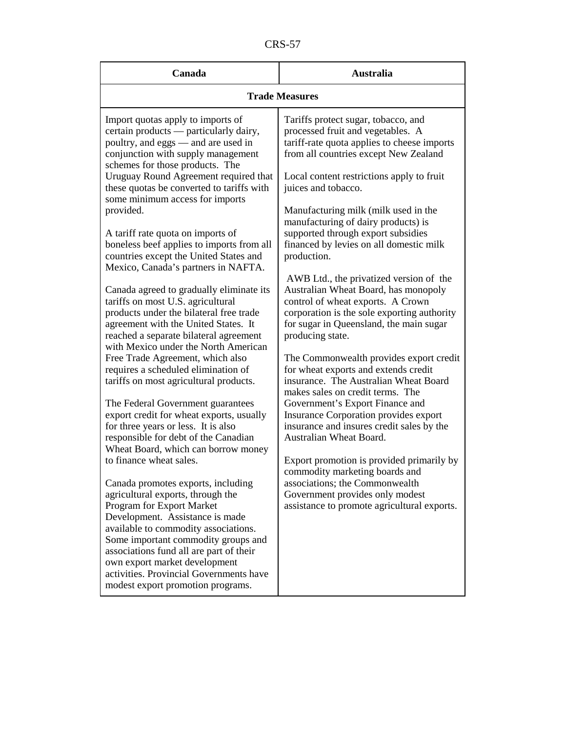| Canada | Australia |
|---|---|
| **Trade Measures** | |
| Import quotas apply to imports of certain products — particularly dairy, poultry, and eggs — and are used in conjunction with supply management schemes for those products. The Uruguay Round Agreement required that these quotas be converted to tariffs with some minimum access for imports provided.<br><br>A tariff rate quota on imports of boneless beef applies to imports from all countries except the United States and Mexico, Canada's partners in NAFTA.<br><br>Canada agreed to gradually eliminate its tariffs on most U.S. agricultural products under the bilateral free trade agreement with the United States. It reached a separate bilateral agreement with Mexico under the North American Free Trade Agreement, which also requires a scheduled elimination of tariffs on most agricultural products.<br><br>The Federal Government guarantees export credit for wheat exports, usually for three years or less. It is also responsible for debt of the Canadian Wheat Board, which can borrow money to finance wheat sales.<br><br>Canada promotes exports, including agricultural exports, through the Program for Export Market Development. Assistance is made available to commodity associations. Some important commodity groups and associations fund all are part of their own export market development activities. Provincial Governments have modest export promotion programs. | Tariffs protect sugar, tobacco, and processed fruit and vegetables. A tariff-rate quota applies to cheese imports from all countries except New Zealand<br><br>Local content restrictions apply to fruit juices and tobacco.<br><br>Manufacturing milk (milk used in the manufacturing of dairy products) is supported through export subsidies financed by levies on all domestic milk production.<br><br>AWB Ltd., the privatized version of the Australian Wheat Board, has monopoly control of wheat exports. A Crown corporation is the sole exporting authority for sugar in Queensland, the main sugar producing state.<br><br>The Commonwealth provides export credit for wheat exports and extends credit insurance. The Australian Wheat Board makes sales on credit terms. The Government's Export Finance and Insurance Corporation provides export insurance and insures credit sales by the Australian Wheat Board.<br><br>Export promotion is provided primarily by commodity marketing boards and associations; the Commonwealth Government provides only modest assistance to promote agricultural exports. |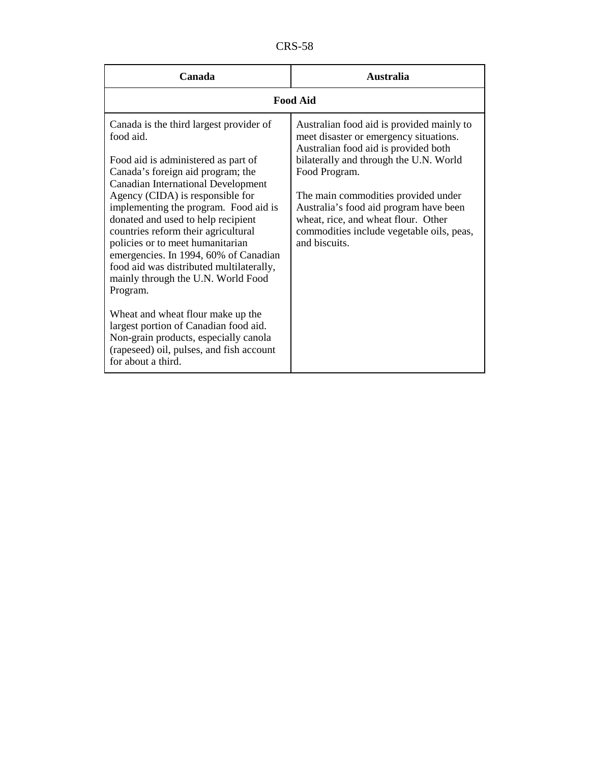| Canada | Australia |
| --- | --- |
| **Food Aid** | |
| Canada is the third largest provider of food aid.<br><br>Food aid is administered as part of Canada's foreign aid program; the Canadian International Development Agency (CIDA) is responsible for implementing the program. Food aid is donated and used to help recipient countries reform their agricultural policies or to meet humanitarian emergencies. In 1994, 60% of Canadian food aid was distributed multilaterally, mainly through the U.N. World Food Program.<br><br>Wheat and wheat flour make up the largest portion of Canadian food aid. Non-grain products, especially canola (rapeseed) oil, pulses, and fish account for about a third. | Australian food aid is provided mainly to meet disaster or emergency situations. Australian food aid is provided both bilaterally and through the U.N. World Food Program.<br><br>The main commodities provided under Australia's food aid program have been wheat, rice, and wheat flour. Other commodities include vegetable oils, peas, and biscuits. |